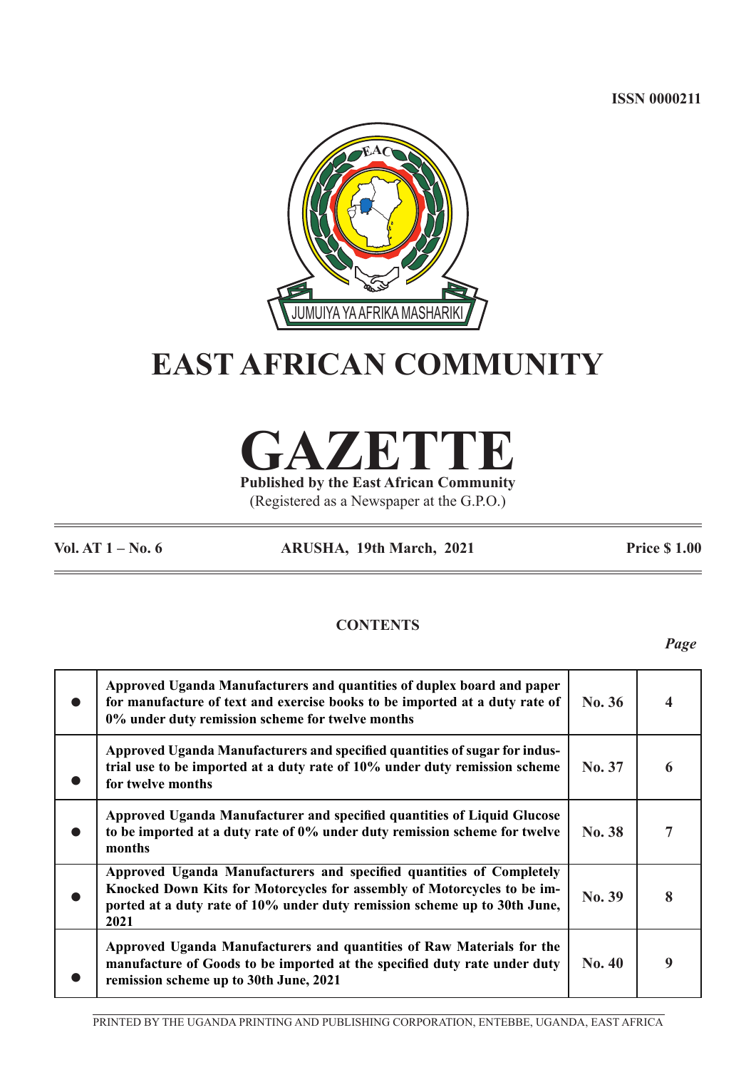ISSN 0000211

JUMUIYA YA AFRIKA MASHARIKI

# EAST AFRICAN COMMUNITY

# GAZETTE

**Published by the East African Community**

(Registered as a Newspaper at the G.P.O.)

**Vol. AT 1 – No. 6** | **ARUSHA, 19th March, 2021** | **Price $ 1.00**

## CONTENTS

| | | | *Page* |
|---|---|---|---|
| ● | **Approved Uganda Manufacturers and quantities of duplex board and paper for manufacture of text and exercise books to be imported at a duty rate of 0% under duty remission scheme for twelve months** | **No. 36** | **4** |
| ● | **Approved Uganda Manufacturers and specified quantities of sugar for industrial use to be imported at a duty rate of 10% under duty remission scheme for twelve months** | **No. 37** | **6** |
| ● | **Approved Uganda Manufacturer and specified quantities of Liquid Glucose to be imported at a duty rate of 0% under duty remission scheme for twelve months** | **No. 38** | **7** |
| ● | **Approved Uganda Manufacturers and specified quantities of Completely Knocked Down Kits for Motorcycles for assembly of Motorcycles to be imported at a duty rate of 10% under duty remission scheme up to 30th June, 2021** | **No. 39** | **8** |
| ● | **Approved Uganda Manufacturers and quantities of Raw Materials for the manufacture of Goods to be imported at the specified duty rate under duty remission scheme up to 30th June, 2021** | **No. 40** | **9** |

PRINTED BY THE UGANDA PRINTING AND PUBLISHING CORPORATION, ENTEBBE, UGANDA, EAST AFRICA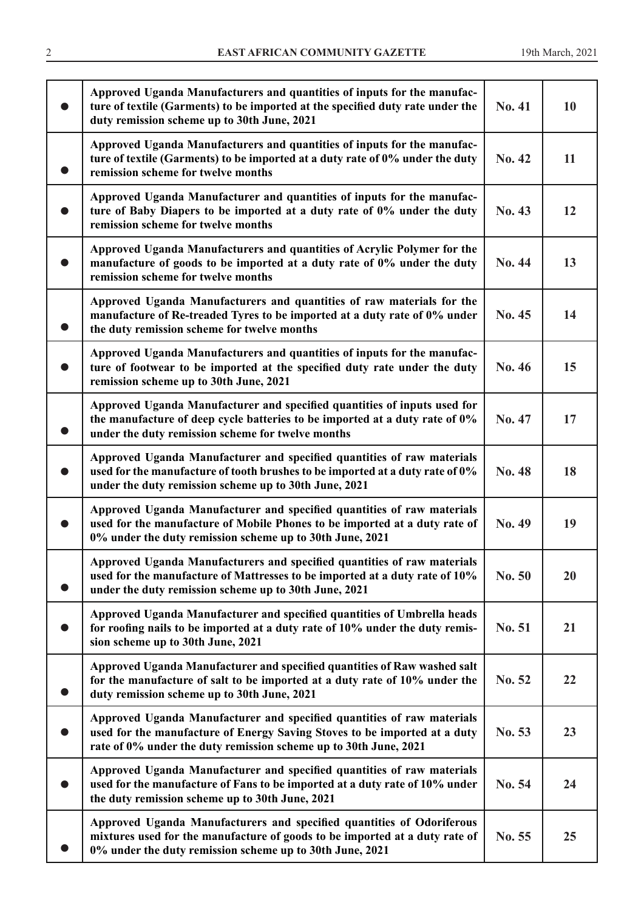| | | | |
|---|---|---|---|
| ● | **Approved Uganda Manufacturers and quantities of inputs for the manufacture of textile (Garments) to be imported at the specified duty rate under the duty remission scheme up to 30th June, 2021** | **No. 41** | **10** |
| ● | **Approved Uganda Manufacturers and quantities of inputs for the manufacture of textile (Garments) to be imported at a duty rate of 0% under the duty remission scheme for twelve months** | **No. 42** | **11** |
| ● | **Approved Uganda Manufacturer and quantities of inputs for the manufacture of Baby Diapers to be imported at a duty rate of 0% under the duty remission scheme for twelve months** | **No. 43** | **12** |
| ● | **Approved Uganda Manufacturers and quantities of Acrylic Polymer for the manufacture of goods to be imported at a duty rate of 0% under the duty remission scheme for twelve months** | **No. 44** | **13** |
| ● | **Approved Uganda Manufacturers and quantities of raw materials for the manufacture of Re-treaded Tyres to be imported at a duty rate of 0% under the duty remission scheme for twelve months** | **No. 45** | **14** |
| ● | **Approved Uganda Manufacturers and quantities of inputs for the manufacture of footwear to be imported at the specified duty rate under the duty remission scheme up to 30th June, 2021** | **No. 46** | **15** |
| ● | **Approved Uganda Manufacturer and specified quantities of inputs used for the manufacture of deep cycle batteries to be imported at a duty rate of 0% under the duty remission scheme for twelve months** | **No. 47** | **17** |
| ● | **Approved Uganda Manufacturer and specified quantities of raw materials used for the manufacture of tooth brushes to be imported at a duty rate of 0% under the duty remission scheme up to 30th June, 2021** | **No. 48** | **18** |
| ● | **Approved Uganda Manufacturer and specified quantities of raw materials used for the manufacture of Mobile Phones to be imported at a duty rate of 0% under the duty remission scheme up to 30th June, 2021** | **No. 49** | **19** |
| ● | **Approved Uganda Manufacturers and specified quantities of raw materials used for the manufacture of Mattresses to be imported at a duty rate of 10% under the duty remission scheme up to 30th June, 2021** | **No. 50** | **20** |
| ● | **Approved Uganda Manufacturer and specified quantities of Umbrella heads for roofing nails to be imported at a duty rate of 10% under the duty remission scheme up to 30th June, 2021** | **No. 51** | **21** |
| ● | **Approved Uganda Manufacturer and specified quantities of Raw washed salt for the manufacture of salt to be imported at a duty rate of 10% under the duty remission scheme up to 30th June, 2021** | **No. 52** | **22** |
| ● | **Approved Uganda Manufacturer and specified quantities of raw materials used for the manufacture of Energy Saving Stoves to be imported at a duty rate of 0% under the duty remission scheme up to 30th June, 2021** | **No. 53** | **23** |
| ● | **Approved Uganda Manufacturer and specified quantities of raw materials used for the manufacture of Fans to be imported at a duty rate of 10% under the duty remission scheme up to 30th June, 2021** | **No. 54** | **24** |
| ● | **Approved Uganda Manufacturers and specified quantities of Odoriferous mixtures used for the manufacture of goods to be imported at a duty rate of 0% under the duty remission scheme up to 30th June, 2021** | **No. 55** | **25** |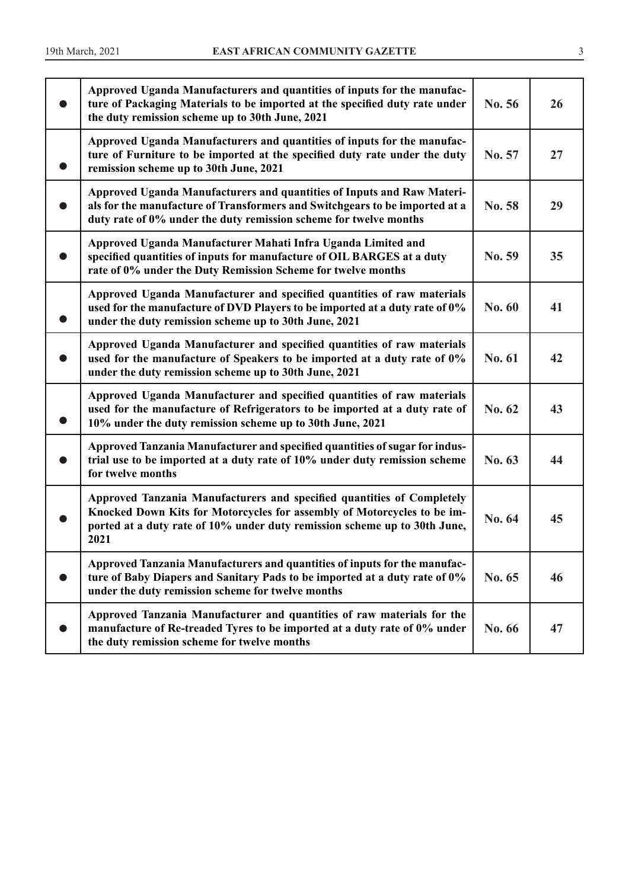| | | | |
|---|---|---|---|
| ● | **Approved Uganda Manufacturers and quantities of inputs for the manufacture of Packaging Materials to be imported at the specified duty rate under the duty remission scheme up to 30th June, 2021** | **No. 56** | **26** |
| ● | **Approved Uganda Manufacturers and quantities of inputs for the manufacture of Furniture to be imported at the specified duty rate under the duty remission scheme up to 30th June, 2021** | **No. 57** | **27** |
| ● | **Approved Uganda Manufacturers and quantities of Inputs and Raw Materials for the manufacture of Transformers and Switchgears to be imported at a duty rate of 0% under the duty remission scheme for twelve months** | **No. 58** | **29** |
| ● | **Approved Uganda Manufacturer Mahati Infra Uganda Limited and specified quantities of inputs for manufacture of OIL BARGES at a duty rate of 0% under the Duty Remission Scheme for twelve months** | **No. 59** | **35** |
| ● | **Approved Uganda Manufacturer and specified quantities of raw materials used for the manufacture of DVD Players to be imported at a duty rate of 0% under the duty remission scheme up to 30th June, 2021** | **No. 60** | **41** |
| ● | **Approved Uganda Manufacturer and specified quantities of raw materials used for the manufacture of Speakers to be imported at a duty rate of 0% under the duty remission scheme up to 30th June, 2021** | **No. 61** | **42** |
| ● | **Approved Uganda Manufacturer and specified quantities of raw materials used for the manufacture of Refrigerators to be imported at a duty rate of 10% under the duty remission scheme up to 30th June, 2021** | **No. 62** | **43** |
| ● | **Approved Tanzania Manufacturer and specified quantities of sugar for industrial use to be imported at a duty rate of 10% under duty remission scheme for twelve months** | **No. 63** | **44** |
| ● | **Approved Tanzania Manufacturers and specified quantities of Completely Knocked Down Kits for Motorcycles for assembly of Motorcycles to be imported at a duty rate of 10% under duty remission scheme up to 30th June, 2021** | **No. 64** | **45** |
| ● | **Approved Tanzania Manufacturers and quantities of inputs for the manufacture of Baby Diapers and Sanitary Pads to be imported at a duty rate of 0% under the duty remission scheme for twelve months** | **No. 65** | **46** |
| ● | **Approved Tanzania Manufacturer and quantities of raw materials for the manufacture of Re-treaded Tyres to be imported at a duty rate of 0% under the duty remission scheme for twelve months** | **No. 66** | **47** |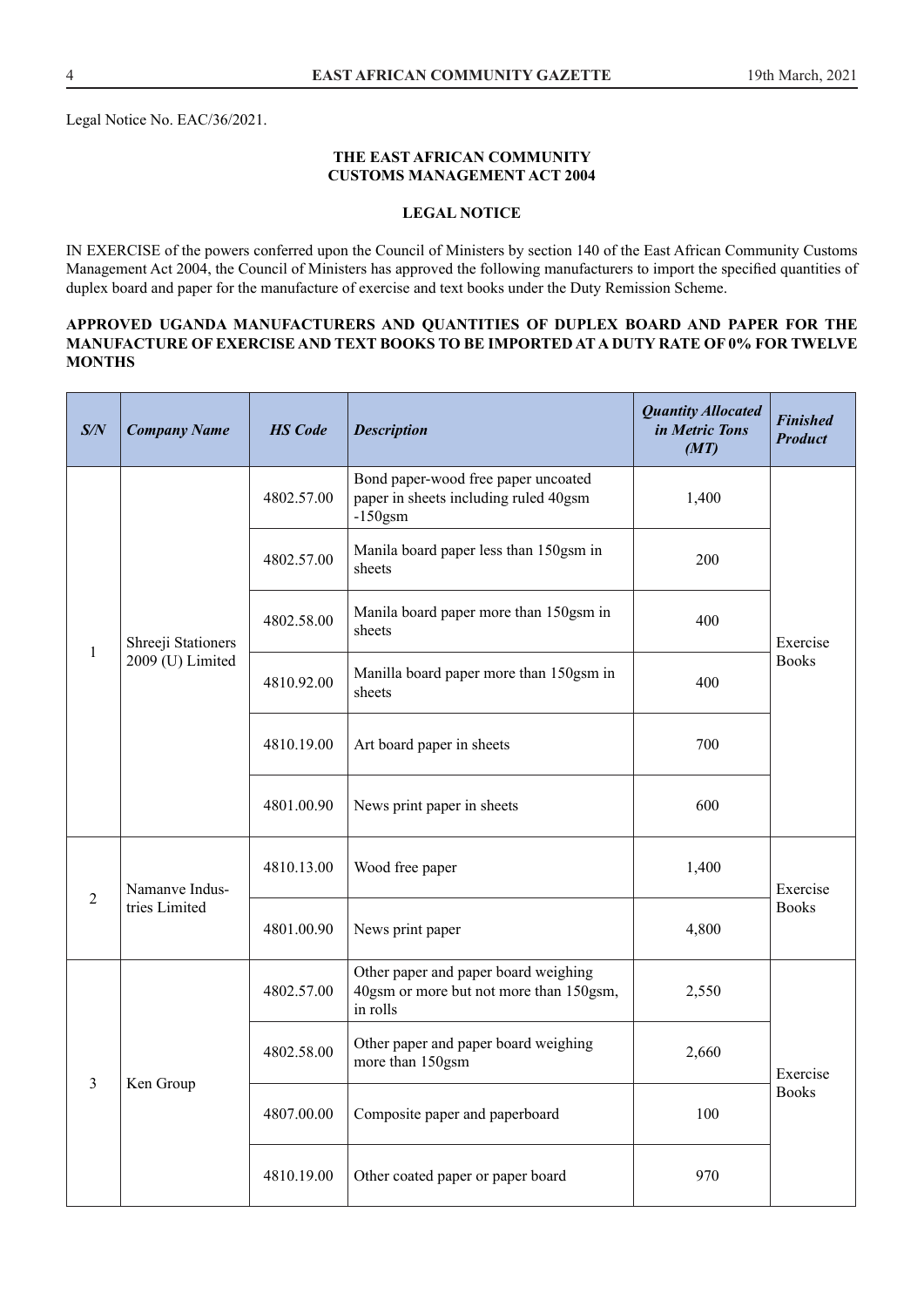Legal Notice No. EAC/36/2021.

**THE EAST AFRICAN COMMUNITY**
**CUSTOMS MANAGEMENT ACT 2004**

**LEGAL NOTICE**

IN EXERCISE of the powers conferred upon the Council of Ministers by section 140 of the East African Community Customs Management Act 2004, the Council of Ministers has approved the following manufacturers to import the specified quantities of duplex board and paper for the manufacture of exercise and text books under the Duty Remission Scheme.

**APPROVED UGANDA MANUFACTURERS AND QUANTITIES OF DUPLEX BOARD AND PAPER FOR THE MANUFACTURE OF EXERCISE AND TEXT BOOKS TO BE IMPORTED AT A DUTY RATE OF 0% FOR TWELVE MONTHS**

| *S/N* | *Company Name* | *HS Code* | *Description* | *Quantity Allocated in Metric Tons (MT)* | *Finished Product* |
|---|---|---|---|---|---|
| 1 | Shreeji Stationers 2009 (U) Limited | 4802.57.00 | Bond paper-wood free paper uncoated paper in sheets including ruled 40gsm -150gsm | 1,400 | Exercise Books |
| | | 4802.57.00 | Manila board paper less than 150gsm in sheets | 200 | |
| | | 4802.58.00 | Manila board paper more than 150gsm in sheets | 400 | |
| | | 4810.92.00 | Manilla board paper more than 150gsm in sheets | 400 | |
| | | 4810.19.00 | Art board paper in sheets | 700 | |
| | | 4801.00.90 | News print paper in sheets | 600 | |
| 2 | Namanve Industries Limited | 4810.13.00 | Wood free paper | 1,400 | Exercise Books |
| | | 4801.00.90 | News print paper | 4,800 | |
| 3 | Ken Group | 4802.57.00 | Other paper and paper board weighing 40gsm or more but not more than 150gsm, in rolls | 2,550 | Exercise Books |
| | | 4802.58.00 | Other paper and paper board weighing more than 150gsm | 2,660 | |
| | | 4807.00.00 | Composite paper and paperboard | 100 | |
| | | 4810.19.00 | Other coated paper or paper board | 970 | |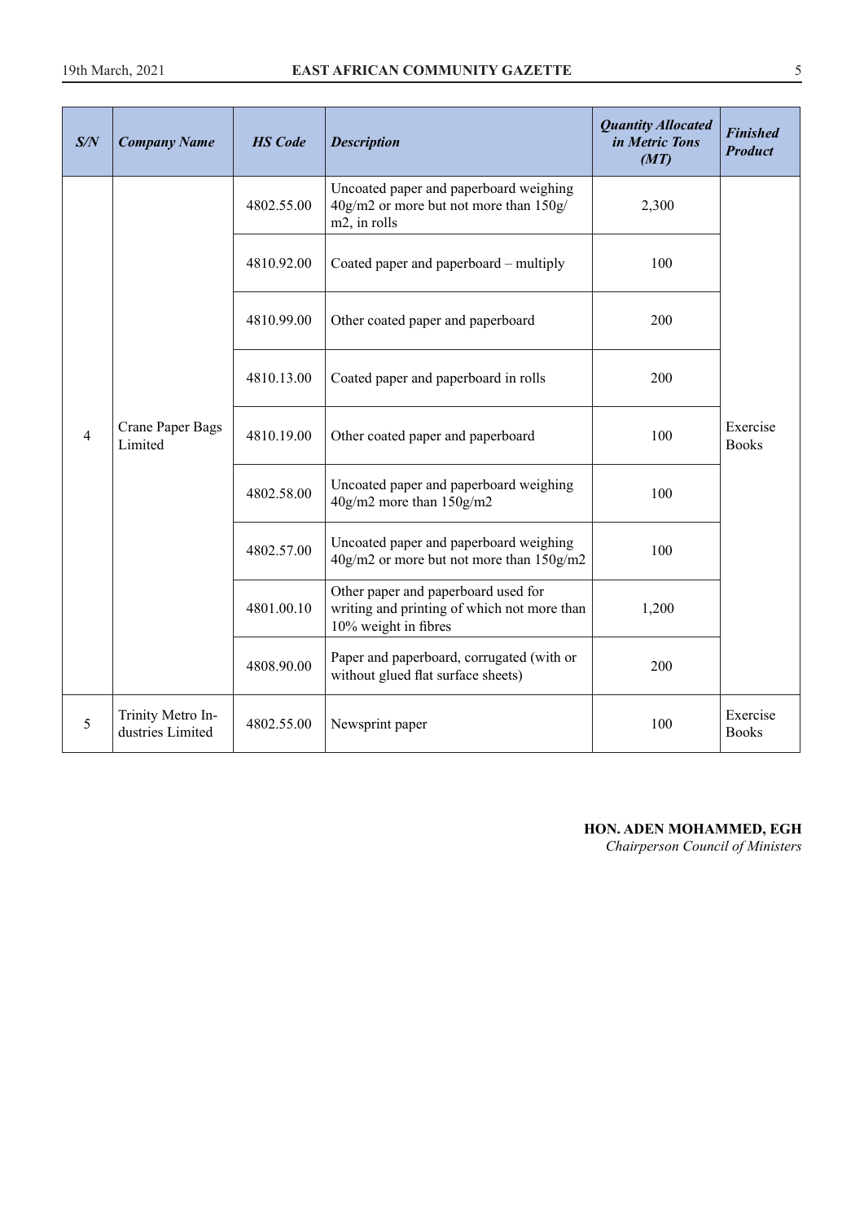| *S/N* | *Company Name* | *HS Code* | *Description* | *Quantity Allocated in Metric Tons (MT)* | *Finished Product* |
|---|---|---|---|---|---|
| 4 | Crane Paper Bags Limited | 4802.55.00 | Uncoated paper and paperboard weighing 40g/m2 or more but not more than 150g/m2, in rolls | 2,300 | Exercise Books |
| | | 4810.92.00 | Coated paper and paperboard – multiply | 100 | |
| | | 4810.99.00 | Other coated paper and paperboard | 200 | |
| | | 4810.13.00 | Coated paper and paperboard in rolls | 200 | |
| | | 4810.19.00 | Other coated paper and paperboard | 100 | |
| | | 4802.58.00 | Uncoated paper and paperboard weighing 40g/m2 more than 150g/m2 | 100 | |
| | | 4802.57.00 | Uncoated paper and paperboard weighing 40g/m2 or more but not more than 150g/m2 | 100 | |
| | | 4801.00.10 | Other paper and paperboard used for writing and printing of which not more than 10% weight in fibres | 1,200 | |
| | | 4808.90.00 | Paper and paperboard, corrugated (with or without glued flat surface sheets) | 200 | |
| 5 | Trinity Metro Industries Limited | 4802.55.00 | Newsprint paper | 100 | Exercise Books |

**HON. ADEN MOHAMMED, EGH**
*Chairperson Council of Ministers*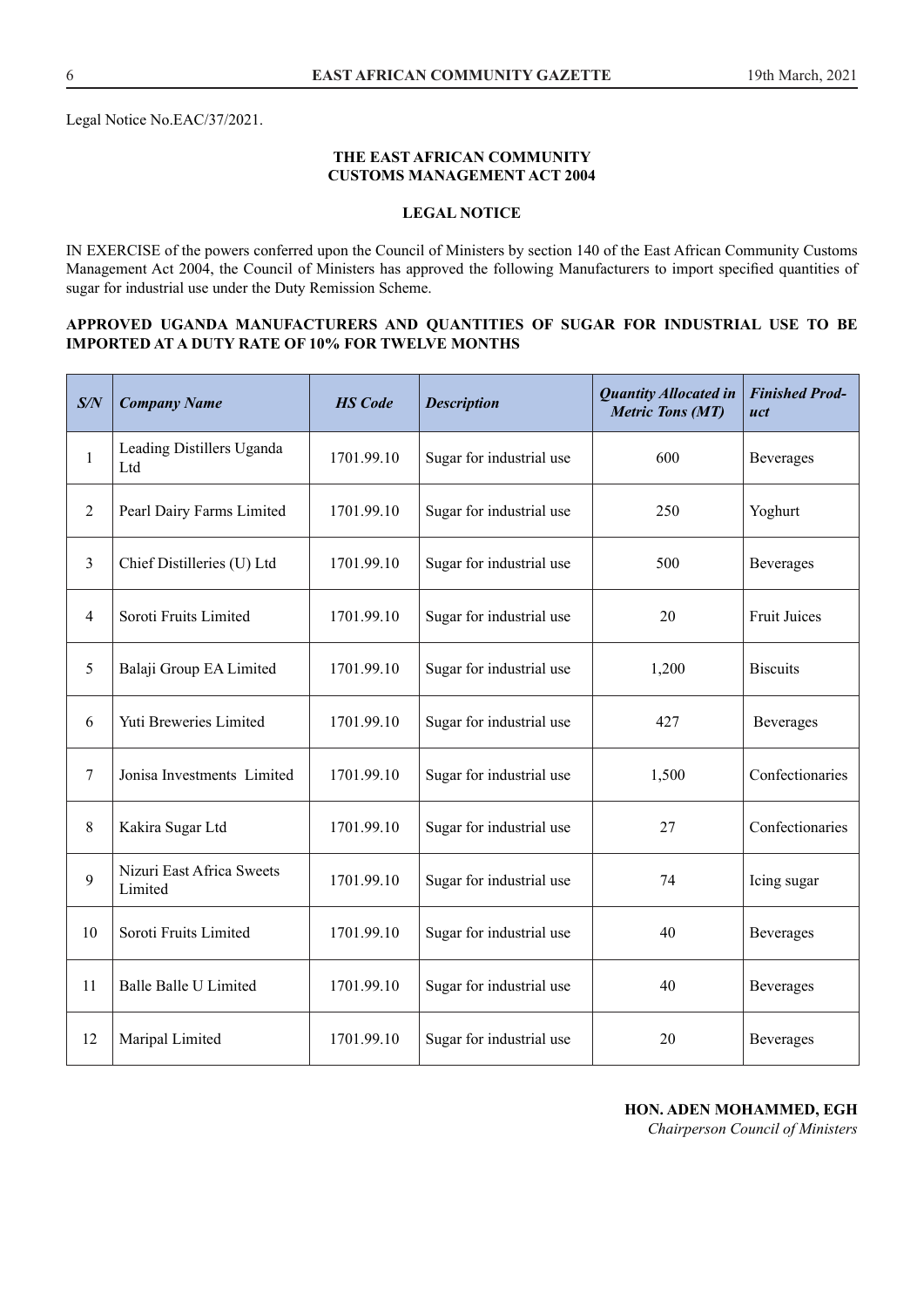Legal Notice No.EAC/37/2021.

**THE EAST AFRICAN COMMUNITY**
**CUSTOMS MANAGEMENT ACT 2004**

**LEGAL NOTICE**

IN EXERCISE of the powers conferred upon the Council of Ministers by section 140 of the East African Community Customs Management Act 2004, the Council of Ministers has approved the following Manufacturers to import specified quantities of sugar for industrial use under the Duty Remission Scheme.

**APPROVED UGANDA MANUFACTURERS AND QUANTITIES OF SUGAR FOR INDUSTRIAL USE TO BE IMPORTED AT A DUTY RATE OF 10% FOR TWELVE MONTHS**

| *S/N* | *Company Name* | *HS Code* | *Description* | *Quantity Allocated in Metric Tons (MT)* | *Finished Product* |
|---|---|---|---|---|---|
| 1 | Leading Distillers Uganda Ltd | 1701.99.10 | Sugar for industrial use | 600 | Beverages |
| 2 | Pearl Dairy Farms Limited | 1701.99.10 | Sugar for industrial use | 250 | Yoghurt |
| 3 | Chief Distilleries (U) Ltd | 1701.99.10 | Sugar for industrial use | 500 | Beverages |
| 4 | Soroti Fruits Limited | 1701.99.10 | Sugar for industrial use | 20 | Fruit Juices |
| 5 | Balaji Group EA Limited | 1701.99.10 | Sugar for industrial use | 1,200 | Biscuits |
| 6 | Yuti Breweries Limited | 1701.99.10 | Sugar for industrial use | 427 | Beverages |
| 7 | Jonisa Investments Limited | 1701.99.10 | Sugar for industrial use | 1,500 | Confectionaries |
| 8 | Kakira Sugar Ltd | 1701.99.10 | Sugar for industrial use | 27 | Confectionaries |
| 9 | Nizuri East Africa Sweets Limited | 1701.99.10 | Sugar for industrial use | 74 | Icing sugar |
| 10 | Soroti Fruits Limited | 1701.99.10 | Sugar for industrial use | 40 | Beverages |
| 11 | Balle Balle U Limited | 1701.99.10 | Sugar for industrial use | 40 | Beverages |
| 12 | Maripal Limited | 1701.99.10 | Sugar for industrial use | 20 | Beverages |

**HON. ADEN MOHAMMED, EGH**
*Chairperson Council of Ministers*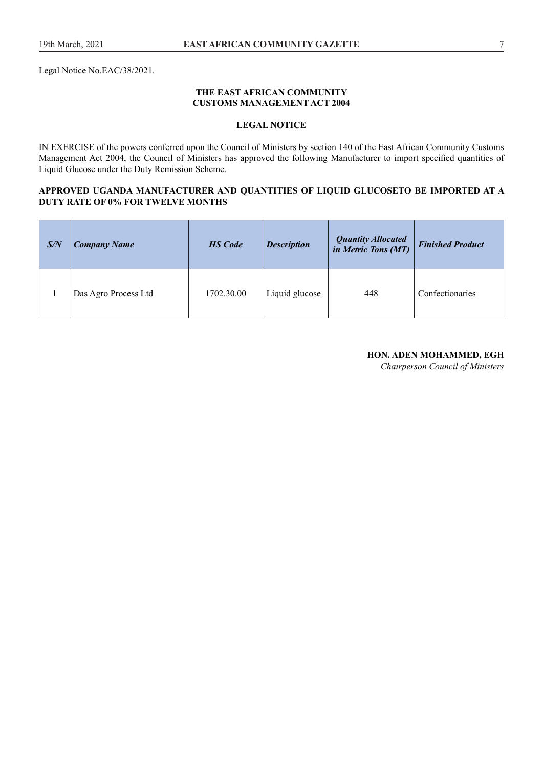Legal Notice No.EAC/38/2021.

**THE EAST AFRICAN COMMUNITY**
**CUSTOMS MANAGEMENT ACT 2004**

**LEGAL NOTICE**

IN EXERCISE of the powers conferred upon the Council of Ministers by section 140 of the East African Community Customs Management Act 2004, the Council of Ministers has approved the following Manufacturer to import specified quantities of Liquid Glucose under the Duty Remission Scheme.

**APPROVED UGANDA MANUFACTURER AND QUANTITIES OF LIQUID GLUCOSETO BE IMPORTED AT A DUTY RATE OF 0% FOR TWELVE MONTHS**

| ***S/N*** | ***Company Name*** | ***HS Code*** | ***Description*** | ***Quantity Allocated in Metric Tons (MT)*** | ***Finished Product*** |
|---|---|---|---|---|---|
| 1 | Das Agro Process Ltd | 1702.30.00 | Liquid glucose | 448 | Confectionaries |

**HON. ADEN MOHAMMED, EGH**
*Chairperson Council of Ministers*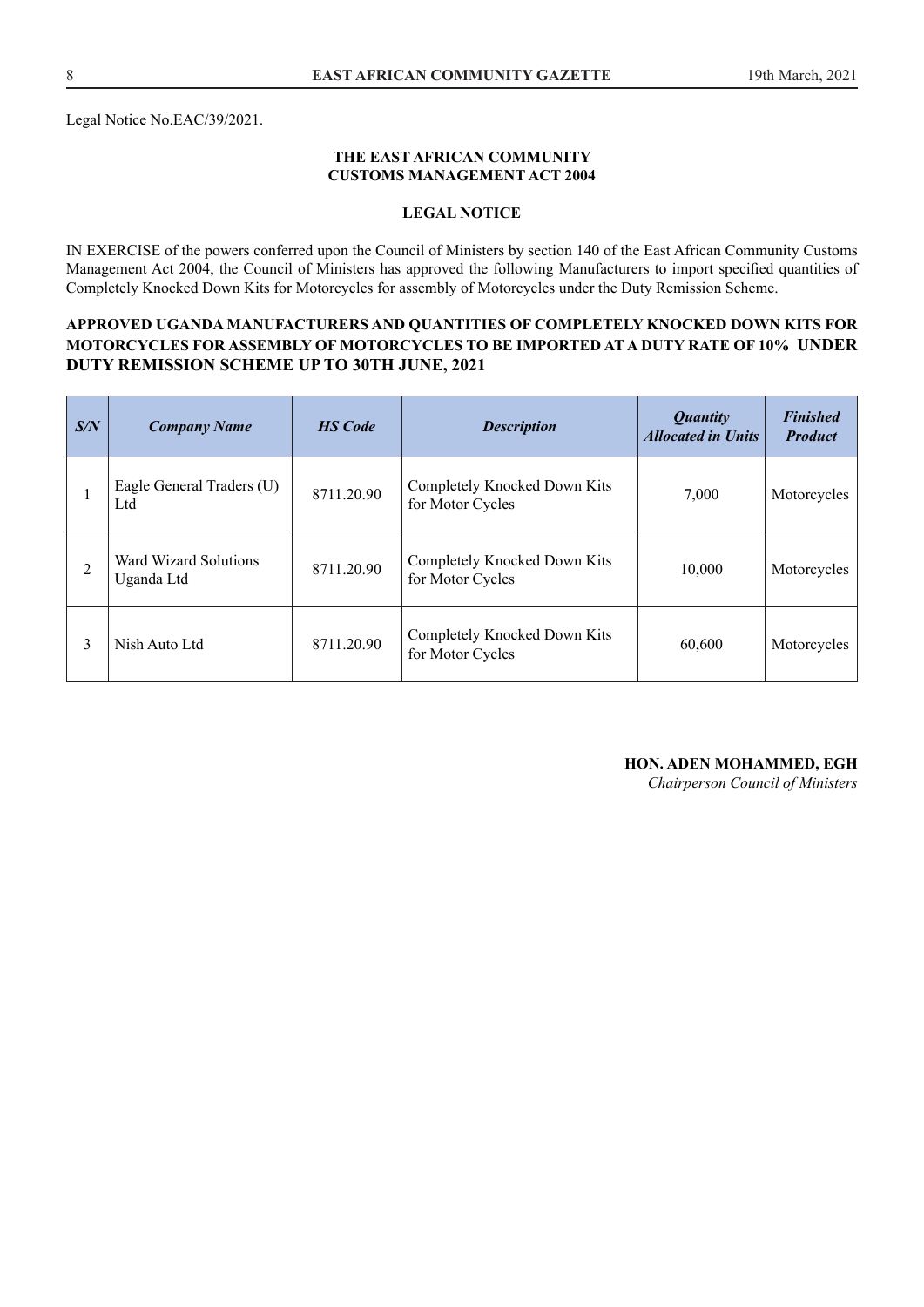Legal Notice No.EAC/39/2021.

**THE EAST AFRICAN COMMUNITY**
**CUSTOMS MANAGEMENT ACT 2004**

**LEGAL NOTICE**

IN EXERCISE of the powers conferred upon the Council of Ministers by section 140 of the East African Community Customs Management Act 2004, the Council of Ministers has approved the following Manufacturers to import specified quantities of Completely Knocked Down Kits for Motorcycles for assembly of Motorcycles under the Duty Remission Scheme.

**APPROVED UGANDA MANUFACTURERS AND QUANTITIES OF COMPLETELY KNOCKED DOWN KITS FOR MOTORCYCLES FOR ASSEMBLY OF MOTORCYCLES TO BE IMPORTED AT A DUTY RATE OF 10% UNDER DUTY REMISSION SCHEME UP TO 30TH JUNE, 2021**

| *S/N* | *Company Name* | *HS Code* | *Description* | *Quantity Allocated in Units* | *Finished Product* |
|---|---|---|---|---|---|
| 1 | Eagle General Traders (U) Ltd | 8711.20.90 | Completely Knocked Down Kits for Motor Cycles | 7,000 | Motorcycles |
| 2 | Ward Wizard Solutions Uganda Ltd | 8711.20.90 | Completely Knocked Down Kits for Motor Cycles | 10,000 | Motorcycles |
| 3 | Nish Auto Ltd | 8711.20.90 | Completely Knocked Down Kits for Motor Cycles | 60,600 | Motorcycles |

**HON. ADEN MOHAMMED, EGH**
*Chairperson Council of Ministers*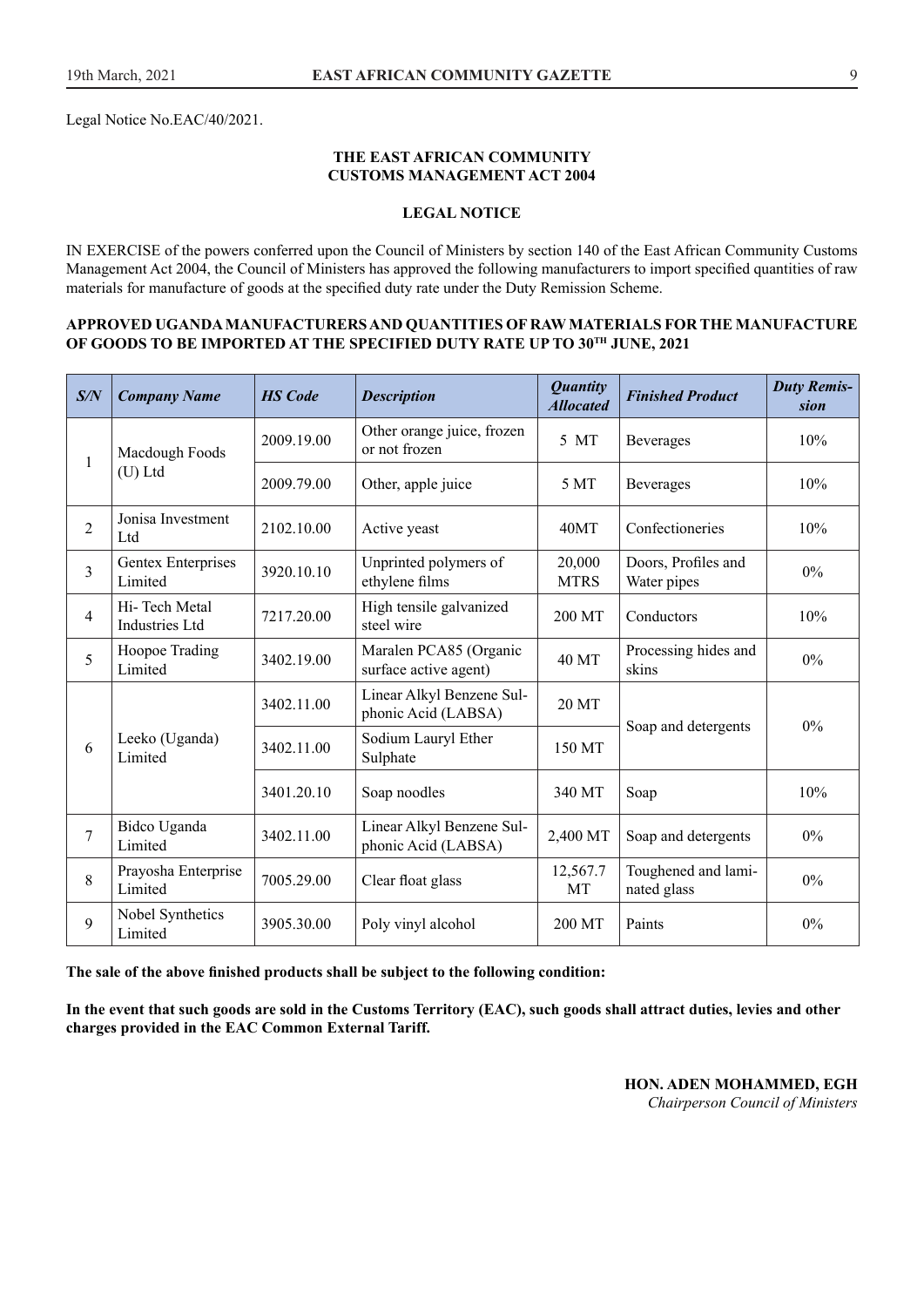Legal Notice No.EAC/40/2021.

**THE EAST AFRICAN COMMUNITY**
**CUSTOMS MANAGEMENT ACT 2004**

**LEGAL NOTICE**

IN EXERCISE of the powers conferred upon the Council of Ministers by section 140 of the East African Community Customs Management Act 2004, the Council of Ministers has approved the following manufacturers to import specified quantities of raw materials for manufacture of goods at the specified duty rate under the Duty Remission Scheme.

**APPROVED UGANDA MANUFACTURERS AND QUANTITIES OF RAW MATERIALS FOR THE MANUFACTURE OF GOODS TO BE IMPORTED AT THE SPECIFIED DUTY RATE UP TO 30TH JUNE, 2021**

| S/N | Company Name | HS Code | Description | Quantity Allocated | Finished Product | Duty Remission |
|---|---|---|---|---|---|---|
| 1 | Macdough Foods (U) Ltd | 2009.19.00 | Other orange juice, frozen or not frozen | 5 MT | Beverages | 10% |
| | | 2009.79.00 | Other, apple juice | 5 MT | Beverages | 10% |
| 2 | Jonisa Investment Ltd | 2102.10.00 | Active yeast | 40MT | Confectioneries | 10% |
| 3 | Gentex Enterprises Limited | 3920.10.10 | Unprinted polymers of ethylene films | 20,000 MTRS | Doors, Profiles and Water pipes | 0% |
| 4 | Hi- Tech Metal Industries Ltd | 7217.20.00 | High tensile galvanized steel wire | 200 MT | Conductors | 10% |
| 5 | Hoopoe Trading Limited | 3402.19.00 | Maralen PCA85 (Organic surface active agent) | 40 MT | Processing hides and skins | 0% |
| 6 | Leeko (Uganda) Limited | 3402.11.00 | Linear Alkyl Benzene Sulphonic Acid (LABSA) | 20 MT | Soap and detergents | 0% |
| | | 3402.11.00 | Sodium Lauryl Ether Sulphate | 150 MT | | |
| | | 3401.20.10 | Soap noodles | 340 MT | Soap | 10% |
| 7 | Bidco Uganda Limited | 3402.11.00 | Linear Alkyl Benzene Sulphonic Acid (LABSA) | 2,400 MT | Soap and detergents | 0% |
| 8 | Prayosha Enterprise Limited | 7005.29.00 | Clear float glass | 12,567.7 MT | Toughened and laminated glass | 0% |
| 9 | Nobel Synthetics Limited | 3905.30.00 | Poly vinyl alcohol | 200 MT | Paints | 0% |

**The sale of the above finished products shall be subject to the following condition:**

**In the event that such goods are sold in the Customs Territory (EAC), such goods shall attract duties, levies and other charges provided in the EAC Common External Tariff.**

**HON. ADEN MOHAMMED, EGH**
*Chairperson Council of Ministers*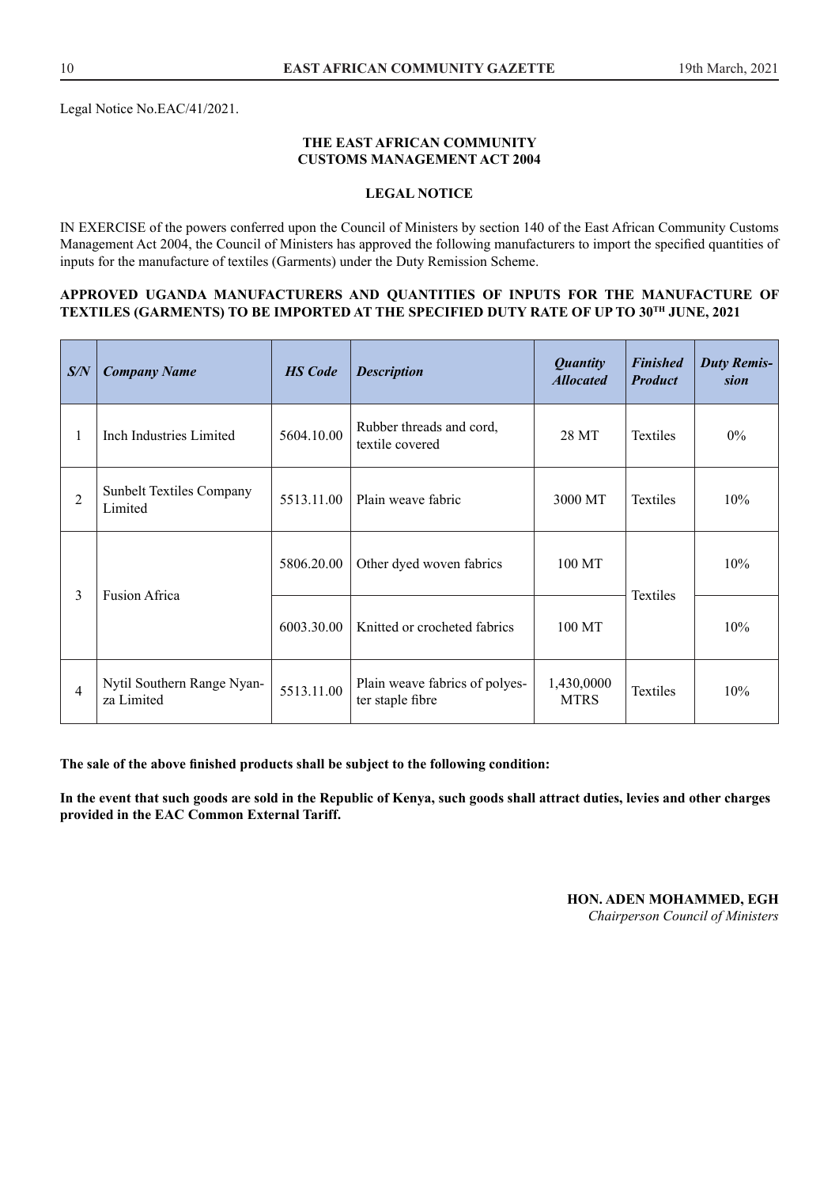Legal Notice No.EAC/41/2021.

**THE EAST AFRICAN COMMUNITY**
**CUSTOMS MANAGEMENT ACT 2004**

**LEGAL NOTICE**

IN EXERCISE of the powers conferred upon the Council of Ministers by section 140 of the East African Community Customs Management Act 2004, the Council of Ministers has approved the following manufacturers to import the specified quantities of inputs for the manufacture of textiles (Garments) under the Duty Remission Scheme.

**APPROVED UGANDA MANUFACTURERS AND QUANTITIES OF INPUTS FOR THE MANUFACTURE OF TEXTILES (GARMENTS) TO BE IMPORTED AT THE SPECIFIED DUTY RATE OF UP TO 30TH JUNE, 2021**

| *S/N* | *Company Name* | *HS Code* | *Description* | *Quantity Allocated* | *Finished Product* | *Duty Remission* |
|---|---|---|---|---|---|---|
| 1 | Inch Industries Limited | 5604.10.00 | Rubber threads and cord, textile covered | 28 MT | Textiles | 0% |
| 2 | Sunbelt Textiles Company Limited | 5513.11.00 | Plain weave fabric | 3000 MT | Textiles | 10% |
| 3 | Fusion Africa | 5806.20.00 | Other dyed woven fabrics | 100 MT | Textiles | 10% |
| | | 6003.30.00 | Knitted or crocheted fabrics | 100 MT | | 10% |
| 4 | Nytil Southern Range Nyanza Limited | 5513.11.00 | Plain weave fabrics of polyester staple fibre | 1,430,0000 MTRS | Textiles | 10% |

**The sale of the above finished products shall be subject to the following condition:**

**In the event that such goods are sold in the Republic of Kenya, such goods shall attract duties, levies and other charges provided in the EAC Common External Tariff.**

**HON. ADEN MOHAMMED, EGH**
*Chairperson Council of Ministers*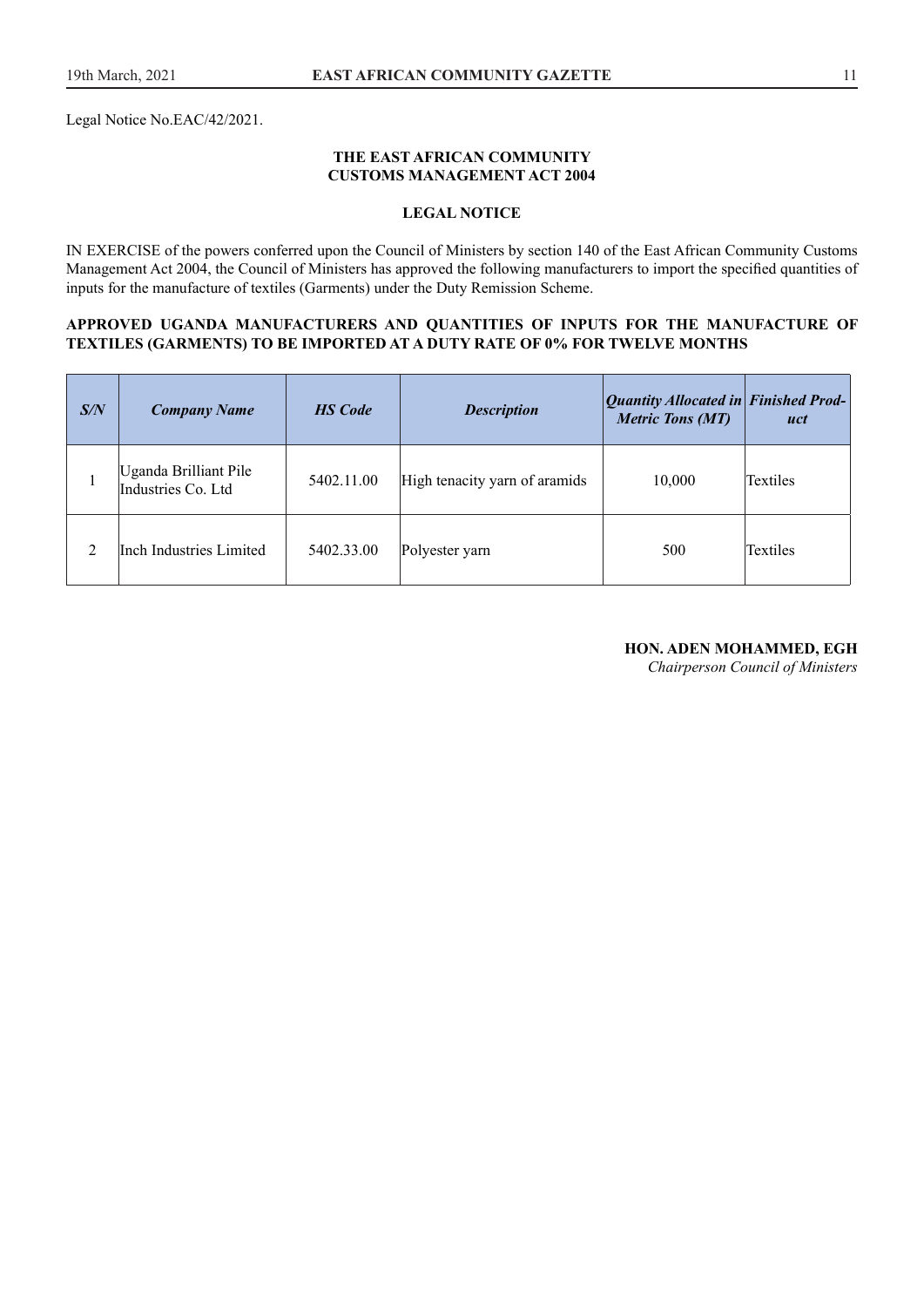Legal Notice No.EAC/42/2021.

**THE EAST AFRICAN COMMUNITY**
**CUSTOMS MANAGEMENT ACT 2004**

**LEGAL NOTICE**

IN EXERCISE of the powers conferred upon the Council of Ministers by section 140 of the East African Community Customs Management Act 2004, the Council of Ministers has approved the following manufacturers to import the specified quantities of inputs for the manufacture of textiles (Garments) under the Duty Remission Scheme.

**APPROVED UGANDA MANUFACTURERS AND QUANTITIES OF INPUTS FOR THE MANUFACTURE OF TEXTILES (GARMENTS) TO BE IMPORTED AT A DUTY RATE OF 0% FOR TWELVE MONTHS**

| ***S/N*** | ***Company Name*** | ***HS Code*** | ***Description*** | ***Quantity Allocated in Metric Tons (MT)*** | ***Finished Product*** |
|---|---|---|---|---|---|
| 1 | Uganda Brilliant Pile Industries Co. Ltd | 5402.11.00 | High tenacity yarn of aramids | 10,000 | Textiles |
| 2 | Inch Industries Limited | 5402.33.00 | Polyester yarn | 500 | Textiles |

**HON. ADEN MOHAMMED, EGH**
*Chairperson Council of Ministers*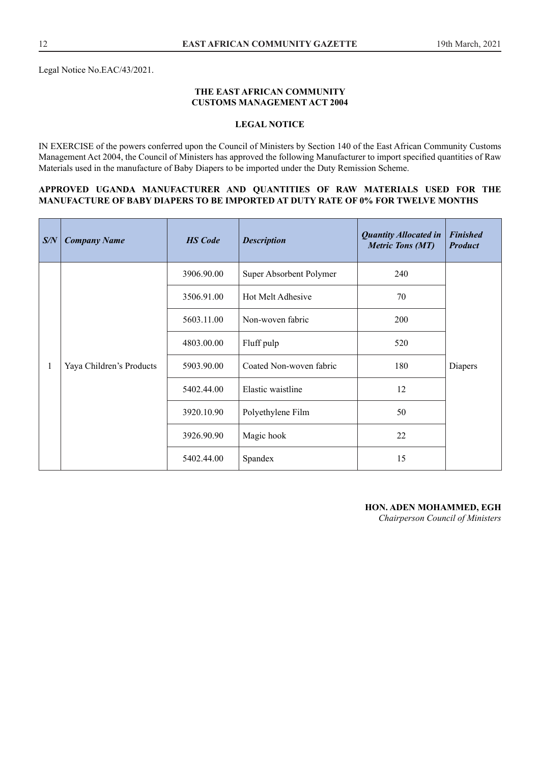Legal Notice No.EAC/43/2021.

**THE EAST AFRICAN COMMUNITY**
**CUSTOMS MANAGEMENT ACT 2004**

**LEGAL NOTICE**

IN EXERCISE of the powers conferred upon the Council of Ministers by Section 140 of the East African Community Customs Management Act 2004, the Council of Ministers has approved the following Manufacturer to import specified quantities of Raw Materials used in the manufacture of Baby Diapers to be imported under the Duty Remission Scheme.

**APPROVED UGANDA MANUFACTURER AND QUANTITIES OF RAW MATERIALS USED FOR THE MANUFACTURE OF BABY DIAPERS TO BE IMPORTED AT DUTY RATE OF 0% FOR TWELVE MONTHS**

| *S/N* | *Company Name* | *HS Code* | *Description* | *Quantity Allocated in Metric Tons (MT)* | *Finished Product* |
|---|---|---|---|---|---|
| 1 | Yaya Children's Products | 3906.90.00 | Super Absorbent Polymer | 240 | Diapers |
| | | 3506.91.00 | Hot Melt Adhesive | 70 | |
| | | 5603.11.00 | Non-woven fabric | 200 | |
| | | 4803.00.00 | Fluff pulp | 520 | |
| | | 5903.90.00 | Coated Non-woven fabric | 180 | |
| | | 5402.44.00 | Elastic waistline | 12 | |
| | | 3920.10.90 | Polyethylene Film | 50 | |
| | | 3926.90.90 | Magic hook | 22 | |
| | | 5402.44.00 | Spandex | 15 | |

**HON. ADEN MOHAMMED, EGH**
*Chairperson Council of Ministers*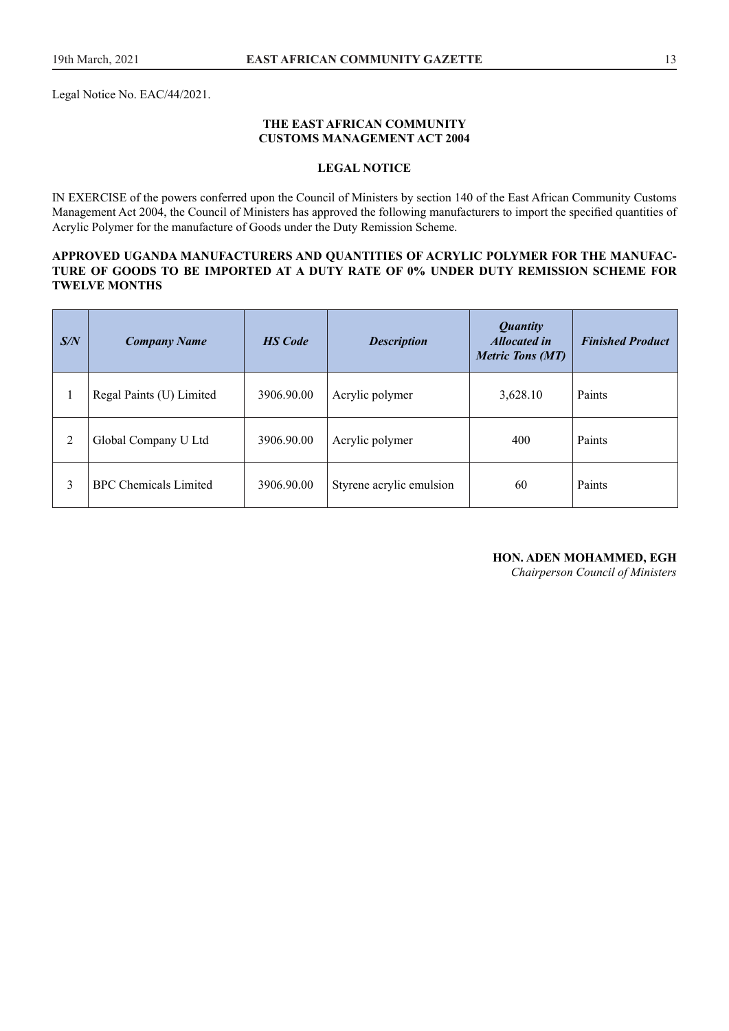Legal Notice No. EAC/44/2021.

**THE EAST AFRICAN COMMUNITY**
**CUSTOMS MANAGEMENT ACT 2004**

**LEGAL NOTICE**

IN EXERCISE of the powers conferred upon the Council of Ministers by section 140 of the East African Community Customs Management Act 2004, the Council of Ministers has approved the following manufacturers to import the specified quantities of Acrylic Polymer for the manufacture of Goods under the Duty Remission Scheme.

**APPROVED UGANDA MANUFACTURERS AND QUANTITIES OF ACRYLIC POLYMER FOR THE MANUFACTURE OF GOODS TO BE IMPORTED AT A DUTY RATE OF 0% UNDER DUTY REMISSION SCHEME FOR TWELVE MONTHS**

| *S/N* | *Company Name* | *HS Code* | *Description* | *Quantity Allocated in Metric Tons (MT)* | *Finished Product* |
|---|---|---|---|---|---|
| 1 | Regal Paints (U) Limited | 3906.90.00 | Acrylic polymer | 3,628.10 | Paints |
| 2 | Global Company U Ltd | 3906.90.00 | Acrylic polymer | 400 | Paints |
| 3 | BPC Chemicals Limited | 3906.90.00 | Styrene acrylic emulsion | 60 | Paints |

**HON. ADEN MOHAMMED, EGH**
*Chairperson Council of Ministers*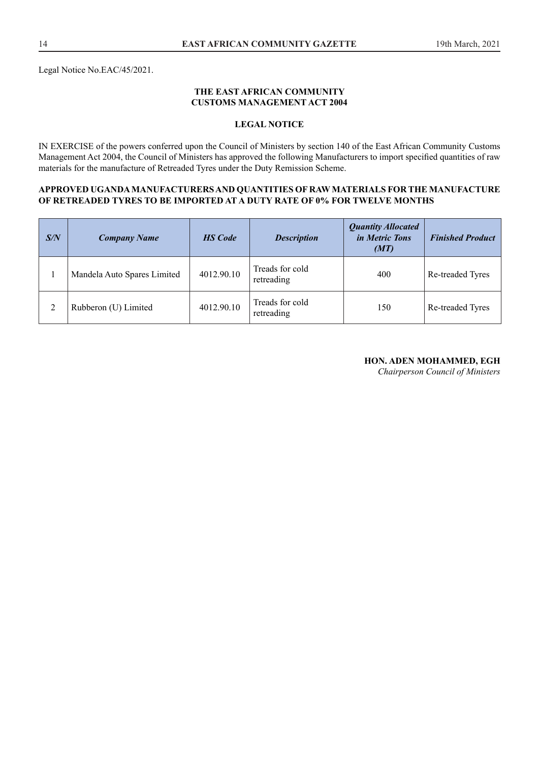Legal Notice No.EAC/45/2021.

**THE EAST AFRICAN COMMUNITY**
**CUSTOMS MANAGEMENT ACT 2004**

**LEGAL NOTICE**

IN EXERCISE of the powers conferred upon the Council of Ministers by section 140 of the East African Community Customs Management Act 2004, the Council of Ministers has approved the following Manufacturers to import specified quantities of raw materials for the manufacture of Retreaded Tyres under the Duty Remission Scheme.

**APPROVED UGANDA MANUFACTURERS AND QUANTITIES OF RAW MATERIALS FOR THE MANUFACTURE OF RETREADED TYRES TO BE IMPORTED AT A DUTY RATE OF 0% FOR TWELVE MONTHS**

| ***S/N*** | ***Company Name*** | ***HS Code*** | ***Description*** | ***Quantity Allocated in Metric Tons (MT)*** | ***Finished Product*** |
|---|---|---|---|---|---|
| 1 | Mandela Auto Spares Limited | 4012.90.10 | Treads for cold retreading | 400 | Re-treaded Tyres |
| 2 | Rubberon (U) Limited | 4012.90.10 | Treads for cold retreading | 150 | Re-treaded Tyres |

**HON. ADEN MOHAMMED, EGH**
*Chairperson Council of Ministers*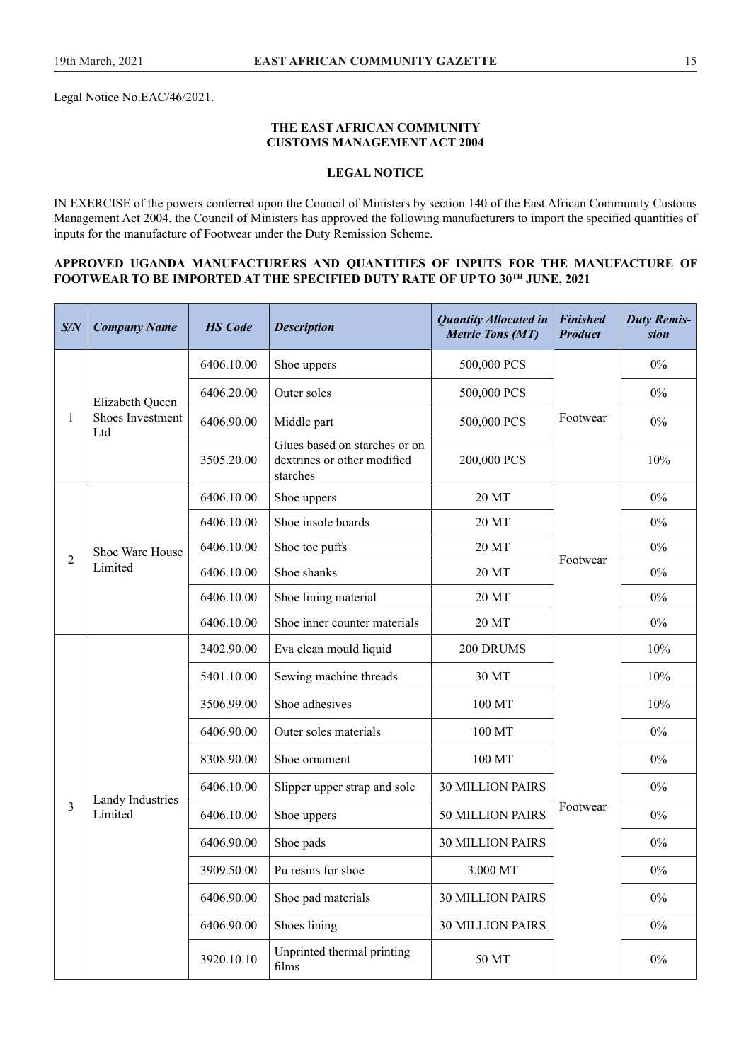Legal Notice No.EAC/46/2021.

**THE EAST AFRICAN COMMUNITY**
**CUSTOMS MANAGEMENT ACT 2004**

**LEGAL NOTICE**

IN EXERCISE of the powers conferred upon the Council of Ministers by section 140 of the East African Community Customs Management Act 2004, the Council of Ministers has approved the following manufacturers to import the specified quantities of inputs for the manufacture of Footwear under the Duty Remission Scheme.

**APPROVED UGANDA MANUFACTURERS AND QUANTITIES OF INPUTS FOR THE MANUFACTURE OF FOOTWEAR TO BE IMPORTED AT THE SPECIFIED DUTY RATE OF UP TO 30TH JUNE, 2021**

| S/N | Company Name | HS Code | Description | Quantity Allocated in Metric Tons (MT) | Finished Product | Duty Remission |
|---|---|---|---|---|---|---|
| 1 | Elizabeth Queen Shoes Investment Ltd | 6406.10.00 | Shoe uppers | 500,000 PCS | Footwear | 0% |
| | | 6406.20.00 | Outer soles | 500,000 PCS | | 0% |
| | | 6406.90.00 | Middle part | 500,000 PCS | | 0% |
| | | 3505.20.00 | Glues based on starches or on dextrines or other modified starches | 200,000 PCS | | 10% |
| 2 | Shoe Ware House Limited | 6406.10.00 | Shoe uppers | 20 MT | Footwear | 0% |
| | | 6406.10.00 | Shoe insole boards | 20 MT | | 0% |
| | | 6406.10.00 | Shoe toe puffs | 20 MT | | 0% |
| | | 6406.10.00 | Shoe shanks | 20 MT | | 0% |
| | | 6406.10.00 | Shoe lining material | 20 MT | | 0% |
| | | 6406.10.00 | Shoe inner counter materials | 20 MT | | 0% |
| 3 | Landy Industries Limited | 3402.90.00 | Eva clean mould liquid | 200 DRUMS | Footwear | 10% |
| | | 5401.10.00 | Sewing machine threads | 30 MT | | 10% |
| | | 3506.99.00 | Shoe adhesives | 100 MT | | 10% |
| | | 6406.90.00 | Outer soles materials | 100 MT | | 0% |
| | | 8308.90.00 | Shoe ornament | 100 MT | | 0% |
| | | 6406.10.00 | Slipper upper strap and sole | 30 MILLION PAIRS | | 0% |
| | | 6406.10.00 | Shoe uppers | 50 MILLION PAIRS | | 0% |
| | | 6406.90.00 | Shoe pads | 30 MILLION PAIRS | | 0% |
| | | 3909.50.00 | Pu resins for shoe | 3,000 MT | | 0% |
| | | 6406.90.00 | Shoe pad materials | 30 MILLION PAIRS | | 0% |
| | | 6406.90.00 | Shoes lining | 30 MILLION PAIRS | | 0% |
| | | 3920.10.10 | Unprinted thermal printing films | 50 MT | | 0% |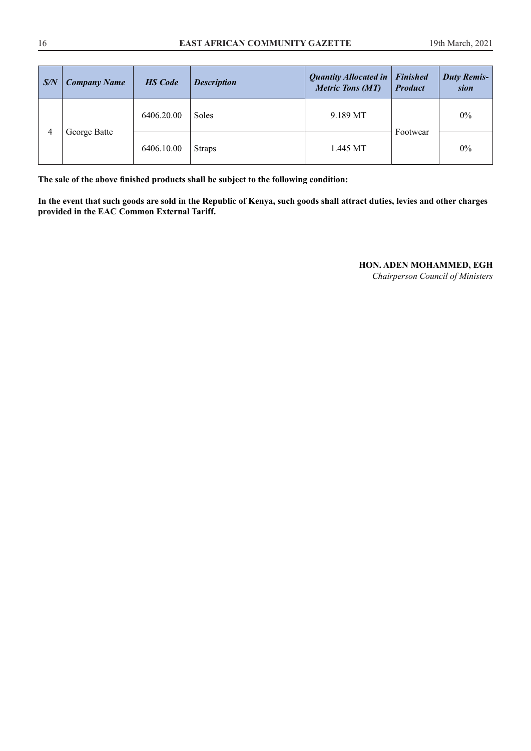| *S/N* | *Company Name* | *HS Code* | *Description* | *Quantity Allocated in Metric Tons (MT)* | *Finished Product* | *Duty Remission* |
|---|---|---|---|---|---|---|
| 4 | George Batte | 6406.20.00 | Soles | 9.189 MT | Footwear | 0% |
| | | 6406.10.00 | Straps | 1.445 MT | | 0% |

**The sale of the above finished products shall be subject to the following condition:**

**In the event that such goods are sold in the Republic of Kenya, such goods shall attract duties, levies and other charges provided in the EAC Common External Tariff.**

**HON. ADEN MOHAMMED, EGH**
*Chairperson Council of Ministers*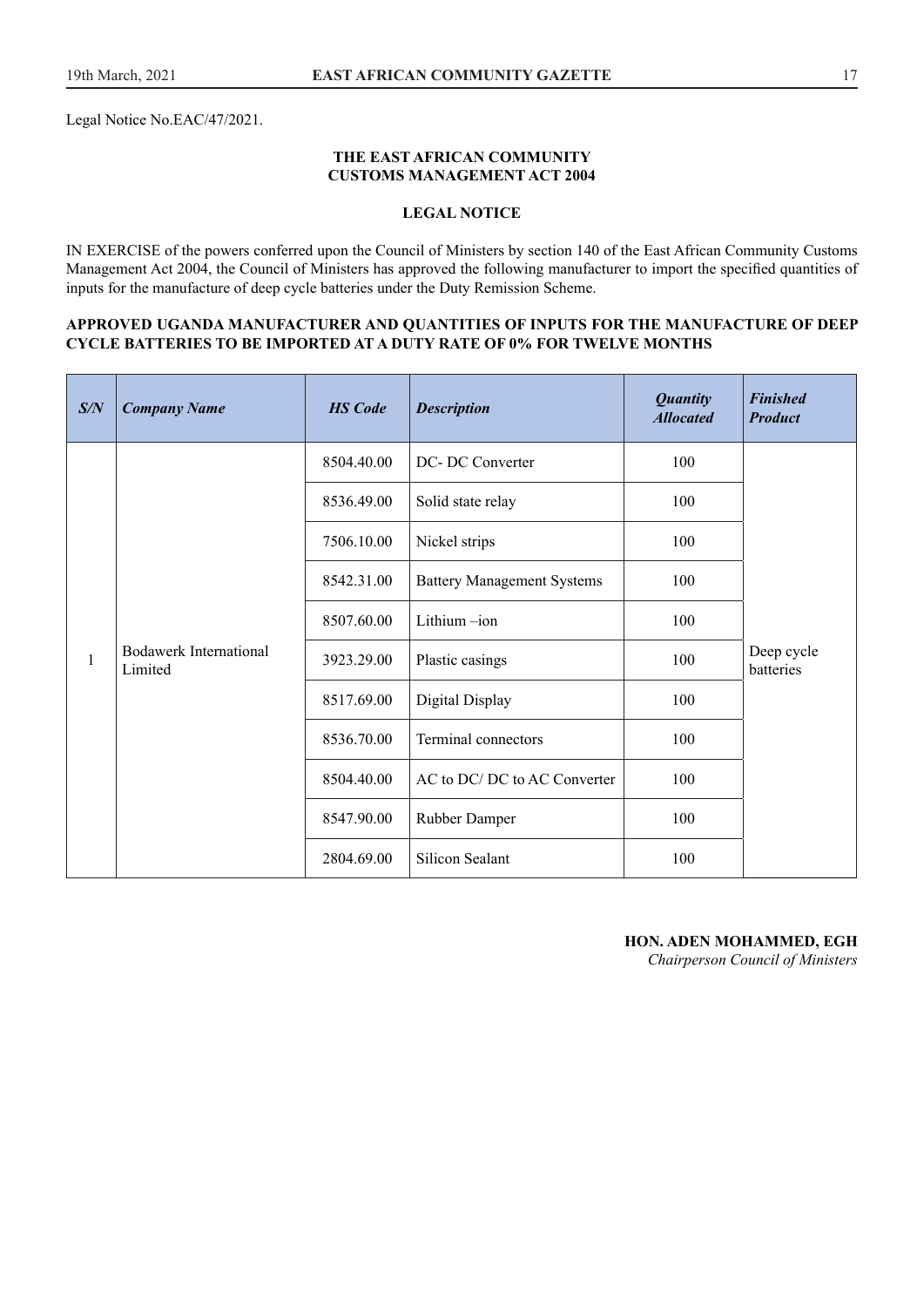Legal Notice No.EAC/47/2021.

**THE EAST AFRICAN COMMUNITY**
**CUSTOMS MANAGEMENT ACT 2004**

**LEGAL NOTICE**

IN EXERCISE of the powers conferred upon the Council of Ministers by section 140 of the East African Community Customs Management Act 2004, the Council of Ministers has approved the following manufacturer to import the specified quantities of inputs for the manufacture of deep cycle batteries under the Duty Remission Scheme.

**APPROVED UGANDA MANUFACTURER AND QUANTITIES OF INPUTS FOR THE MANUFACTURE OF DEEP CYCLE BATTERIES TO BE IMPORTED AT A DUTY RATE OF 0% FOR TWELVE MONTHS**

| *S/N* | *Company Name* | *HS Code* | *Description* | *Quantity Allocated* | *Finished Product* |
|---|---|---|---|---|---|
| 1 | Bodawerk International Limited | 8504.40.00 | DC- DC Converter | 100 | Deep cycle batteries |
| | | 8536.49.00 | Solid state relay | 100 | |
| | | 7506.10.00 | Nickel strips | 100 | |
| | | 8542.31.00 | Battery Management Systems | 100 | |
| | | 8507.60.00 | Lithium –ion | 100 | |
| | | 3923.29.00 | Plastic casings | 100 | |
| | | 8517.69.00 | Digital Display | 100 | |
| | | 8536.70.00 | Terminal connectors | 100 | |
| | | 8504.40.00 | AC to DC/ DC to AC Converter | 100 | |
| | | 8547.90.00 | Rubber Damper | 100 | |
| | | 2804.69.00 | Silicon Sealant | 100 | |

**HON. ADEN MOHAMMED, EGH**
*Chairperson Council of Ministers*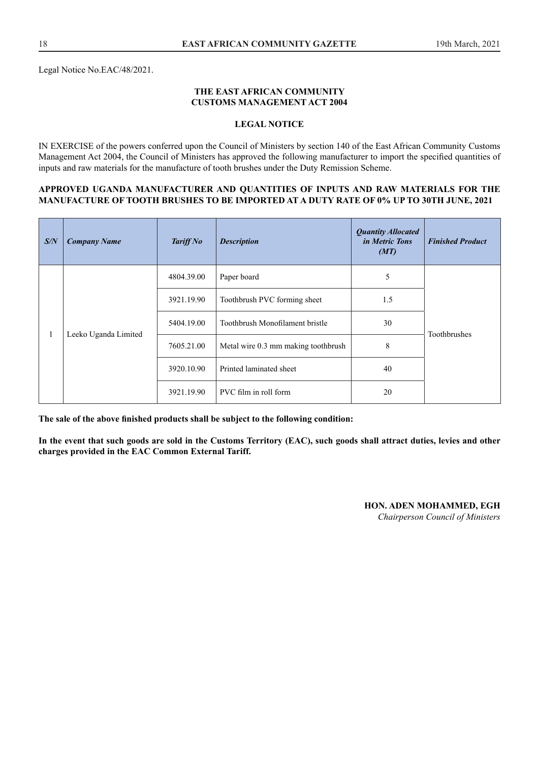Legal Notice No.EAC/48/2021.

**THE EAST AFRICAN COMMUNITY**
**CUSTOMS MANAGEMENT ACT 2004**

**LEGAL NOTICE**

IN EXERCISE of the powers conferred upon the Council of Ministers by section 140 of the East African Community Customs Management Act 2004, the Council of Ministers has approved the following manufacturer to import the specified quantities of inputs and raw materials for the manufacture of tooth brushes under the Duty Remission Scheme.

**APPROVED UGANDA MANUFACTURER AND QUANTITIES OF INPUTS AND RAW MATERIALS FOR THE MANUFACTURE OF TOOTH BRUSHES TO BE IMPORTED AT A DUTY RATE OF 0% UP TO 30TH JUNE, 2021**

| *S/N* | *Company Name* | *Tariff No* | *Description* | *Quantity Allocated in Metric Tons (MT)* | *Finished Product* |
|---|---|---|---|---|---|
| 1 | Leeko Uganda Limited | 4804.39.00 | Paper board | 5 | Toothbrushes |
| | | 3921.19.90 | Toothbrush PVC forming sheet | 1.5 | |
| | | 5404.19.00 | Toothbrush Monofilament bristle | 30 | |
| | | 7605.21.00 | Metal wire 0.3 mm making toothbrush | 8 | |
| | | 3920.10.90 | Printed laminated sheet | 40 | |
| | | 3921.19.90 | PVC film in roll form | 20 | |

**The sale of the above finished products shall be subject to the following condition:**

**In the event that such goods are sold in the Customs Territory (EAC), such goods shall attract duties, levies and other charges provided in the EAC Common External Tariff.**

**HON. ADEN MOHAMMED, EGH**
*Chairperson Council of Ministers*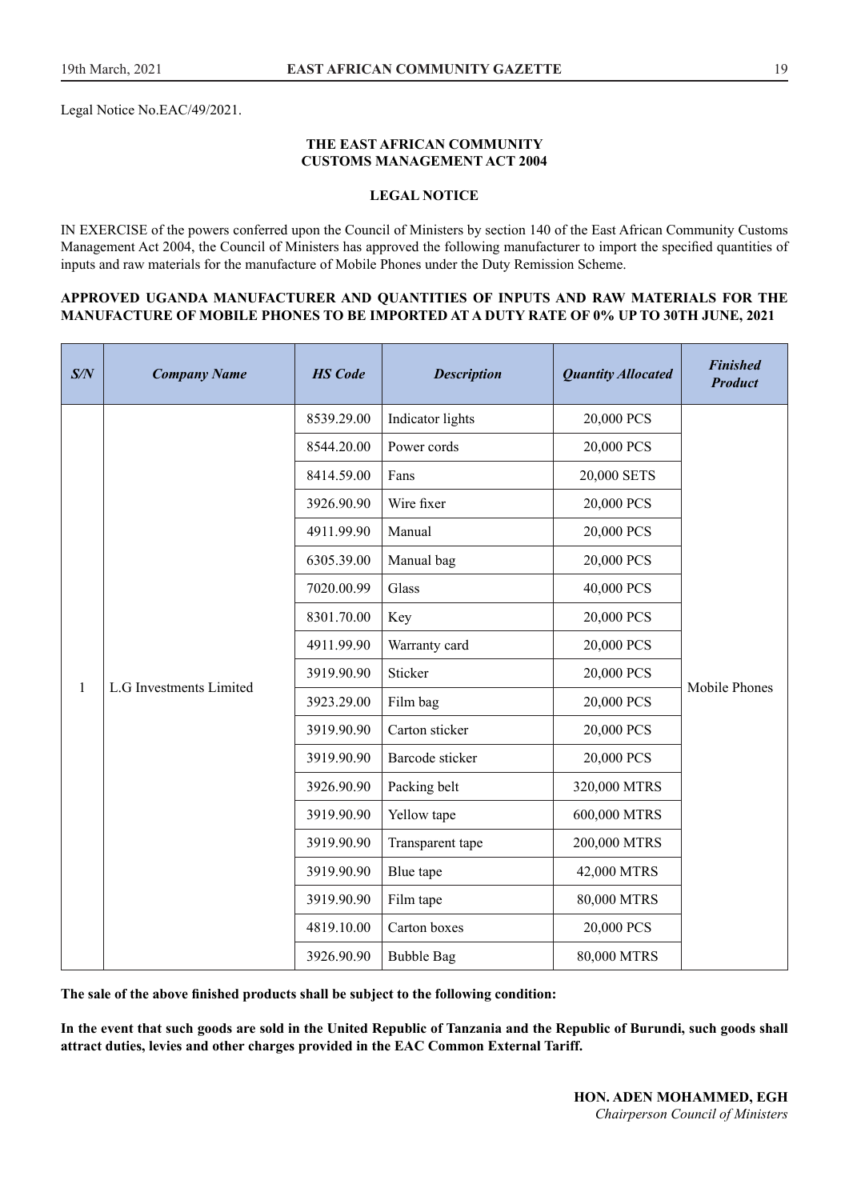Legal Notice No.EAC/49/2021.

**THE EAST AFRICAN COMMUNITY**
**CUSTOMS MANAGEMENT ACT 2004**

**LEGAL NOTICE**

IN EXERCISE of the powers conferred upon the Council of Ministers by section 140 of the East African Community Customs Management Act 2004, the Council of Ministers has approved the following manufacturer to import the specified quantities of inputs and raw materials for the manufacture of Mobile Phones under the Duty Remission Scheme.

**APPROVED UGANDA MANUFACTURER AND QUANTITIES OF INPUTS AND RAW MATERIALS FOR THE MANUFACTURE OF MOBILE PHONES TO BE IMPORTED AT A DUTY RATE OF 0% UP TO 30TH JUNE, 2021**

| *S/N* | *Company Name* | *HS Code* | *Description* | *Quantity Allocated* | *Finished Product* |
|---|---|---|---|---|---|
| 1 | L.G Investments Limited | 8539.29.00 | Indicator lights | 20,000 PCS | Mobile Phones |
| | | 8544.20.00 | Power cords | 20,000 PCS | |
| | | 8414.59.00 | Fans | 20,000 SETS | |
| | | 3926.90.90 | Wire fixer | 20,000 PCS | |
| | | 4911.99.90 | Manual | 20,000 PCS | |
| | | 6305.39.00 | Manual bag | 20,000 PCS | |
| | | 7020.00.99 | Glass | 40,000 PCS | |
| | | 8301.70.00 | Key | 20,000 PCS | |
| | | 4911.99.90 | Warranty card | 20,000 PCS | |
| | | 3919.90.90 | Sticker | 20,000 PCS | |
| | | 3923.29.00 | Film bag | 20,000 PCS | |
| | | 3919.90.90 | Carton sticker | 20,000 PCS | |
| | | 3919.90.90 | Barcode sticker | 20,000 PCS | |
| | | 3926.90.90 | Packing belt | 320,000 MTRS | |
| | | 3919.90.90 | Yellow tape | 600,000 MTRS | |
| | | 3919.90.90 | Transparent tape | 200,000 MTRS | |
| | | 3919.90.90 | Blue tape | 42,000 MTRS | |
| | | 3919.90.90 | Film tape | 80,000 MTRS | |
| | | 4819.10.00 | Carton boxes | 20,000 PCS | |
| | | 3926.90.90 | Bubble Bag | 80,000 MTRS | |

**The sale of the above finished products shall be subject to the following condition:**

**In the event that such goods are sold in the United Republic of Tanzania and the Republic of Burundi, such goods shall attract duties, levies and other charges provided in the EAC Common External Tariff.**

**HON. ADEN MOHAMMED, EGH**
*Chairperson Council of Ministers*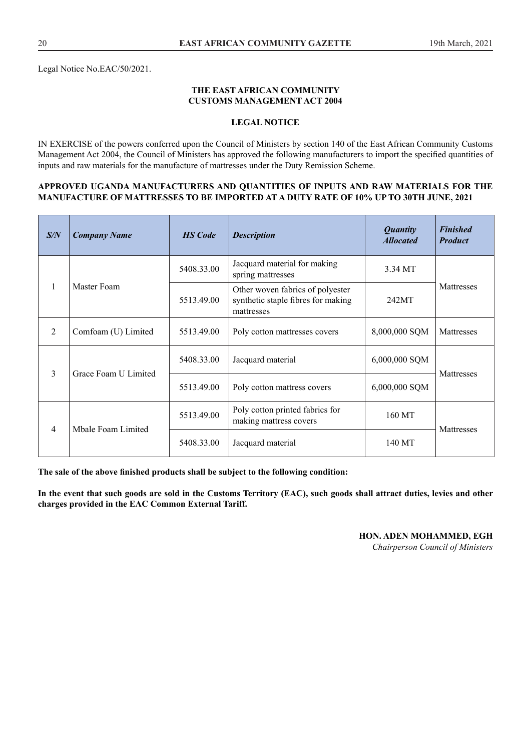Legal Notice No.EAC/50/2021.

**THE EAST AFRICAN COMMUNITY**
**CUSTOMS MANAGEMENT ACT 2004**

**LEGAL NOTICE**

IN EXERCISE of the powers conferred upon the Council of Ministers by section 140 of the East African Community Customs Management Act 2004, the Council of Ministers has approved the following manufacturers to import the specified quantities of inputs and raw materials for the manufacture of mattresses under the Duty Remission Scheme.

**APPROVED UGANDA MANUFACTURERS AND QUANTITIES OF INPUTS AND RAW MATERIALS FOR THE MANUFACTURE OF MATTRESSES TO BE IMPORTED AT A DUTY RATE OF 10% UP TO 30TH JUNE, 2021**

| ***S/N*** | ***Company Name*** | ***HS Code*** | ***Description*** | ***Quantity Allocated*** | ***Finished Product*** |
|---|---|---|---|---|---|
| 1 | Master Foam | 5408.33.00 | Jacquard material for making spring mattresses | 3.34 MT | Mattresses |
| | | 5513.49.00 | Other woven fabrics of polyester synthetic staple fibres for making mattresses | 242MT | |
| 2 | Comfoam (U) Limited | 5513.49.00 | Poly cotton mattresses covers | 8,000,000 SQM | Mattresses |
| 3 | Grace Foam U Limited | 5408.33.00 | Jacquard material | 6,000,000 SQM | Mattresses |
| | | 5513.49.00 | Poly cotton mattress covers | 6,000,000 SQM | |
| 4 | Mbale Foam Limited | 5513.49.00 | Poly cotton printed fabrics for making mattress covers | 160 MT | Mattresses |
| | | 5408.33.00 | Jacquard material | 140 MT | |

**The sale of the above finished products shall be subject to the following condition:**

**In the event that such goods are sold in the Customs Territory (EAC), such goods shall attract duties, levies and other charges provided in the EAC Common External Tariff.**

**HON. ADEN MOHAMMED, EGH**
*Chairperson Council of Ministers*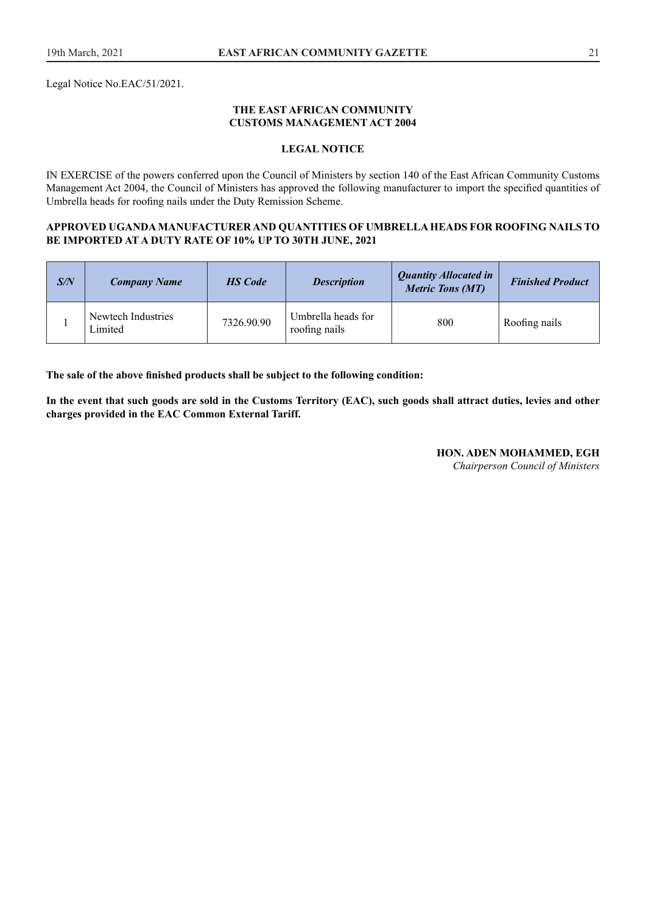Legal Notice No.EAC/51/2021.

## THE EAST AFRICAN COMMUNITY
## CUSTOMS MANAGEMENT ACT 2004

### LEGAL NOTICE

IN EXERCISE of the powers conferred upon the Council of Ministers by section 140 of the East African Community Customs Management Act 2004, the Council of Ministers has approved the following manufacturer to import the specified quantities of Umbrella heads for roofing nails under the Duty Remission Scheme.

**APPROVED UGANDA MANUFACTURER AND QUANTITIES OF UMBRELLA HEADS FOR ROOFING NAILS TO BE IMPORTED AT A DUTY RATE OF 10% UP TO 30TH JUNE, 2021**

| *S/N* | *Company Name* | *HS Code* | *Description* | *Quantity Allocated in Metric Tons (MT)* | *Finished Product* |
|---|---|---|---|---|---|
| 1 | Newtech Industries Limited | 7326.90.90 | Umbrella heads for roofing nails | 800 | Roofing nails |

**The sale of the above finished products shall be subject to the following condition:**

**In the event that such goods are sold in the Customs Territory (EAC), such goods shall attract duties, levies and other charges provided in the EAC Common External Tariff.**

**HON. ADEN MOHAMMED, EGH**
*Chairperson Council of Ministers*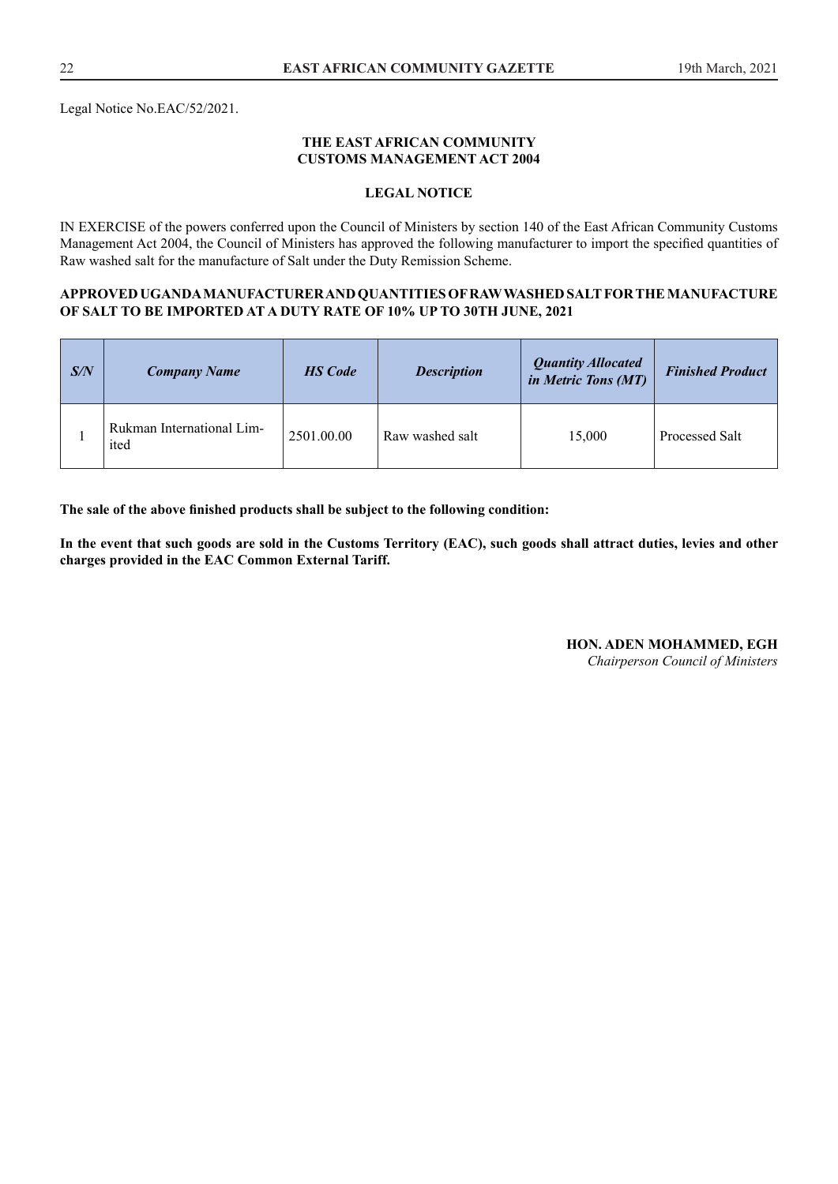Legal Notice No.EAC/52/2021.

**THE EAST AFRICAN COMMUNITY**
**CUSTOMS MANAGEMENT ACT 2004**

**LEGAL NOTICE**

IN EXERCISE of the powers conferred upon the Council of Ministers by section 140 of the East African Community Customs Management Act 2004, the Council of Ministers has approved the following manufacturer to import the specified quantities of Raw washed salt for the manufacture of Salt under the Duty Remission Scheme.

**APPROVED UGANDA MANUFACTURER AND QUANTITIES OF RAW WASHED SALT FOR THE MANUFACTURE OF SALT TO BE IMPORTED AT A DUTY RATE OF 10% UP TO 30TH JUNE, 2021**

| ***S/N*** | ***Company Name*** | ***HS Code*** | ***Description*** | ***Quantity Allocated in Metric Tons (MT)*** | ***Finished Product*** |
|---|---|---|---|---|---|
| 1 | Rukman International Limited | 2501.00.00 | Raw washed salt | 15,000 | Processed Salt |

**The sale of the above finished products shall be subject to the following condition:**

**In the event that such goods are sold in the Customs Territory (EAC), such goods shall attract duties, levies and other charges provided in the EAC Common External Tariff.**

**HON. ADEN MOHAMMED, EGH**
*Chairperson Council of Ministers*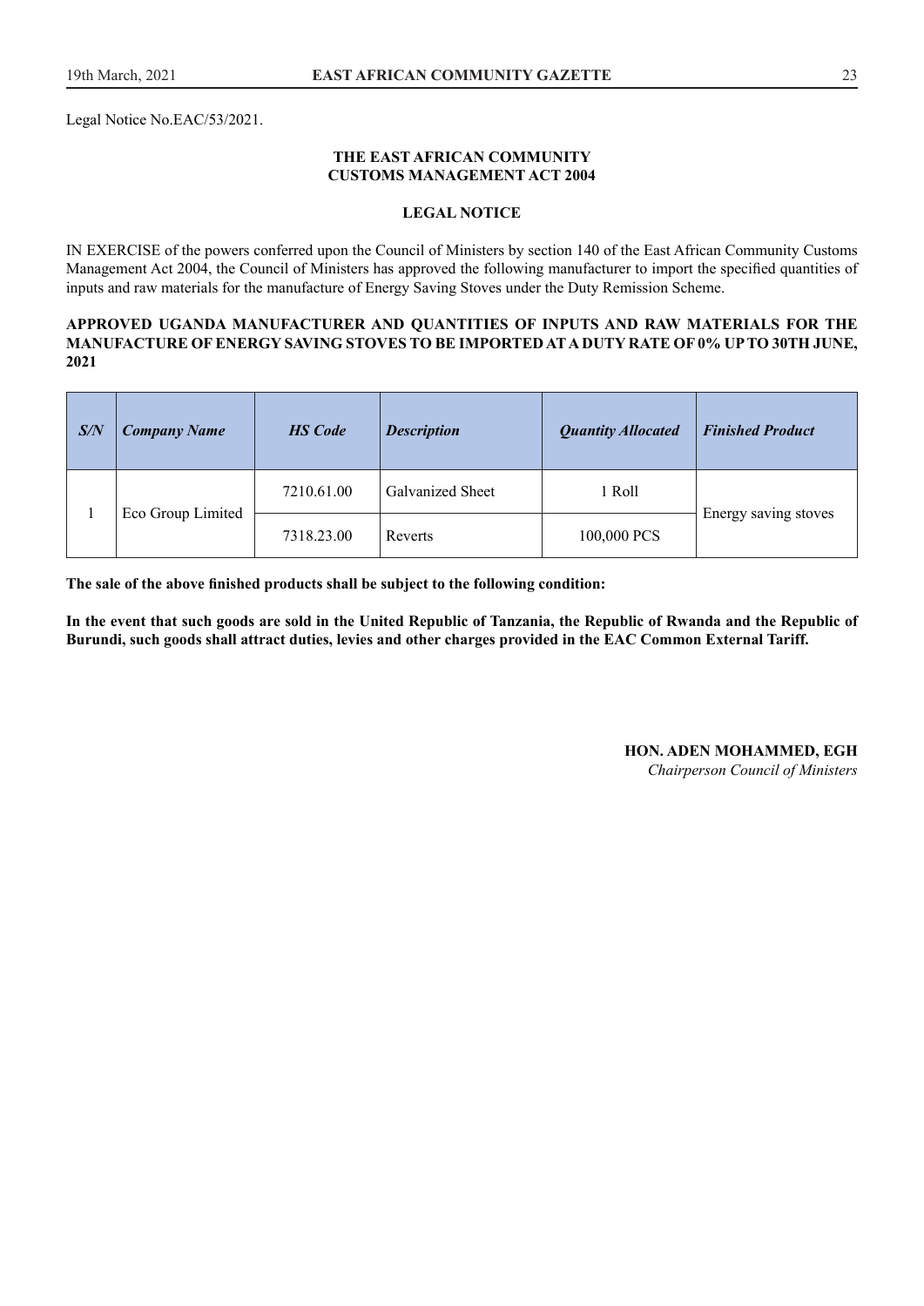Legal Notice No.EAC/53/2021.

**THE EAST AFRICAN COMMUNITY**
**CUSTOMS MANAGEMENT ACT 2004**

**LEGAL NOTICE**

IN EXERCISE of the powers conferred upon the Council of Ministers by section 140 of the East African Community Customs Management Act 2004, the Council of Ministers has approved the following manufacturer to import the specified quantities of inputs and raw materials for the manufacture of Energy Saving Stoves under the Duty Remission Scheme.

**APPROVED UGANDA MANUFACTURER AND QUANTITIES OF INPUTS AND RAW MATERIALS FOR THE MANUFACTURE OF ENERGY SAVING STOVES TO BE IMPORTED AT A DUTY RATE OF 0% UP TO 30TH JUNE, 2021**

| *S/N* | *Company Name* | *HS Code* | *Description* | *Quantity Allocated* | *Finished Product* |
|---|---|---|---|---|---|
| 1 | Eco Group Limited | 7210.61.00 | Galvanized Sheet | 1 Roll | Energy saving stoves |
| | | 7318.23.00 | Reverts | 100,000 PCS | |

**The sale of the above finished products shall be subject to the following condition:**

**In the event that such goods are sold in the United Republic of Tanzania, the Republic of Rwanda and the Republic of Burundi, such goods shall attract duties, levies and other charges provided in the EAC Common External Tariff.**

**HON. ADEN MOHAMMED, EGH**
*Chairperson Council of Ministers*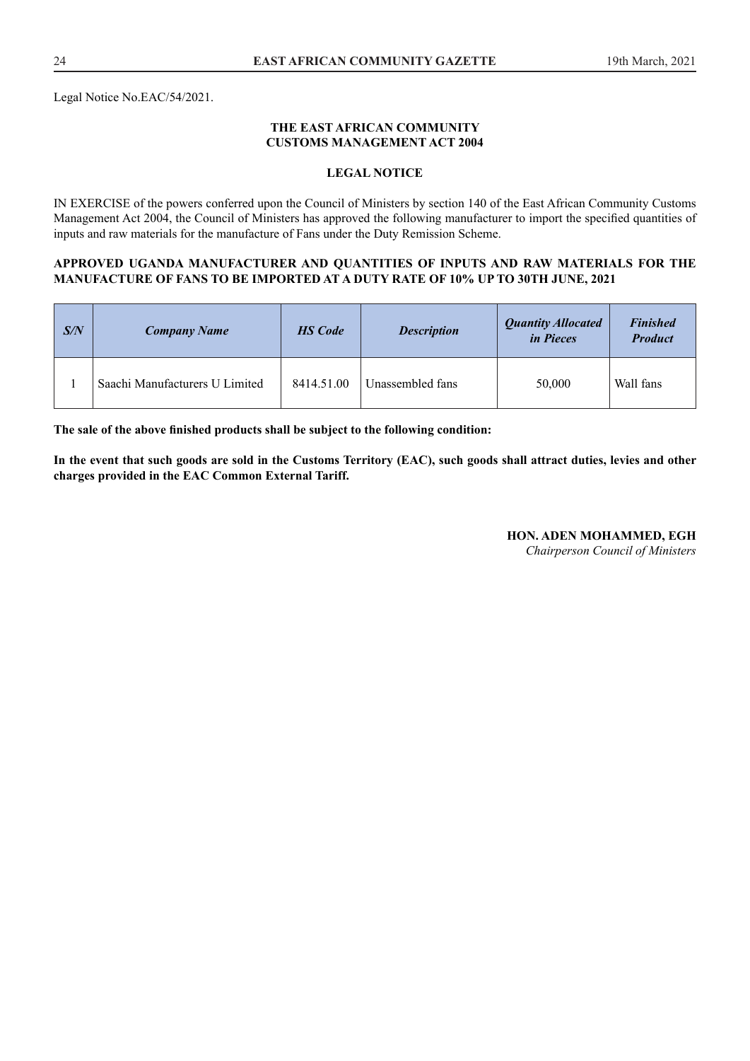Legal Notice No.EAC/54/2021.

**THE EAST AFRICAN COMMUNITY**
**CUSTOMS MANAGEMENT ACT 2004**

**LEGAL NOTICE**

IN EXERCISE of the powers conferred upon the Council of Ministers by section 140 of the East African Community Customs Management Act 2004, the Council of Ministers has approved the following manufacturer to import the specified quantities of inputs and raw materials for the manufacture of Fans under the Duty Remission Scheme.

**APPROVED UGANDA MANUFACTURER AND QUANTITIES OF INPUTS AND RAW MATERIALS FOR THE MANUFACTURE OF FANS TO BE IMPORTED AT A DUTY RATE OF 10% UP TO 30TH JUNE, 2021**

| ***S/N*** | ***Company Name*** | ***HS Code*** | ***Description*** | ***Quantity Allocated in Pieces*** | ***Finished Product*** |
|---|---|---|---|---|---|
| 1 | Saachi Manufacturers U Limited | 8414.51.00 | Unassembled fans | 50,000 | Wall fans |

**The sale of the above finished products shall be subject to the following condition:**

**In the event that such goods are sold in the Customs Territory (EAC), such goods shall attract duties, levies and other charges provided in the EAC Common External Tariff.**

**HON. ADEN MOHAMMED, EGH**
*Chairperson Council of Ministers*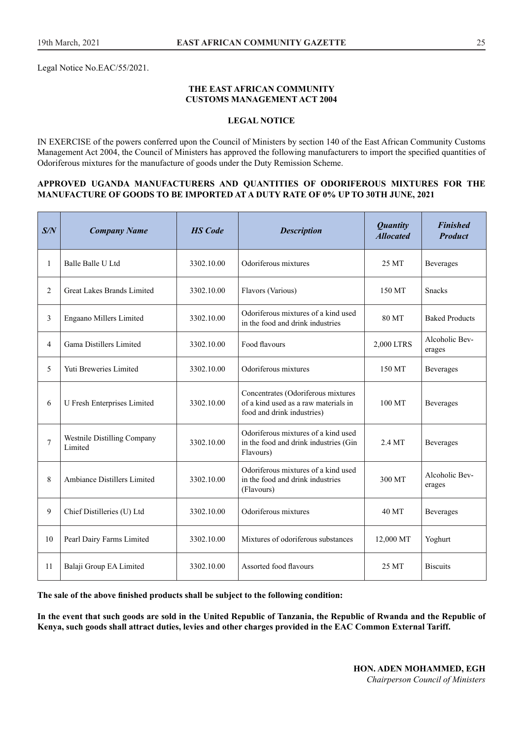Legal Notice No.EAC/55/2021.

**THE EAST AFRICAN COMMUNITY**
**CUSTOMS MANAGEMENT ACT 2004**

**LEGAL NOTICE**

IN EXERCISE of the powers conferred upon the Council of Ministers by section 140 of the East African Community Customs Management Act 2004, the Council of Ministers has approved the following manufacturers to import the specified quantities of Odoriferous mixtures for the manufacture of goods under the Duty Remission Scheme.

**APPROVED UGANDA MANUFACTURERS AND QUANTITIES OF ODORIFEROUS MIXTURES FOR THE MANUFACTURE OF GOODS TO BE IMPORTED AT A DUTY RATE OF 0% UP TO 30TH JUNE, 2021**

| *S/N* | *Company Name* | *HS Code* | *Description* | *Quantity Allocated* | *Finished Product* |
|---|---|---|---|---|---|
| 1 | Balle Balle U Ltd | 3302.10.00 | Odoriferous mixtures | 25 MT | Beverages |
| 2 | Great Lakes Brands Limited | 3302.10.00 | Flavors (Various) | 150 MT | Snacks |
| 3 | Engaano Millers Limited | 3302.10.00 | Odoriferous mixtures of a kind used in the food and drink industries | 80 MT | Baked Products |
| 4 | Gama Distillers Limited | 3302.10.00 | Food flavours | 2,000 LTRS | Alcoholic Beverages |
| 5 | Yuti Breweries Limited | 3302.10.00 | Odoriferous mixtures | 150 MT | Beverages |
| 6 | U Fresh Enterprises Limited | 3302.10.00 | Concentrates (Odoriferous mixtures of a kind used as a raw materials in food and drink industries) | 100 MT | Beverages |
| 7 | Westnile Distilling Company Limited | 3302.10.00 | Odoriferous mixtures of a kind used in the food and drink industries (Gin Flavours) | 2.4 MT | Beverages |
| 8 | Ambiance Distillers Limited | 3302.10.00 | Odoriferous mixtures of a kind used in the food and drink industries (Flavours) | 300 MT | Alcoholic Beverages |
| 9 | Chief Distilleries (U) Ltd | 3302.10.00 | Odoriferous mixtures | 40 MT | Beverages |
| 10 | Pearl Dairy Farms Limited | 3302.10.00 | Mixtures of odoriferous substances | 12,000 MT | Yoghurt |
| 11 | Balaji Group EA Limited | 3302.10.00 | Assorted food flavours | 25 MT | Biscuits |

**The sale of the above finished products shall be subject to the following condition:**

**In the event that such goods are sold in the United Republic of Tanzania, the Republic of Rwanda and the Republic of Kenya, such goods shall attract duties, levies and other charges provided in the EAC Common External Tariff.**

**HON. ADEN MOHAMMED, EGH**
*Chairperson Council of Ministers*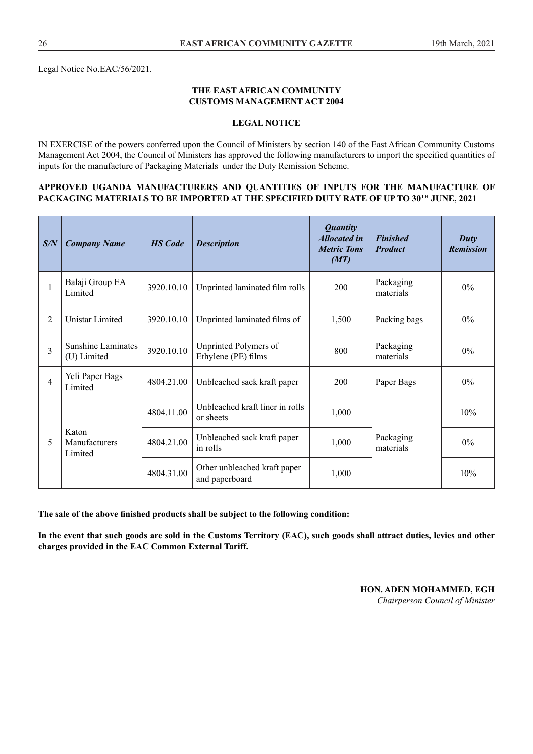Legal Notice No.EAC/56/2021.

**THE EAST AFRICAN COMMUNITY**
**CUSTOMS MANAGEMENT ACT 2004**

**LEGAL NOTICE**

IN EXERCISE of the powers conferred upon the Council of Ministers by section 140 of the East African Community Customs Management Act 2004, the Council of Ministers has approved the following manufacturers to import the specified quantities of inputs for the manufacture of Packaging Materials under the Duty Remission Scheme.

**APPROVED UGANDA MANUFACTURERS AND QUANTITIES OF INPUTS FOR THE MANUFACTURE OF PACKAGING MATERIALS TO BE IMPORTED AT THE SPECIFIED DUTY RATE OF UP TO 30TH JUNE, 2021**

| *S/N* | *Company Name* | *HS Code* | *Description* | *Quantity Allocated in Metric Tons (MT)* | *Finished Product* | *Duty Remission* |
|---|---|---|---|---|---|---|
| 1 | Balaji Group EA Limited | 3920.10.10 | Unprinted laminated film rolls | 200 | Packaging materials | 0% |
| 2 | Unistar Limited | 3920.10.10 | Unprinted laminated films of | 1,500 | Packing bags | 0% |
| 3 | Sunshine Laminates (U) Limited | 3920.10.10 | Unprinted Polymers of Ethylene (PE) films | 800 | Packaging materials | 0% |
| 4 | Yeli Paper Bags Limited | 4804.21.00 | Unbleached sack kraft paper | 200 | Paper Bags | 0% |
| 5 | Katon Manufacturers Limited | 4804.11.00 | Unbleached kraft liner in rolls or sheets | 1,000 | Packaging materials | 10% |
| | | 4804.21.00 | Unbleached sack kraft paper in rolls | 1,000 | | 0% |
| | | 4804.31.00 | Other unbleached kraft paper and paperboard | 1,000 | | 10% |

**The sale of the above finished products shall be subject to the following condition:**

**In the event that such goods are sold in the Customs Territory (EAC), such goods shall attract duties, levies and other charges provided in the EAC Common External Tariff.**

**HON. ADEN MOHAMMED, EGH**
*Chairperson Council of Minister*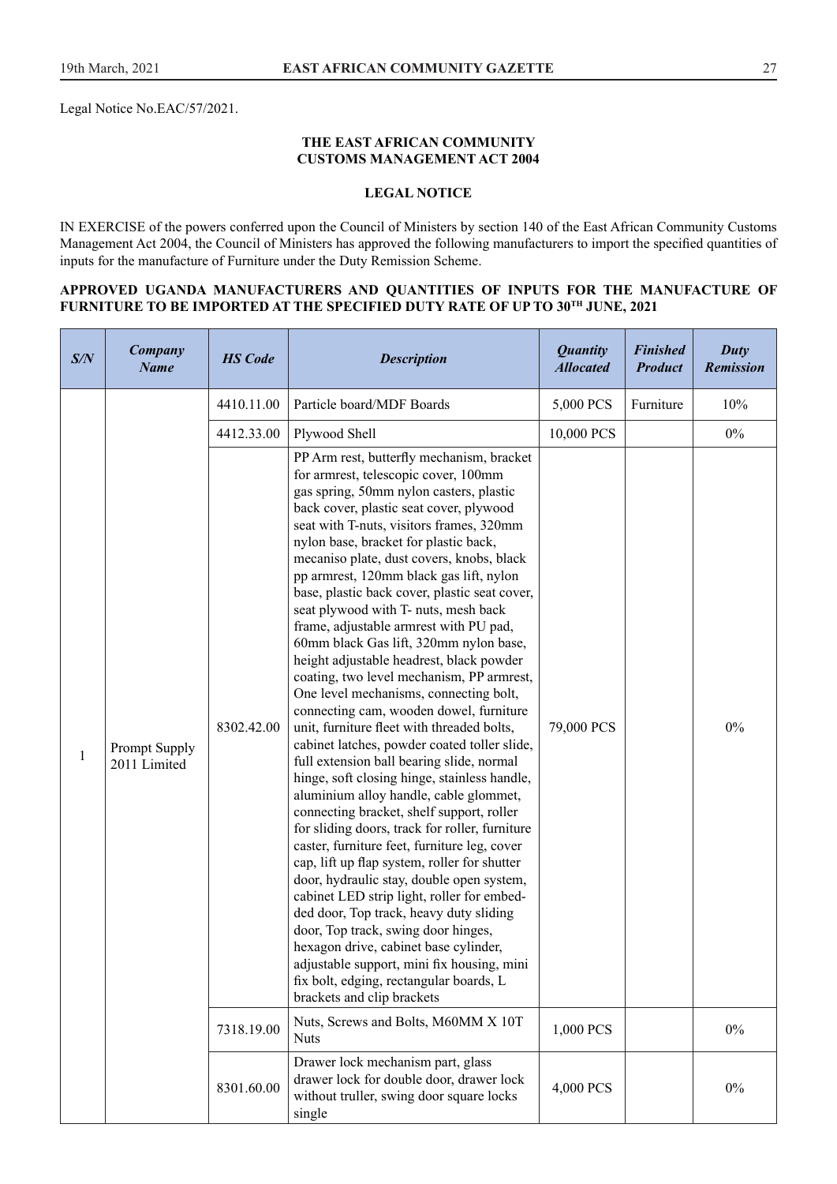Legal Notice No.EAC/57/2021.

**THE EAST AFRICAN COMMUNITY**
**CUSTOMS MANAGEMENT ACT 2004**

**LEGAL NOTICE**

IN EXERCISE of the powers conferred upon the Council of Ministers by section 140 of the East African Community Customs Management Act 2004, the Council of Ministers has approved the following manufacturers to import the specified quantities of inputs for the manufacture of Furniture under the Duty Remission Scheme.

**APPROVED UGANDA MANUFACTURERS AND QUANTITIES OF INPUTS FOR THE MANUFACTURE OF FURNITURE TO BE IMPORTED AT THE SPECIFIED DUTY RATE OF UP TO 30TH JUNE, 2021**

| S/N | Company Name | HS Code | Description | Quantity Allocated | Finished Product | Duty Remission |
|---|---|---|---|---|---|---|
| 1 | Prompt Supply 2011 Limited | 4410.11.00 | Particle board/MDF Boards | 5,000 PCS | Furniture | 10% |
| | | 4412.33.00 | Plywood Shell | 10,000 PCS | | 0% |
| | | 8302.42.00 | PP Arm rest, butterfly mechanism, bracket for armrest, telescopic cover, 100mm gas spring, 50mm nylon casters, plastic back cover, plastic seat cover, plywood seat with T-nuts, visitors frames, 320mm nylon base, bracket for plastic back, mecaniso plate, dust covers, knobs, black pp armrest, 120mm black gas lift, nylon base, plastic back cover, plastic seat cover, seat plywood with T- nuts, mesh back frame, adjustable armrest with PU pad, 60mm black Gas lift, 320mm nylon base, height adjustable headrest, black powder coating, two level mechanism, PP armrest, One level mechanisms, connecting bolt, connecting cam, wooden dowel, furniture unit, furniture fleet with threaded bolts, cabinet latches, powder coated toller slide, full extension ball bearing slide, normal hinge, soft closing hinge, stainless handle, aluminium alloy handle, cable glommet, connecting bracket, shelf support, roller for sliding doors, track for roller, furniture caster, furniture feet, furniture leg, cover cap, lift up flap system, roller for shutter door, hydraulic stay, double open system, cabinet LED strip light, roller for embedded door, Top track, heavy duty sliding door, Top track, swing door hinges, hexagon drive, cabinet base cylinder, adjustable support, mini fix housing, mini fix bolt, edging, rectangular boards, L brackets and clip brackets | 79,000 PCS | | 0% |
| | | 7318.19.00 | Nuts, Screws and Bolts, M60MM X 10T Nuts | 1,000 PCS | | 0% |
| | | 8301.60.00 | Drawer lock mechanism part, glass drawer lock for double door, drawer lock without truller, swing door square locks single | 4,000 PCS | | 0% |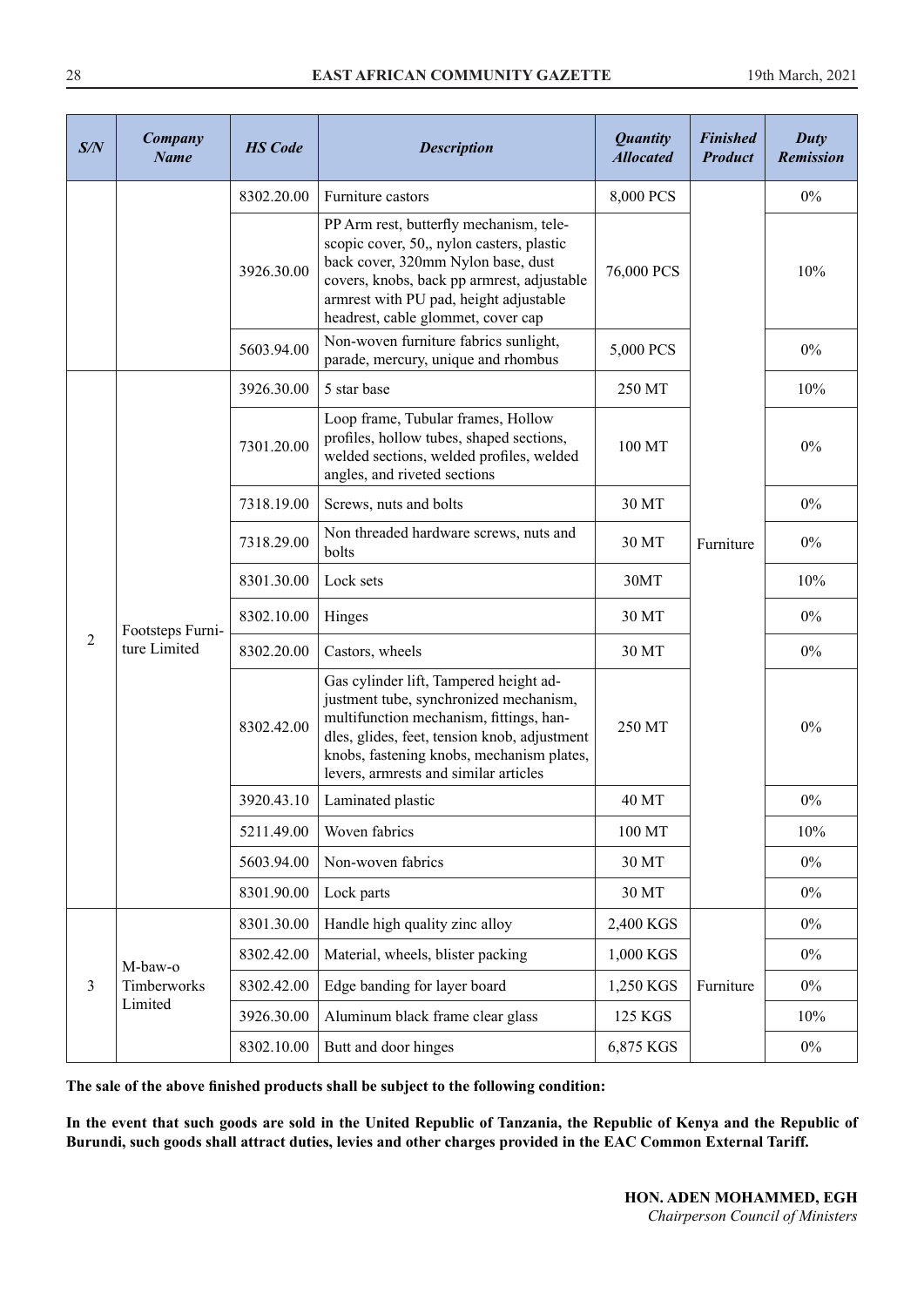| *S/N* | *Company Name* | *HS Code* | *Description* | *Quantity Allocated* | *Finished Product* | *Duty Remission* |
|---|---|---|---|---|---|---|
| | | 8302.20.00 | Furniture castors | 8,000 PCS | | 0% |
| | | 3926.30.00 | PP Arm rest, butterfly mechanism, telescopic cover, 50,, nylon casters, plastic back cover, 320mm Nylon base, dust covers, knobs, back pp armrest, adjustable armrest with PU pad, height adjustable headrest, cable glommet, cover cap | 76,000 PCS | | 10% |
| | | 5603.94.00 | Non-woven furniture fabrics sunlight, parade, mercury, unique and rhombus | 5,000 PCS | | 0% |
| 2 | Footsteps Furniture Limited | 3926.30.00 | 5 star base | 250 MT | Furniture | 10% |
| | | 7301.20.00 | Loop frame, Tubular frames, Hollow profiles, hollow tubes, shaped sections, welded sections, welded profiles, welded angles, and riveted sections | 100 MT | | 0% |
| | | 7318.19.00 | Screws, nuts and bolts | 30 MT | | 0% |
| | | 7318.29.00 | Non threaded hardware screws, nuts and bolts | 30 MT | | 0% |
| | | 8301.30.00 | Lock sets | 30MT | | 10% |
| | | 8302.10.00 | Hinges | 30 MT | | 0% |
| | | 8302.20.00 | Castors, wheels | 30 MT | | 0% |
| | | 8302.42.00 | Gas cylinder lift, Tampered height adjustment tube, synchronized mechanism, multifunction mechanism, fittings, handles, glides, feet, tension knob, adjustment knobs, fastening knobs, mechanism plates, levers, armrests and similar articles | 250 MT | | 0% |
| | | 3920.43.10 | Laminated plastic | 40 MT | | 0% |
| | | 5211.49.00 | Woven fabrics | 100 MT | | 10% |
| | | 5603.94.00 | Non-woven fabrics | 30 MT | | 0% |
| | | 8301.90.00 | Lock parts | 30 MT | | 0% |
| 3 | M-baw-o Timberworks Limited | 8301.30.00 | Handle high quality zinc alloy | 2,400 KGS | Furniture | 0% |
| | | 8302.42.00 | Material, wheels, blister packing | 1,000 KGS | | 0% |
| | | 8302.42.00 | Edge banding for layer board | 1,250 KGS | | 0% |
| | | 3926.30.00 | Aluminum black frame clear glass | 125 KGS | | 10% |
| | | 8302.10.00 | Butt and door hinges | 6,875 KGS | | 0% |

**The sale of the above finished products shall be subject to the following condition:**

**In the event that such goods are sold in the United Republic of Tanzania, the Republic of Kenya and the Republic of Burundi, such goods shall attract duties, levies and other charges provided in the EAC Common External Tariff.**

**HON. ADEN MOHAMMED, EGH**
*Chairperson Council of Ministers*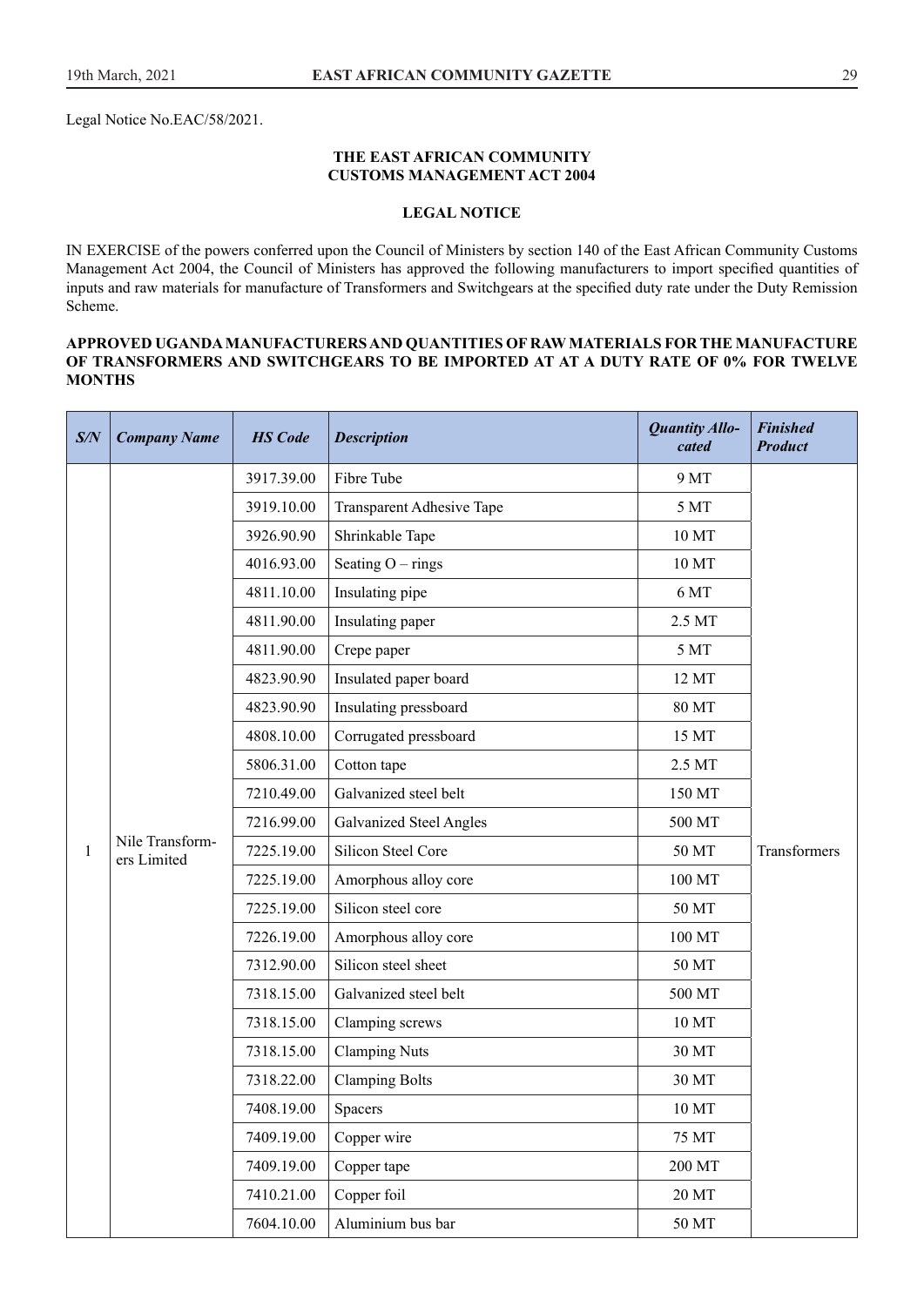Legal Notice No.EAC/58/2021.

**THE EAST AFRICAN COMMUNITY**
**CUSTOMS MANAGEMENT ACT 2004**

**LEGAL NOTICE**

IN EXERCISE of the powers conferred upon the Council of Ministers by section 140 of the East African Community Customs Management Act 2004, the Council of Ministers has approved the following manufacturers to import specified quantities of inputs and raw materials for manufacture of Transformers and Switchgears at the specified duty rate under the Duty Remission Scheme.

**APPROVED UGANDA MANUFACTURERS AND QUANTITIES OF RAW MATERIALS FOR THE MANUFACTURE OF TRANSFORMERS AND SWITCHGEARS TO BE IMPORTED AT AT A DUTY RATE OF 0% FOR TWELVE MONTHS**

| *S/N* | *Company Name* | *HS Code* | *Description* | *Quantity Allocated* | *Finished Product* |
|---|---|---|---|---|---|
| 1 | Nile Transformers Limited | 3917.39.00 | Fibre Tube | 9 MT | Transformers |
| | | 3919.10.00 | Transparent Adhesive Tape | 5 MT | |
| | | 3926.90.90 | Shrinkable Tape | 10 MT | |
| | | 4016.93.00 | Seating O – rings | 10 MT | |
| | | 4811.10.00 | Insulating pipe | 6 MT | |
| | | 4811.90.00 | Insulating paper | 2.5 MT | |
| | | 4811.90.00 | Crepe paper | 5 MT | |
| | | 4823.90.90 | Insulated paper board | 12 MT | |
| | | 4823.90.90 | Insulating pressboard | 80 MT | |
| | | 4808.10.00 | Corrugated pressboard | 15 MT | |
| | | 5806.31.00 | Cotton tape | 2.5 MT | |
| | | 7210.49.00 | Galvanized steel belt | 150 MT | |
| | | 7216.99.00 | Galvanized Steel Angles | 500 MT | |
| | | 7225.19.00 | Silicon Steel Core | 50 MT | |
| | | 7225.19.00 | Amorphous alloy core | 100 MT | |
| | | 7225.19.00 | Silicon steel core | 50 MT | |
| | | 7226.19.00 | Amorphous alloy core | 100 MT | |
| | | 7312.90.00 | Silicon steel sheet | 50 MT | |
| | | 7318.15.00 | Galvanized steel belt | 500 MT | |
| | | 7318.15.00 | Clamping screws | 10 MT | |
| | | 7318.15.00 | Clamping Nuts | 30 MT | |
| | | 7318.22.00 | Clamping Bolts | 30 MT | |
| | | 7408.19.00 | Spacers | 10 MT | |
| | | 7409.19.00 | Copper wire | 75 MT | |
| | | 7409.19.00 | Copper tape | 200 MT | |
| | | 7410.21.00 | Copper foil | 20 MT | |
| | | 7604.10.00 | Aluminium bus bar | 50 MT | |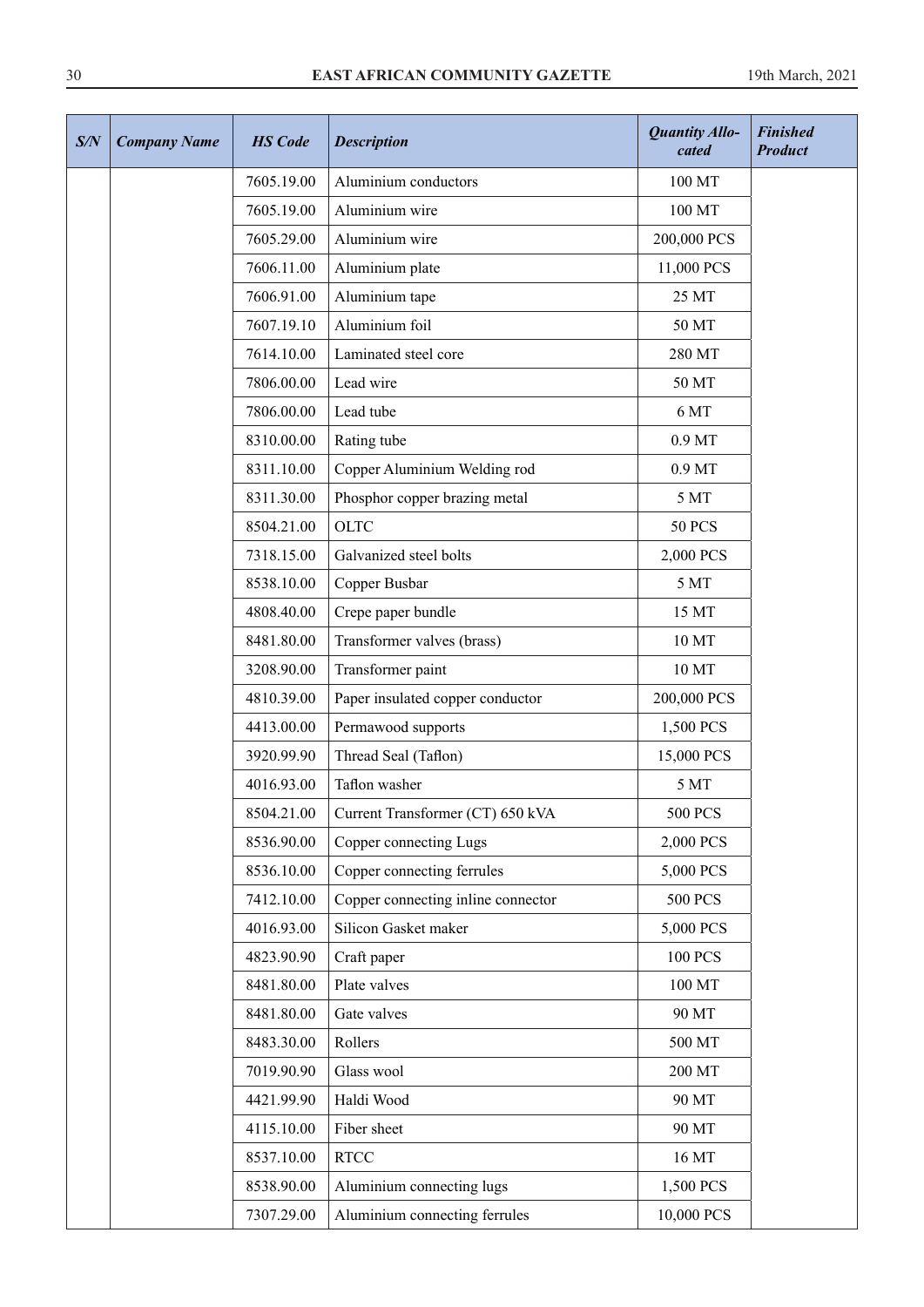| *S/N* | *Company Name* | *HS Code* | *Description* | *Quantity Allocated* | *Finished Product* |
|---|---|---|---|---|---|
| | | 7605.19.00 | Aluminium conductors | 100 MT | |
| | | 7605.19.00 | Aluminium wire | 100 MT | |
| | | 7605.29.00 | Aluminium wire | 200,000 PCS | |
| | | 7606.11.00 | Aluminium plate | 11,000 PCS | |
| | | 7606.91.00 | Aluminium tape | 25 MT | |
| | | 7607.19.10 | Aluminium foil | 50 MT | |
| | | 7614.10.00 | Laminated steel core | 280 MT | |
| | | 7806.00.00 | Lead wire | 50 MT | |
| | | 7806.00.00 | Lead tube | 6 MT | |
| | | 8310.00.00 | Rating tube | 0.9 MT | |
| | | 8311.10.00 | Copper Aluminium Welding rod | 0.9 MT | |
| | | 8311.30.00 | Phosphor copper brazing metal | 5 MT | |
| | | 8504.21.00 | OLTC | 50 PCS | |
| | | 7318.15.00 | Galvanized steel bolts | 2,000 PCS | |
| | | 8538.10.00 | Copper Busbar | 5 MT | |
| | | 4808.40.00 | Crepe paper bundle | 15 MT | |
| | | 8481.80.00 | Transformer valves (brass) | 10 MT | |
| | | 3208.90.00 | Transformer paint | 10 MT | |
| | | 4810.39.00 | Paper insulated copper conductor | 200,000 PCS | |
| | | 4413.00.00 | Permawood supports | 1,500 PCS | |
| | | 3920.99.90 | Thread Seal (Taflon) | 15,000 PCS | |
| | | 4016.93.00 | Taflon washer | 5 MT | |
| | | 8504.21.00 | Current Transformer (CT) 650 kVA | 500 PCS | |
| | | 8536.90.00 | Copper connecting Lugs | 2,000 PCS | |
| | | 8536.10.00 | Copper connecting ferrules | 5,000 PCS | |
| | | 7412.10.00 | Copper connecting inline connector | 500 PCS | |
| | | 4016.93.00 | Silicon Gasket maker | 5,000 PCS | |
| | | 4823.90.90 | Craft paper | 100 PCS | |
| | | 8481.80.00 | Plate valves | 100 MT | |
| | | 8481.80.00 | Gate valves | 90 MT | |
| | | 8483.30.00 | Rollers | 500 MT | |
| | | 7019.90.90 | Glass wool | 200 MT | |
| | | 4421.99.90 | Haldi Wood | 90 MT | |
| | | 4115.10.00 | Fiber sheet | 90 MT | |
| | | 8537.10.00 | RTCC | 16 MT | |
| | | 8538.90.00 | Aluminium connecting lugs | 1,500 PCS | |
| | | 7307.29.00 | Aluminium connecting ferrules | 10,000 PCS | |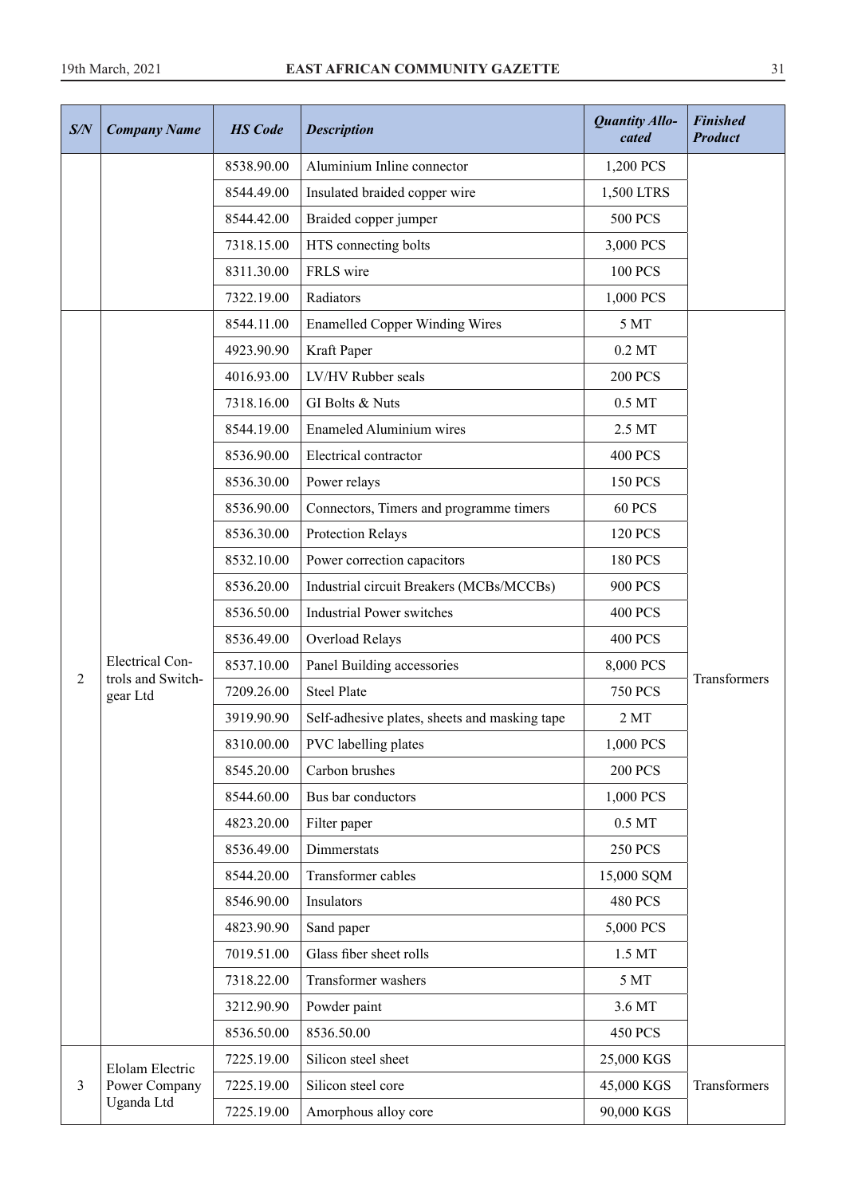| S/N | Company Name | HS Code | Description | Quantity Allocated | Finished Product |
|---|---|---|---|---|---|
| | | 8538.90.00 | Aluminium Inline connector | 1,200 PCS | |
| | | 8544.49.00 | Insulated braided copper wire | 1,500 LTRS | |
| | | 8544.42.00 | Braided copper jumper | 500 PCS | |
| | | 7318.15.00 | HTS connecting bolts | 3,000 PCS | |
| | | 8311.30.00 | FRLS wire | 100 PCS | |
| | | 7322.19.00 | Radiators | 1,000 PCS | |
| 2 | Electrical Controls and Switchgear Ltd | 8544.11.00 | Enamelled Copper Winding Wires | 5 MT | Transformers |
| | | 4923.90.90 | Kraft Paper | 0.2 MT | |
| | | 4016.93.00 | LV/HV Rubber seals | 200 PCS | |
| | | 7318.16.00 | GI Bolts & Nuts | 0.5 MT | |
| | | 8544.19.00 | Enameled Aluminium wires | 2.5 MT | |
| | | 8536.90.00 | Electrical contractor | 400 PCS | |
| | | 8536.30.00 | Power relays | 150 PCS | |
| | | 8536.90.00 | Connectors, Timers and programme timers | 60 PCS | |
| | | 8536.30.00 | Protection Relays | 120 PCS | |
| | | 8532.10.00 | Power correction capacitors | 180 PCS | |
| | | 8536.20.00 | Industrial circuit Breakers (MCBs/MCCBs) | 900 PCS | |
| | | 8536.50.00 | Industrial Power switches | 400 PCS | |
| | | 8536.49.00 | Overload Relays | 400 PCS | |
| | | 8537.10.00 | Panel Building accessories | 8,000 PCS | |
| | | 7209.26.00 | Steel Plate | 750 PCS | |
| | | 3919.90.90 | Self-adhesive plates, sheets and masking tape | 2 MT | |
| | | 8310.00.00 | PVC labelling plates | 1,000 PCS | |
| | | 8545.20.00 | Carbon brushes | 200 PCS | |
| | | 8544.60.00 | Bus bar conductors | 1,000 PCS | |
| | | 4823.20.00 | Filter paper | 0.5 MT | |
| | | 8536.49.00 | Dimmerstats | 250 PCS | |
| | | 8544.20.00 | Transformer cables | 15,000 SQM | |
| | | 8546.90.00 | Insulators | 480 PCS | |
| | | 4823.90.90 | Sand paper | 5,000 PCS | |
| | | 7019.51.00 | Glass fiber sheet rolls | 1.5 MT | |
| | | 7318.22.00 | Transformer washers | 5 MT | |
| | | 3212.90.90 | Powder paint | 3.6 MT | |
| | | 8536.50.00 | 8536.50.00 | 450 PCS | |
| 3 | Elolam Electric Power Company Uganda Ltd | 7225.19.00 | Silicon steel sheet | 25,000 KGS | Transformers |
| | | 7225.19.00 | Silicon steel core | 45,000 KGS | |
| | | 7225.19.00 | Amorphous alloy core | 90,000 KGS | |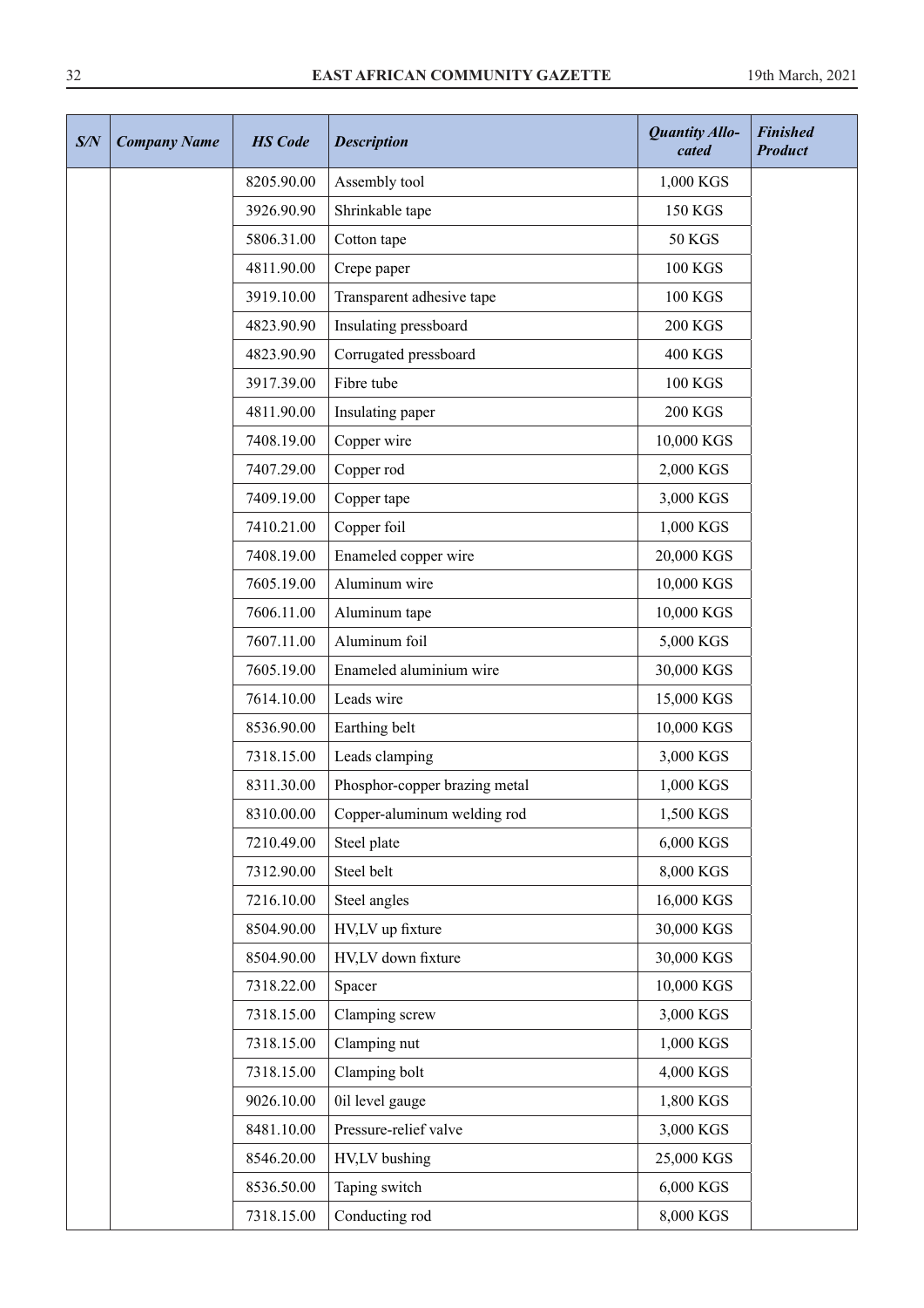| S/N | Company Name | HS Code | Description | Quantity Allocated | Finished Product |
|---|---|---|---|---|---|
| | | 8205.90.00 | Assembly tool | 1,000 KGS | |
| | | 3926.90.90 | Shrinkable tape | 150 KGS | |
| | | 5806.31.00 | Cotton tape | 50 KGS | |
| | | 4811.90.00 | Crepe paper | 100 KGS | |
| | | 3919.10.00 | Transparent adhesive tape | 100 KGS | |
| | | 4823.90.90 | Insulating pressboard | 200 KGS | |
| | | 4823.90.90 | Corrugated pressboard | 400 KGS | |
| | | 3917.39.00 | Fibre tube | 100 KGS | |
| | | 4811.90.00 | Insulating paper | 200 KGS | |
| | | 7408.19.00 | Copper wire | 10,000 KGS | |
| | | 7407.29.00 | Copper rod | 2,000 KGS | |
| | | 7409.19.00 | Copper tape | 3,000 KGS | |
| | | 7410.21.00 | Copper foil | 1,000 KGS | |
| | | 7408.19.00 | Enameled copper wire | 20,000 KGS | |
| | | 7605.19.00 | Aluminum wire | 10,000 KGS | |
| | | 7606.11.00 | Aluminum tape | 10,000 KGS | |
| | | 7607.11.00 | Aluminum foil | 5,000 KGS | |
| | | 7605.19.00 | Enameled aluminium wire | 30,000 KGS | |
| | | 7614.10.00 | Leads wire | 15,000 KGS | |
| | | 8536.90.00 | Earthing belt | 10,000 KGS | |
| | | 7318.15.00 | Leads clamping | 3,000 KGS | |
| | | 8311.30.00 | Phosphor-copper brazing metal | 1,000 KGS | |
| | | 8310.00.00 | Copper-aluminum welding rod | 1,500 KGS | |
| | | 7210.49.00 | Steel plate | 6,000 KGS | |
| | | 7312.90.00 | Steel belt | 8,000 KGS | |
| | | 7216.10.00 | Steel angles | 16,000 KGS | |
| | | 8504.90.00 | HV,LV up fixture | 30,000 KGS | |
| | | 8504.90.00 | HV,LV down fixture | 30,000 KGS | |
| | | 7318.22.00 | Spacer | 10,000 KGS | |
| | | 7318.15.00 | Clamping screw | 3,000 KGS | |
| | | 7318.15.00 | Clamping nut | 1,000 KGS | |
| | | 7318.15.00 | Clamping bolt | 4,000 KGS | |
| | | 9026.10.00 | 0il level gauge | 1,800 KGS | |
| | | 8481.10.00 | Pressure-relief valve | 3,000 KGS | |
| | | 8546.20.00 | HV,LV bushing | 25,000 KGS | |
| | | 8536.50.00 | Taping switch | 6,000 KGS | |
| | | 7318.15.00 | Conducting rod | 8,000 KGS | |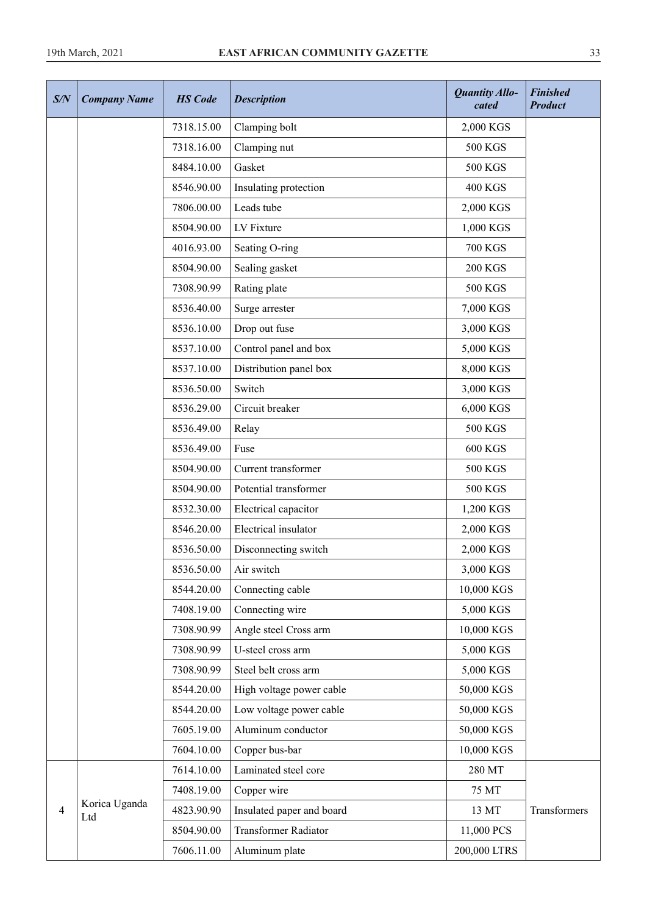| S/N | Company Name | HS Code | Description | Quantity Allo-cated | Finished Product |
|---|---|---|---|---|---|
| | | 7318.15.00 | Clamping bolt | 2,000 KGS | |
| | | 7318.16.00 | Clamping nut | 500 KGS | |
| | | 8484.10.00 | Gasket | 500 KGS | |
| | | 8546.90.00 | Insulating protection | 400 KGS | |
| | | 7806.00.00 | Leads tube | 2,000 KGS | |
| | | 8504.90.00 | LV Fixture | 1,000 KGS | |
| | | 4016.93.00 | Seating O-ring | 700 KGS | |
| | | 8504.90.00 | Sealing gasket | 200 KGS | |
| | | 7308.90.99 | Rating plate | 500 KGS | |
| | | 8536.40.00 | Surge arrester | 7,000 KGS | |
| | | 8536.10.00 | Drop out fuse | 3,000 KGS | |
| | | 8537.10.00 | Control panel and box | 5,000 KGS | |
| | | 8537.10.00 | Distribution panel box | 8,000 KGS | |
| | | 8536.50.00 | Switch | 3,000 KGS | |
| | | 8536.29.00 | Circuit breaker | 6,000 KGS | |
| | | 8536.49.00 | Relay | 500 KGS | |
| | | 8536.49.00 | Fuse | 600 KGS | |
| | | 8504.90.00 | Current transformer | 500 KGS | |
| | | 8504.90.00 | Potential transformer | 500 KGS | |
| | | 8532.30.00 | Electrical capacitor | 1,200 KGS | |
| | | 8546.20.00 | Electrical insulator | 2,000 KGS | |
| | | 8536.50.00 | Disconnecting switch | 2,000 KGS | |
| | | 8536.50.00 | Air switch | 3,000 KGS | |
| | | 8544.20.00 | Connecting cable | 10,000 KGS | |
| | | 7408.19.00 | Connecting wire | 5,000 KGS | |
| | | 7308.90.99 | Angle steel Cross arm | 10,000 KGS | |
| | | 7308.90.99 | U-steel cross arm | 5,000 KGS | |
| | | 7308.90.99 | Steel belt cross arm | 5,000 KGS | |
| | | 8544.20.00 | High voltage power cable | 50,000 KGS | |
| | | 8544.20.00 | Low voltage power cable | 50,000 KGS | |
| | | 7605.19.00 | Aluminum conductor | 50,000 KGS | |
| | | 7604.10.00 | Copper bus-bar | 10,000 KGS | |
| 4 | Korica Uganda Ltd | 7614.10.00 | Laminated steel core | 280 MT | Transformers |
| | | 7408.19.00 | Copper wire | 75 MT | |
| | | 4823.90.90 | Insulated paper and board | 13 MT | |
| | | 8504.90.00 | Transformer Radiator | 11,000 PCS | |
| | | 7606.11.00 | Aluminum plate | 200,000 LTRS | |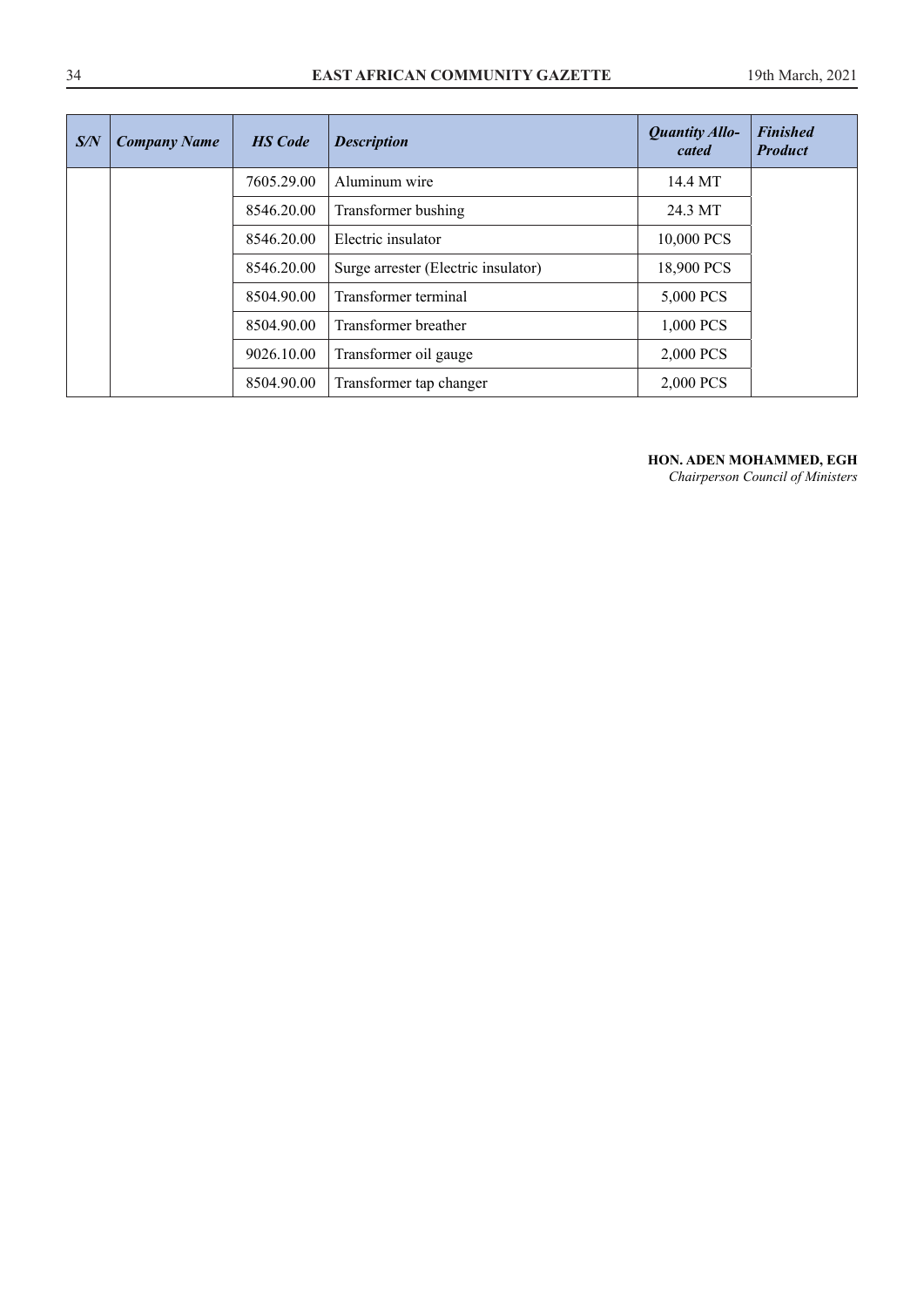| ***S/N*** | ***Company Name*** | ***HS Code*** | ***Description*** | ***Quantity Allocated*** | ***Finished Product*** |
|---|---|---|---|---|---|
| | | 7605.29.00 | Aluminum wire | 14.4 MT | |
| | | 8546.20.00 | Transformer bushing | 24.3 MT | |
| | | 8546.20.00 | Electric insulator | 10,000 PCS | |
| | | 8546.20.00 | Surge arrester (Electric insulator) | 18,900 PCS | |
| | | 8504.90.00 | Transformer terminal | 5,000 PCS | |
| | | 8504.90.00 | Transformer breather | 1,000 PCS | |
| | | 9026.10.00 | Transformer oil gauge | 2,000 PCS | |
| | | 8504.90.00 | Transformer tap changer | 2,000 PCS | |

**HON. ADEN MOHAMMED, EGH**
*Chairperson Council of Ministers*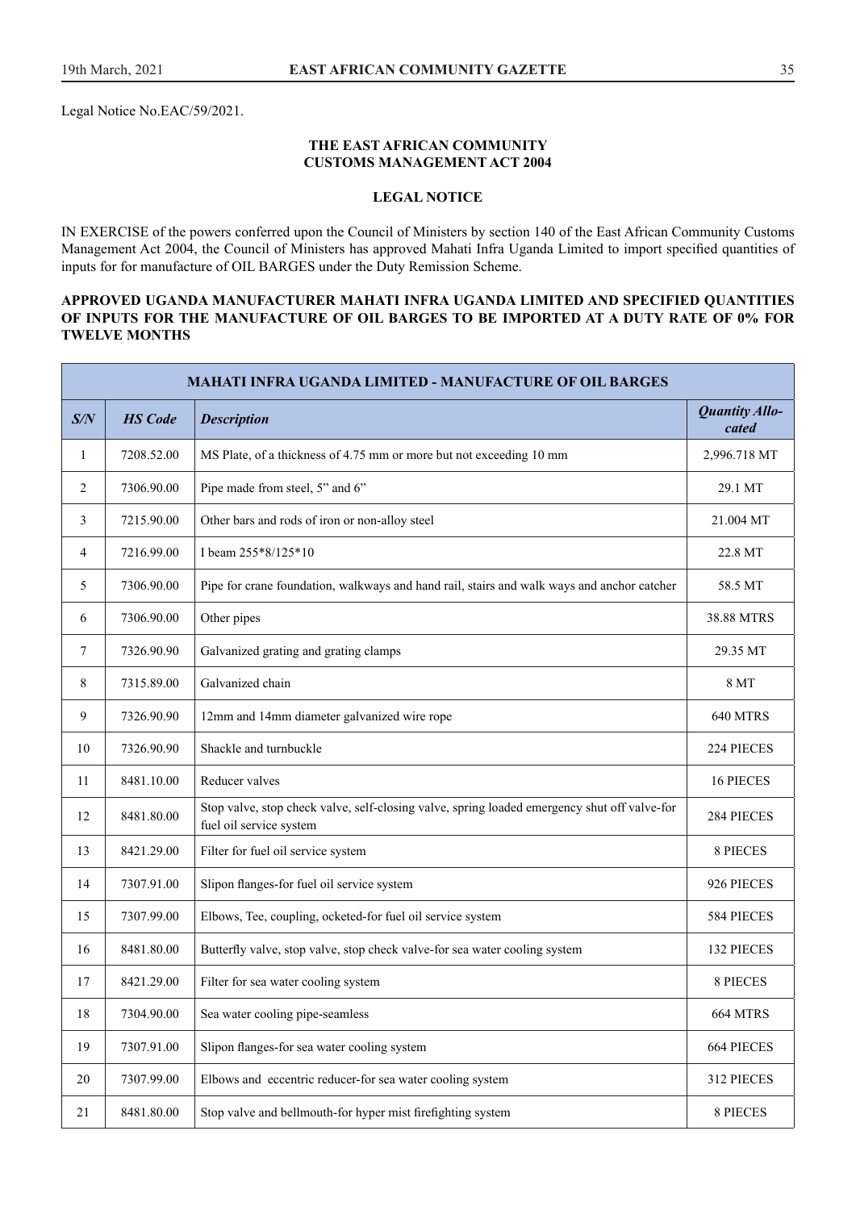Legal Notice No.EAC/59/2021.

**THE EAST AFRICAN COMMUNITY**
**CUSTOMS MANAGEMENT ACT 2004**

**LEGAL NOTICE**

IN EXERCISE of the powers conferred upon the Council of Ministers by section 140 of the East African Community Customs Management Act 2004, the Council of Ministers has approved Mahati Infra Uganda Limited to import specified quantities of inputs for for manufacture of OIL BARGES under the Duty Remission Scheme.

**APPROVED UGANDA MANUFACTURER MAHATI INFRA UGANDA LIMITED AND SPECIFIED QUANTITIES OF INPUTS FOR THE MANUFACTURE OF OIL BARGES TO BE IMPORTED AT A DUTY RATE OF 0% FOR TWELVE MONTHS**

| MAHATI INFRA UGANDA LIMITED - MANUFACTURE OF OIL BARGES | | | |
|---|---|---|---|
| ***S/N*** | ***HS Code*** | ***Description*** | ***Quantity Allocated*** |
| 1 | 7208.52.00 | MS Plate, of a thickness of 4.75 mm or more but not exceeding 10 mm | 2,996.718 MT |
| 2 | 7306.90.00 | Pipe made from steel, 5" and 6" | 29.1 MT |
| 3 | 7215.90.00 | Other bars and rods of iron or non-alloy steel | 21.004 MT |
| 4 | 7216.99.00 | I beam 255*8/125*10 | 22.8 MT |
| 5 | 7306.90.00 | Pipe for crane foundation, walkways and hand rail, stairs and walk ways and anchor catcher | 58.5 MT |
| 6 | 7306.90.00 | Other pipes | 38.88 MTRS |
| 7 | 7326.90.90 | Galvanized grating and grating clamps | 29.35 MT |
| 8 | 7315.89.00 | Galvanized chain | 8 MT |
| 9 | 7326.90.90 | 12mm and 14mm diameter galvanized wire rope | 640 MTRS |
| 10 | 7326.90.90 | Shackle and turnbuckle | 224 PIECES |
| 11 | 8481.10.00 | Reducer valves | 16 PIECES |
| 12 | 8481.80.00 | Stop valve, stop check valve, self-closing valve, spring loaded emergency shut off valve-for fuel oil service system | 284 PIECES |
| 13 | 8421.29.00 | Filter for fuel oil service system | 8 PIECES |
| 14 | 7307.91.00 | Slipon flanges-for fuel oil service system | 926 PIECES |
| 15 | 7307.99.00 | Elbows, Tee, coupling, ocketed-for fuel oil service system | 584 PIECES |
| 16 | 8481.80.00 | Butterfly valve, stop valve, stop check valve-for sea water cooling system | 132 PIECES |
| 17 | 8421.29.00 | Filter for sea water cooling system | 8 PIECES |
| 18 | 7304.90.00 | Sea water cooling pipe-seamless | 664 MTRS |
| 19 | 7307.91.00 | Slipon flanges-for sea water cooling system | 664 PIECES |
| 20 | 7307.99.00 | Elbows and eccentric reducer-for sea water cooling system | 312 PIECES |
| 21 | 8481.80.00 | Stop valve and bellmouth-for hyper mist firefighting system | 8 PIECES |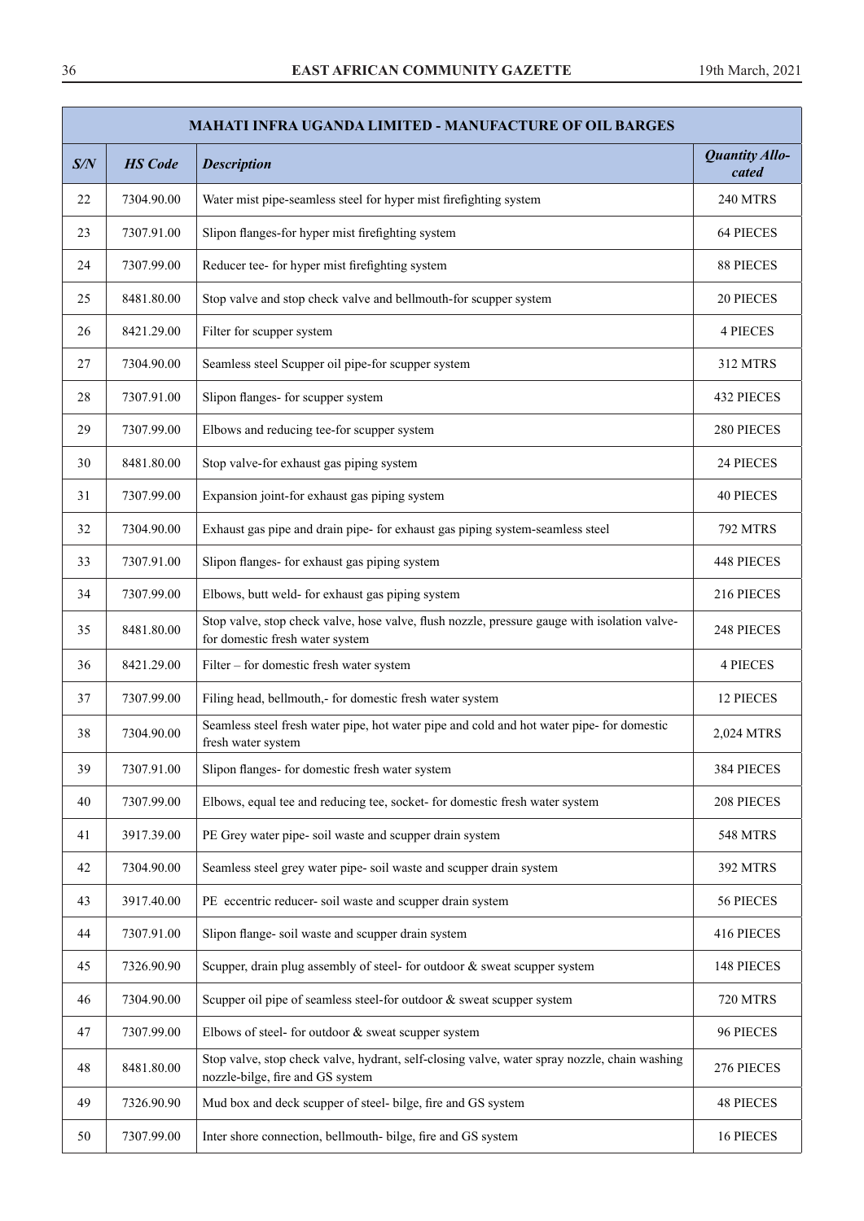| MAHATI INFRA UGANDA LIMITED - MANUFACTURE OF OIL BARGES | | | |
|---|---|---|---|
| ***S/N*** | ***HS Code*** | ***Description*** | ***Quantity Allocated*** |
| 22 | 7304.90.00 | Water mist pipe-seamless steel for hyper mist firefighting system | 240 MTRS |
| 23 | 7307.91.00 | Slipon flanges-for hyper mist firefighting system | 64 PIECES |
| 24 | 7307.99.00 | Reducer tee- for hyper mist firefighting system | 88 PIECES |
| 25 | 8481.80.00 | Stop valve and stop check valve and bellmouth-for scupper system | 20 PIECES |
| 26 | 8421.29.00 | Filter for scupper system | 4 PIECES |
| 27 | 7304.90.00 | Seamless steel Scupper oil pipe-for scupper system | 312 MTRS |
| 28 | 7307.91.00 | Slipon flanges- for scupper system | 432 PIECES |
| 29 | 7307.99.00 | Elbows and reducing tee-for scupper system | 280 PIECES |
| 30 | 8481.80.00 | Stop valve-for exhaust gas piping system | 24 PIECES |
| 31 | 7307.99.00 | Expansion joint-for exhaust gas piping system | 40 PIECES |
| 32 | 7304.90.00 | Exhaust gas pipe and drain pipe- for exhaust gas piping system-seamless steel | 792 MTRS |
| 33 | 7307.91.00 | Slipon flanges- for exhaust gas piping system | 448 PIECES |
| 34 | 7307.99.00 | Elbows, butt weld- for exhaust gas piping system | 216 PIECES |
| 35 | 8481.80.00 | Stop valve, stop check valve, hose valve, flush nozzle, pressure gauge with isolation valve-for domestic fresh water system | 248 PIECES |
| 36 | 8421.29.00 | Filter – for domestic fresh water system | 4 PIECES |
| 37 | 7307.99.00 | Filing head, bellmouth,- for domestic fresh water system | 12 PIECES |
| 38 | 7304.90.00 | Seamless steel fresh water pipe, hot water pipe and cold and hot water pipe- for domestic fresh water system | 2,024 MTRS |
| 39 | 7307.91.00 | Slipon flanges- for domestic fresh water system | 384 PIECES |
| 40 | 7307.99.00 | Elbows, equal tee and reducing tee, socket- for domestic fresh water system | 208 PIECES |
| 41 | 3917.39.00 | PE Grey water pipe- soil waste and scupper drain system | 548 MTRS |
| 42 | 7304.90.00 | Seamless steel grey water pipe- soil waste and scupper drain system | 392 MTRS |
| 43 | 3917.40.00 | PE eccentric reducer- soil waste and scupper drain system | 56 PIECES |
| 44 | 7307.91.00 | Slipon flange- soil waste and scupper drain system | 416 PIECES |
| 45 | 7326.90.90 | Scupper, drain plug assembly of steel- for outdoor & sweat scupper system | 148 PIECES |
| 46 | 7304.90.00 | Scupper oil pipe of seamless steel-for outdoor & sweat scupper system | 720 MTRS |
| 47 | 7307.99.00 | Elbows of steel- for outdoor & sweat scupper system | 96 PIECES |
| 48 | 8481.80.00 | Stop valve, stop check valve, hydrant, self-closing valve, water spray nozzle, chain washing nozzle-bilge, fire and GS system | 276 PIECES |
| 49 | 7326.90.90 | Mud box and deck scupper of steel- bilge, fire and GS system | 48 PIECES |
| 50 | 7307.99.00 | Inter shore connection, bellmouth- bilge, fire and GS system | 16 PIECES |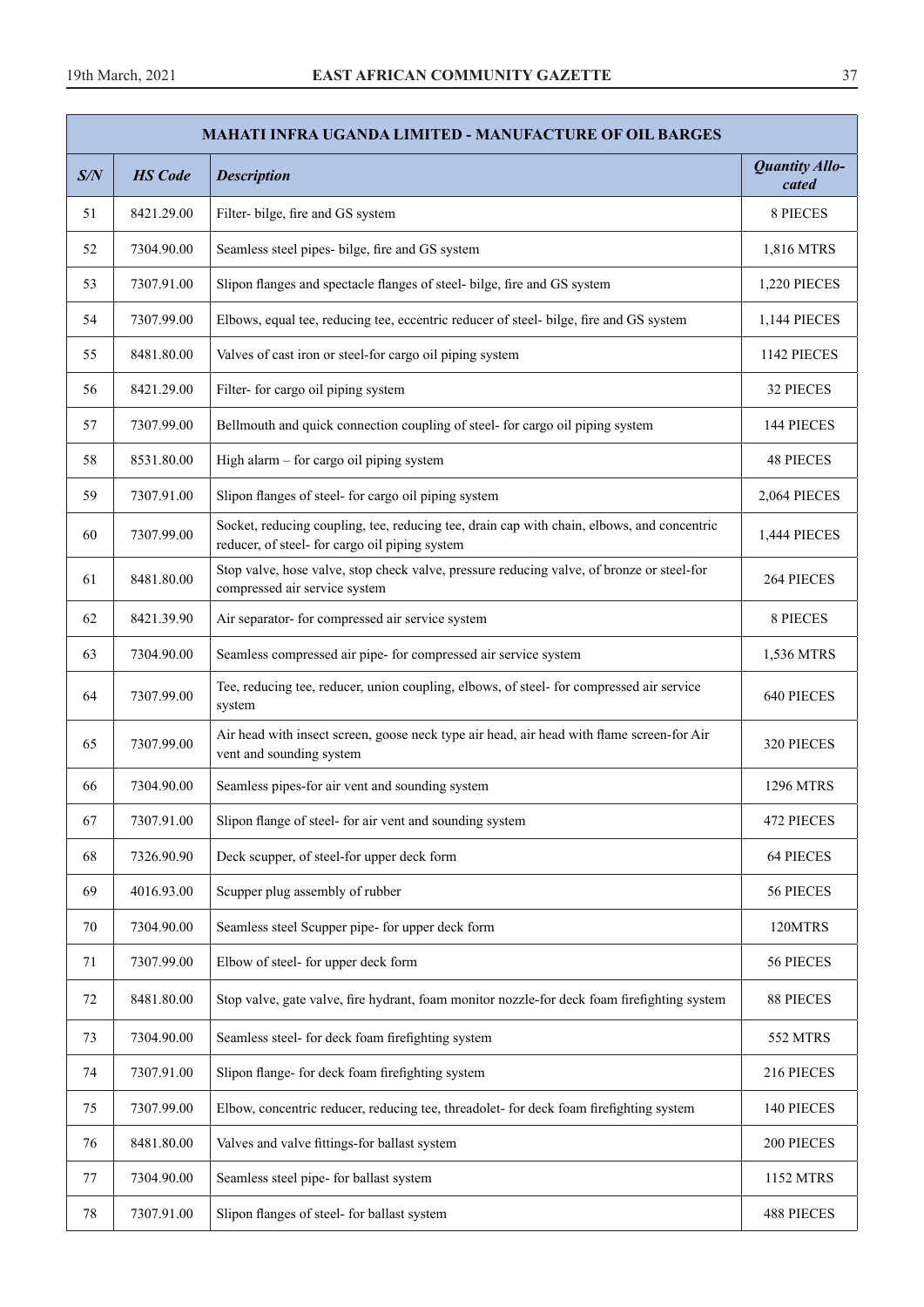| MAHATI INFRA UGANDA LIMITED - MANUFACTURE OF OIL BARGES | | | |
|---|---|---|---|
| ***S/N*** | ***HS Code*** | ***Description*** | ***Quantity Allocated*** |
| 51 | 8421.29.00 | Filter- bilge, fire and GS system | 8 PIECES |
| 52 | 7304.90.00 | Seamless steel pipes- bilge, fire and GS system | 1,816 MTRS |
| 53 | 7307.91.00 | Slipon flanges and spectacle flanges of steel- bilge, fire and GS system | 1,220 PIECES |
| 54 | 7307.99.00 | Elbows, equal tee, reducing tee, eccentric reducer of steel- bilge, fire and GS system | 1,144 PIECES |
| 55 | 8481.80.00 | Valves of cast iron or steel-for cargo oil piping system | 1142 PIECES |
| 56 | 8421.29.00 | Filter- for cargo oil piping system | 32 PIECES |
| 57 | 7307.99.00 | Bellmouth and quick connection coupling of steel- for cargo oil piping system | 144 PIECES |
| 58 | 8531.80.00 | High alarm – for cargo oil piping system | 48 PIECES |
| 59 | 7307.91.00 | Slipon flanges of steel- for cargo oil piping system | 2,064 PIECES |
| 60 | 7307.99.00 | Socket, reducing coupling, tee, reducing tee, drain cap with chain, elbows, and concentric reducer, of steel- for cargo oil piping system | 1,444 PIECES |
| 61 | 8481.80.00 | Stop valve, hose valve, stop check valve, pressure reducing valve, of bronze or steel-for compressed air service system | 264 PIECES |
| 62 | 8421.39.90 | Air separator- for compressed air service system | 8 PIECES |
| 63 | 7304.90.00 | Seamless compressed air pipe- for compressed air service system | 1,536 MTRS |
| 64 | 7307.99.00 | Tee, reducing tee, reducer, union coupling, elbows, of steel- for compressed air service system | 640 PIECES |
| 65 | 7307.99.00 | Air head with insect screen, goose neck type air head, air head with flame screen-for Air vent and sounding system | 320 PIECES |
| 66 | 7304.90.00 | Seamless pipes-for air vent and sounding system | 1296 MTRS |
| 67 | 7307.91.00 | Slipon flange of steel- for air vent and sounding system | 472 PIECES |
| 68 | 7326.90.90 | Deck scupper, of steel-for upper deck form | 64 PIECES |
| 69 | 4016.93.00 | Scupper plug assembly of rubber | 56 PIECES |
| 70 | 7304.90.00 | Seamless steel Scupper pipe- for upper deck form | 120MTRS |
| 71 | 7307.99.00 | Elbow of steel- for upper deck form | 56 PIECES |
| 72 | 8481.80.00 | Stop valve, gate valve, fire hydrant, foam monitor nozzle-for deck foam firefighting system | 88 PIECES |
| 73 | 7304.90.00 | Seamless steel- for deck foam firefighting system | 552 MTRS |
| 74 | 7307.91.00 | Slipon flange- for deck foam firefighting system | 216 PIECES |
| 75 | 7307.99.00 | Elbow, concentric reducer, reducing tee, threadolet- for deck foam firefighting system | 140 PIECES |
| 76 | 8481.80.00 | Valves and valve fittings-for ballast system | 200 PIECES |
| 77 | 7304.90.00 | Seamless steel pipe- for ballast system | 1152 MTRS |
| 78 | 7307.91.00 | Slipon flanges of steel- for ballast system | 488 PIECES |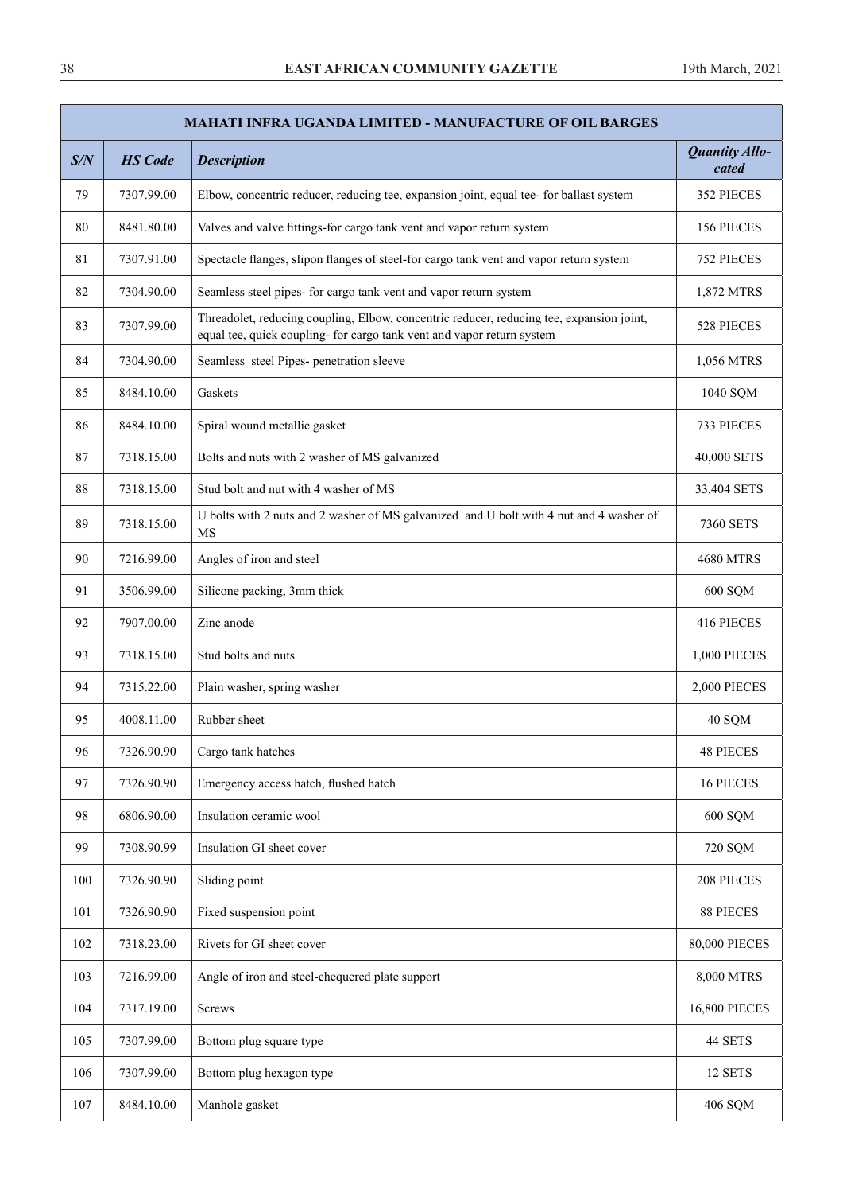| MAHATI INFRA UGANDA LIMITED - MANUFACTURE OF OIL BARGES | | | |
|---|---|---|---|
| ***S/N*** | ***HS Code*** | ***Description*** | ***Quantity Allocated*** |
| 79 | 7307.99.00 | Elbow, concentric reducer, reducing tee, expansion joint, equal tee- for ballast system | 352 PIECES |
| 80 | 8481.80.00 | Valves and valve fittings-for cargo tank vent and vapor return system | 156 PIECES |
| 81 | 7307.91.00 | Spectacle flanges, slipon flanges of steel-for cargo tank vent and vapor return system | 752 PIECES |
| 82 | 7304.90.00 | Seamless steel pipes- for cargo tank vent and vapor return system | 1,872 MTRS |
| 83 | 7307.99.00 | Threadolet, reducing coupling, Elbow, concentric reducer, reducing tee, expansion joint, equal tee, quick coupling- for cargo tank vent and vapor return system | 528 PIECES |
| 84 | 7304.90.00 | Seamless steel Pipes- penetration sleeve | 1,056 MTRS |
| 85 | 8484.10.00 | Gaskets | 1040 SQM |
| 86 | 8484.10.00 | Spiral wound metallic gasket | 733 PIECES |
| 87 | 7318.15.00 | Bolts and nuts with 2 washer of MS galvanized | 40,000 SETS |
| 88 | 7318.15.00 | Stud bolt and nut with 4 washer of MS | 33,404 SETS |
| 89 | 7318.15.00 | U bolts with 2 nuts and 2 washer of MS galvanized and U bolt with 4 nut and 4 washer of MS | 7360 SETS |
| 90 | 7216.99.00 | Angles of iron and steel | 4680 MTRS |
| 91 | 3506.99.00 | Silicone packing, 3mm thick | 600 SQM |
| 92 | 7907.00.00 | Zinc anode | 416 PIECES |
| 93 | 7318.15.00 | Stud bolts and nuts | 1,000 PIECES |
| 94 | 7315.22.00 | Plain washer, spring washer | 2,000 PIECES |
| 95 | 4008.11.00 | Rubber sheet | 40 SQM |
| 96 | 7326.90.90 | Cargo tank hatches | 48 PIECES |
| 97 | 7326.90.90 | Emergency access hatch, flushed hatch | 16 PIECES |
| 98 | 6806.90.00 | Insulation ceramic wool | 600 SQM |
| 99 | 7308.90.99 | Insulation GI sheet cover | 720 SQM |
| 100 | 7326.90.90 | Sliding point | 208 PIECES |
| 101 | 7326.90.90 | Fixed suspension point | 88 PIECES |
| 102 | 7318.23.00 | Rivets for GI sheet cover | 80,000 PIECES |
| 103 | 7216.99.00 | Angle of iron and steel-chequered plate support | 8,000 MTRS |
| 104 | 7317.19.00 | Screws | 16,800 PIECES |
| 105 | 7307.99.00 | Bottom plug square type | 44 SETS |
| 106 | 7307.99.00 | Bottom plug hexagon type | 12 SETS |
| 107 | 8484.10.00 | Manhole gasket | 406 SQM |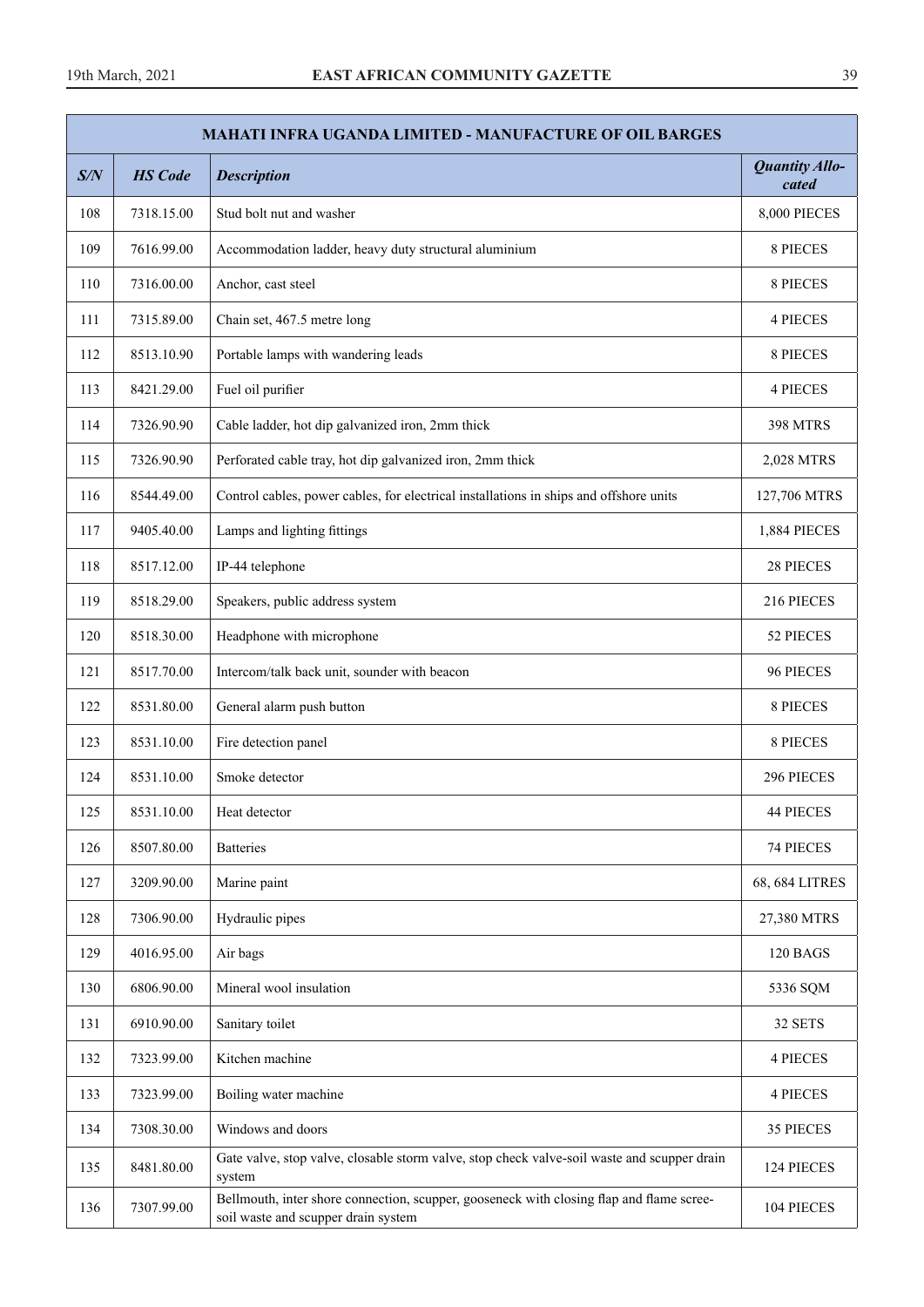| MAHATI INFRA UGANDA LIMITED - MANUFACTURE OF OIL BARGES | | | |
|---|---|---|---|
| ***S/N*** | ***HS Code*** | ***Description*** | ***Quantity Allocated*** |
| 108 | 7318.15.00 | Stud bolt nut and washer | 8,000 PIECES |
| 109 | 7616.99.00 | Accommodation ladder, heavy duty structural aluminium | 8 PIECES |
| 110 | 7316.00.00 | Anchor, cast steel | 8 PIECES |
| 111 | 7315.89.00 | Chain set, 467.5 metre long | 4 PIECES |
| 112 | 8513.10.90 | Portable lamps with wandering leads | 8 PIECES |
| 113 | 8421.29.00 | Fuel oil purifier | 4 PIECES |
| 114 | 7326.90.90 | Cable ladder, hot dip galvanized iron, 2mm thick | 398 MTRS |
| 115 | 7326.90.90 | Perforated cable tray, hot dip galvanized iron, 2mm thick | 2,028 MTRS |
| 116 | 8544.49.00 | Control cables, power cables, for electrical installations in ships and offshore units | 127,706 MTRS |
| 117 | 9405.40.00 | Lamps and lighting fittings | 1,884 PIECES |
| 118 | 8517.12.00 | IP-44 telephone | 28 PIECES |
| 119 | 8518.29.00 | Speakers, public address system | 216 PIECES |
| 120 | 8518.30.00 | Headphone with microphone | 52 PIECES |
| 121 | 8517.70.00 | Intercom/talk back unit, sounder with beacon | 96 PIECES |
| 122 | 8531.80.00 | General alarm push button | 8 PIECES |
| 123 | 8531.10.00 | Fire detection panel | 8 PIECES |
| 124 | 8531.10.00 | Smoke detector | 296 PIECES |
| 125 | 8531.10.00 | Heat detector | 44 PIECES |
| 126 | 8507.80.00 | Batteries | 74 PIECES |
| 127 | 3209.90.00 | Marine paint | 68, 684 LITRES |
| 128 | 7306.90.00 | Hydraulic pipes | 27,380 MTRS |
| 129 | 4016.95.00 | Air bags | 120 BAGS |
| 130 | 6806.90.00 | Mineral wool insulation | 5336 SQM |
| 131 | 6910.90.00 | Sanitary toilet | 32 SETS |
| 132 | 7323.99.00 | Kitchen machine | 4 PIECES |
| 133 | 7323.99.00 | Boiling water machine | 4 PIECES |
| 134 | 7308.30.00 | Windows and doors | 35 PIECES |
| 135 | 8481.80.00 | Gate valve, stop valve, closable storm valve, stop check valve-soil waste and scupper drain system | 124 PIECES |
| 136 | 7307.99.00 | Bellmouth, inter shore connection, scupper, gooseneck with closing flap and flame scree-soil waste and scupper drain system | 104 PIECES |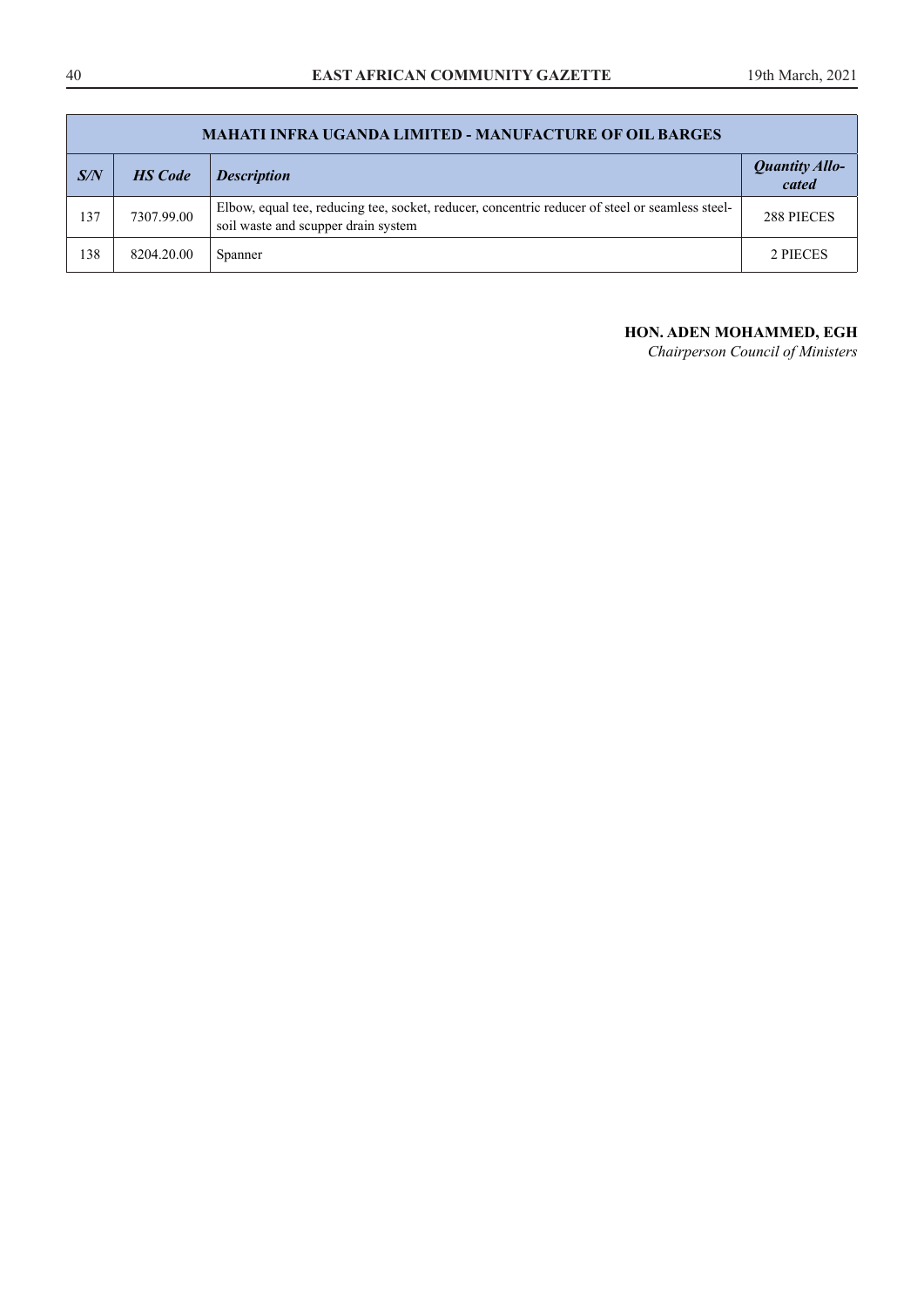| MAHATI INFRA UGANDA LIMITED - MANUFACTURE OF OIL BARGES | | | |
|---|---|---|---|
| ***S/N*** | ***HS Code*** | ***Description*** | ***Quantity Allocated*** |
| 137 | 7307.99.00 | Elbow, equal tee, reducing tee, socket, reducer, concentric reducer of steel or seamless steel-soil waste and scupper drain system | 288 PIECES |
| 138 | 8204.20.00 | Spanner | 2 PIECES |

**HON. ADEN MOHAMMED, EGH**
*Chairperson Council of Ministers*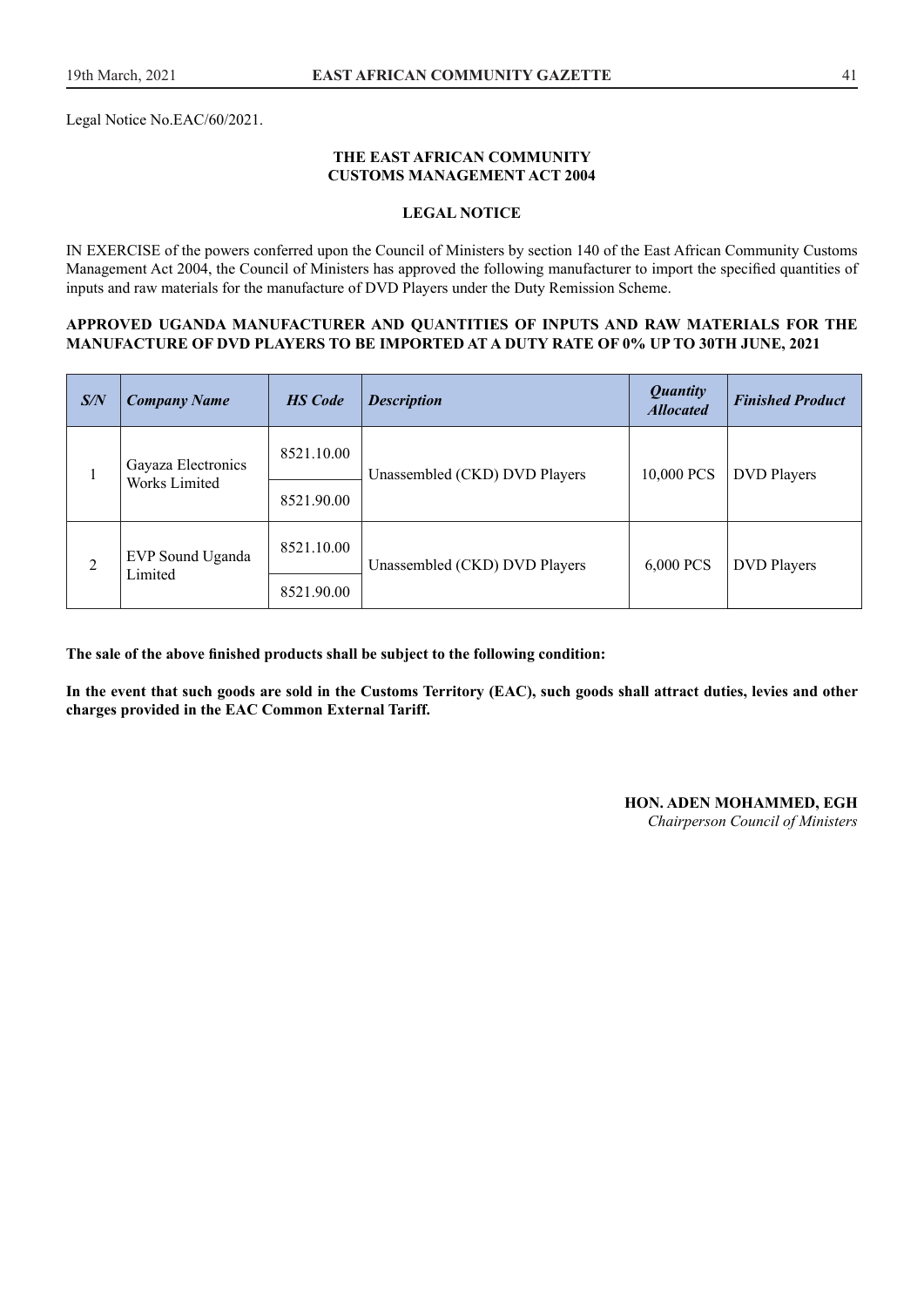Legal Notice No.EAC/60/2021.

**THE EAST AFRICAN COMMUNITY**
**CUSTOMS MANAGEMENT ACT 2004**

**LEGAL NOTICE**

IN EXERCISE of the powers conferred upon the Council of Ministers by section 140 of the East African Community Customs Management Act 2004, the Council of Ministers has approved the following manufacturer to import the specified quantities of inputs and raw materials for the manufacture of DVD Players under the Duty Remission Scheme.

**APPROVED UGANDA MANUFACTURER AND QUANTITIES OF INPUTS AND RAW MATERIALS FOR THE MANUFACTURE OF DVD PLAYERS TO BE IMPORTED AT A DUTY RATE OF 0% UP TO 30TH JUNE, 2021**

| *S/N* | *Company Name* | *HS Code* | *Description* | *Quantity Allocated* | *Finished Product* |
|---|---|---|---|---|---|
| 1 | Gayaza Electronics Works Limited | 8521.10.00 | Unassembled (CKD) DVD Players | 10,000 PCS | DVD Players |
| | | 8521.90.00 | | | |
| 2 | EVP Sound Uganda Limited | 8521.10.00 | Unassembled (CKD) DVD Players | 6,000 PCS | DVD Players |
| | | 8521.90.00 | | | |

**The sale of the above finished products shall be subject to the following condition:**

**In the event that such goods are sold in the Customs Territory (EAC), such goods shall attract duties, levies and other charges provided in the EAC Common External Tariff.**

**HON. ADEN MOHAMMED, EGH**
*Chairperson Council of Ministers*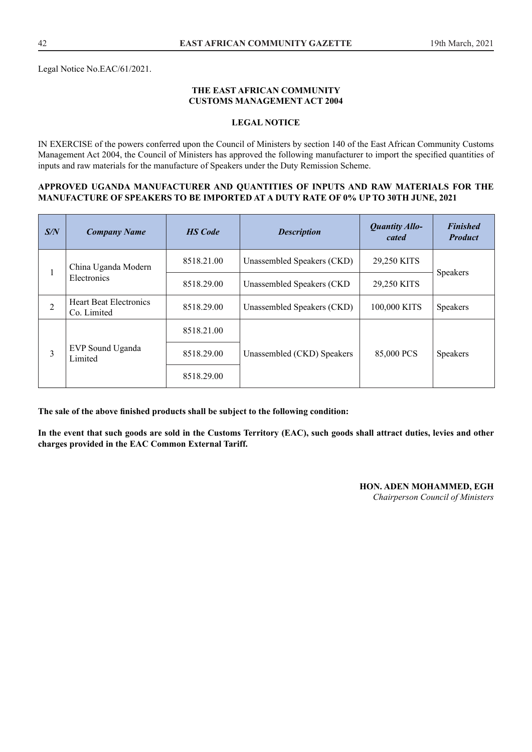Legal Notice No.EAC/61/2021.

**THE EAST AFRICAN COMMUNITY**
**CUSTOMS MANAGEMENT ACT 2004**

**LEGAL NOTICE**

IN EXERCISE of the powers conferred upon the Council of Ministers by section 140 of the East African Community Customs Management Act 2004, the Council of Ministers has approved the following manufacturer to import the specified quantities of inputs and raw materials for the manufacture of Speakers under the Duty Remission Scheme.

**APPROVED UGANDA MANUFACTURER AND QUANTITIES OF INPUTS AND RAW MATERIALS FOR THE MANUFACTURE OF SPEAKERS TO BE IMPORTED AT A DUTY RATE OF 0% UP TO 30TH JUNE, 2021**

| *S/N* | *Company Name* | *HS Code* | *Description* | *Quantity Allocated* | *Finished Product* |
|---|---|---|---|---|---|
| 1 | China Uganda Modern Electronics | 8518.21.00 | Unassembled Speakers (CKD) | 29,250 KITS | Speakers |
| | | 8518.29.00 | Unassembled Speakers (CKD | 29,250 KITS | |
| 2 | Heart Beat Electronics Co. Limited | 8518.29.00 | Unassembled Speakers (CKD) | 100,000 KITS | Speakers |
| 3 | EVP Sound Uganda Limited | 8518.21.00 | Unassembled (CKD) Speakers | 85,000 PCS | Speakers |
| | | 8518.29.00 | | | |
| | | 8518.29.00 | | | |

**The sale of the above finished products shall be subject to the following condition:**

**In the event that such goods are sold in the Customs Territory (EAC), such goods shall attract duties, levies and other charges provided in the EAC Common External Tariff.**

**HON. ADEN MOHAMMED, EGH**
*Chairperson Council of Ministers*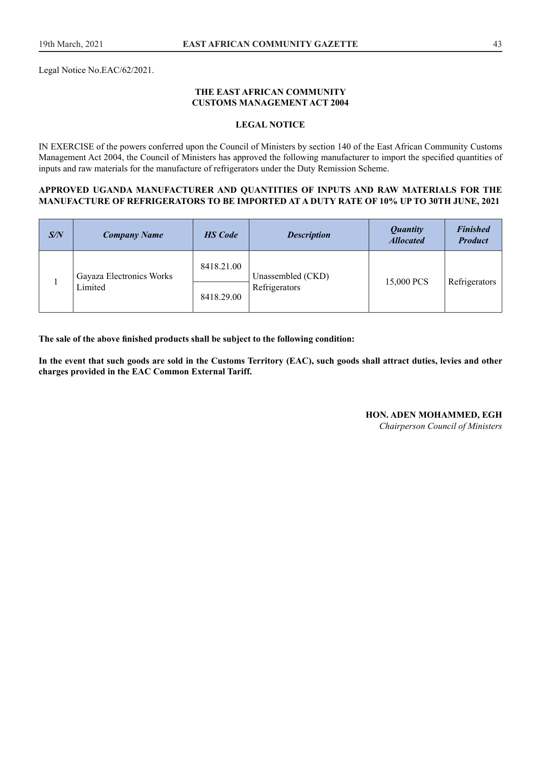Legal Notice No.EAC/62/2021.

## THE EAST AFRICAN COMMUNITY
## CUSTOMS MANAGEMENT ACT 2004

### LEGAL NOTICE

IN EXERCISE of the powers conferred upon the Council of Ministers by section 140 of the East African Community Customs Management Act 2004, the Council of Ministers has approved the following manufacturer to import the specified quantities of inputs and raw materials for the manufacture of refrigerators under the Duty Remission Scheme.

**APPROVED UGANDA MANUFACTURER AND QUANTITIES OF INPUTS AND RAW MATERIALS FOR THE MANUFACTURE OF REFRIGERATORS TO BE IMPORTED AT A DUTY RATE OF 10% UP TO 30TH JUNE, 2021**

| *S/N* | *Company Name* | *HS Code* | *Description* | *Quantity Allocated* | *Finished Product* |
|---|---|---|---|---|---|
| 1 | Gayaza Electronics Works Limited | 8418.21.00 | Unassembled (CKD) Refrigerators | 15,000 PCS | Refrigerators |
| | | 8418.29.00 | | | |

**The sale of the above finished products shall be subject to the following condition:**

**In the event that such goods are sold in the Customs Territory (EAC), such goods shall attract duties, levies and other charges provided in the EAC Common External Tariff.**

**HON. ADEN MOHAMMED, EGH**
*Chairperson Council of Ministers*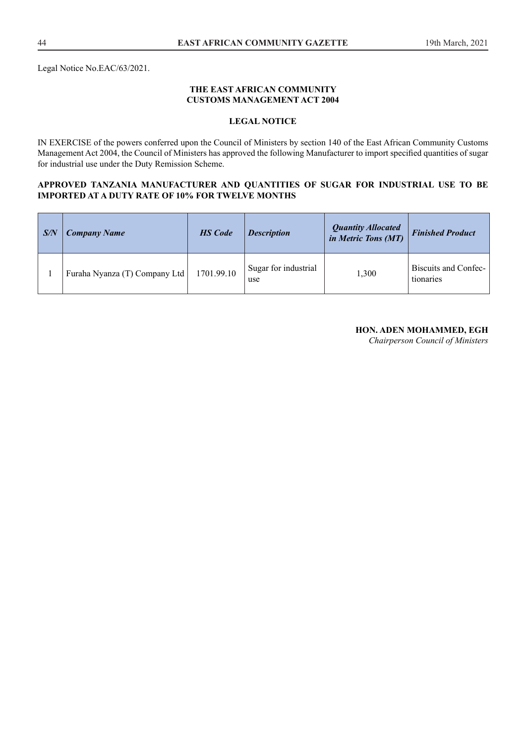Legal Notice No.EAC/63/2021.

**THE EAST AFRICAN COMMUNITY**
**CUSTOMS MANAGEMENT ACT 2004**

**LEGAL NOTICE**

IN EXERCISE of the powers conferred upon the Council of Ministers by section 140 of the East African Community Customs Management Act 2004, the Council of Ministers has approved the following Manufacturer to import specified quantities of sugar for industrial use under the Duty Remission Scheme.

**APPROVED TANZANIA MANUFACTURER AND QUANTITIES OF SUGAR FOR INDUSTRIAL USE TO BE IMPORTED AT A DUTY RATE OF 10% FOR TWELVE MONTHS**

| ***S/N*** | ***Company Name*** | ***HS Code*** | ***Description*** | ***Quantity Allocated in Metric Tons (MT)*** | ***Finished Product*** |
|---|---|---|---|---|---|
| 1 | Furaha Nyanza (T) Company Ltd | 1701.99.10 | Sugar for industrial use | 1,300 | Biscuits and Confectionaries |

**HON. ADEN MOHAMMED, EGH**
*Chairperson Council of Ministers*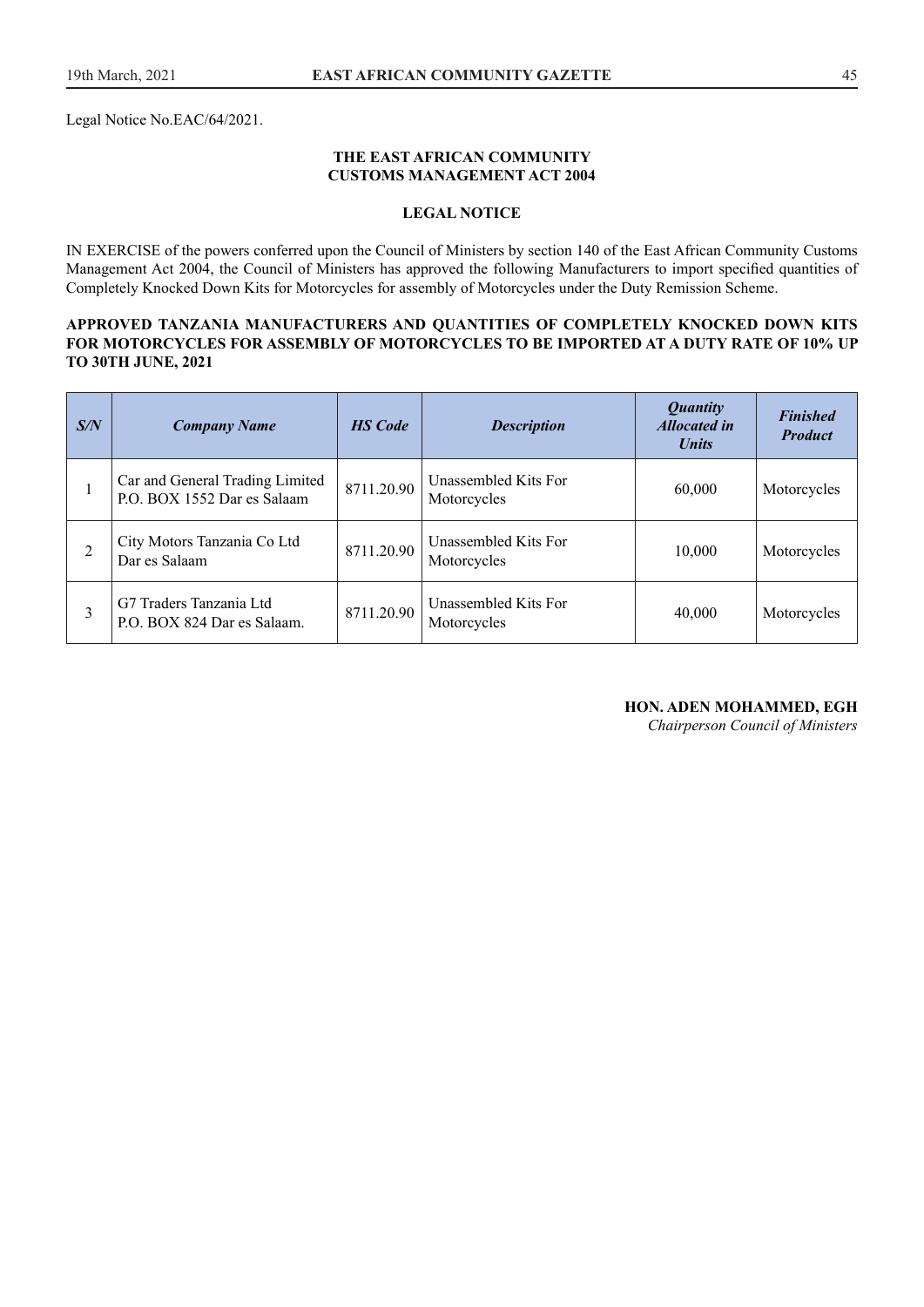Legal Notice No.EAC/64/2021.

**THE EAST AFRICAN COMMUNITY**
**CUSTOMS MANAGEMENT ACT 2004**

**LEGAL NOTICE**

IN EXERCISE of the powers conferred upon the Council of Ministers by section 140 of the East African Community Customs Management Act 2004, the Council of Ministers has approved the following Manufacturers to import specified quantities of Completely Knocked Down Kits for Motorcycles for assembly of Motorcycles under the Duty Remission Scheme.

**APPROVED TANZANIA MANUFACTURERS AND QUANTITIES OF COMPLETELY KNOCKED DOWN KITS FOR MOTORCYCLES FOR ASSEMBLY OF MOTORCYCLES TO BE IMPORTED AT A DUTY RATE OF 10% UP TO 30TH JUNE, 2021**

| ***S/N*** | ***Company Name*** | ***HS Code*** | ***Description*** | ***Quantity Allocated in Units*** | ***Finished Product*** |
|---|---|---|---|---|---|
| 1 | Car and General Trading Limited P.O. BOX 1552 Dar es Salaam | 8711.20.90 | Unassembled Kits For Motorcycles | 60,000 | Motorcycles |
| 2 | City Motors Tanzania Co Ltd Dar es Salaam | 8711.20.90 | Unassembled Kits For Motorcycles | 10,000 | Motorcycles |
| 3 | G7 Traders Tanzania Ltd P.O. BOX 824 Dar es Salaam. | 8711.20.90 | Unassembled Kits For Motorcycles | 40,000 | Motorcycles |

**HON. ADEN MOHAMMED, EGH**
*Chairperson Council of Ministers*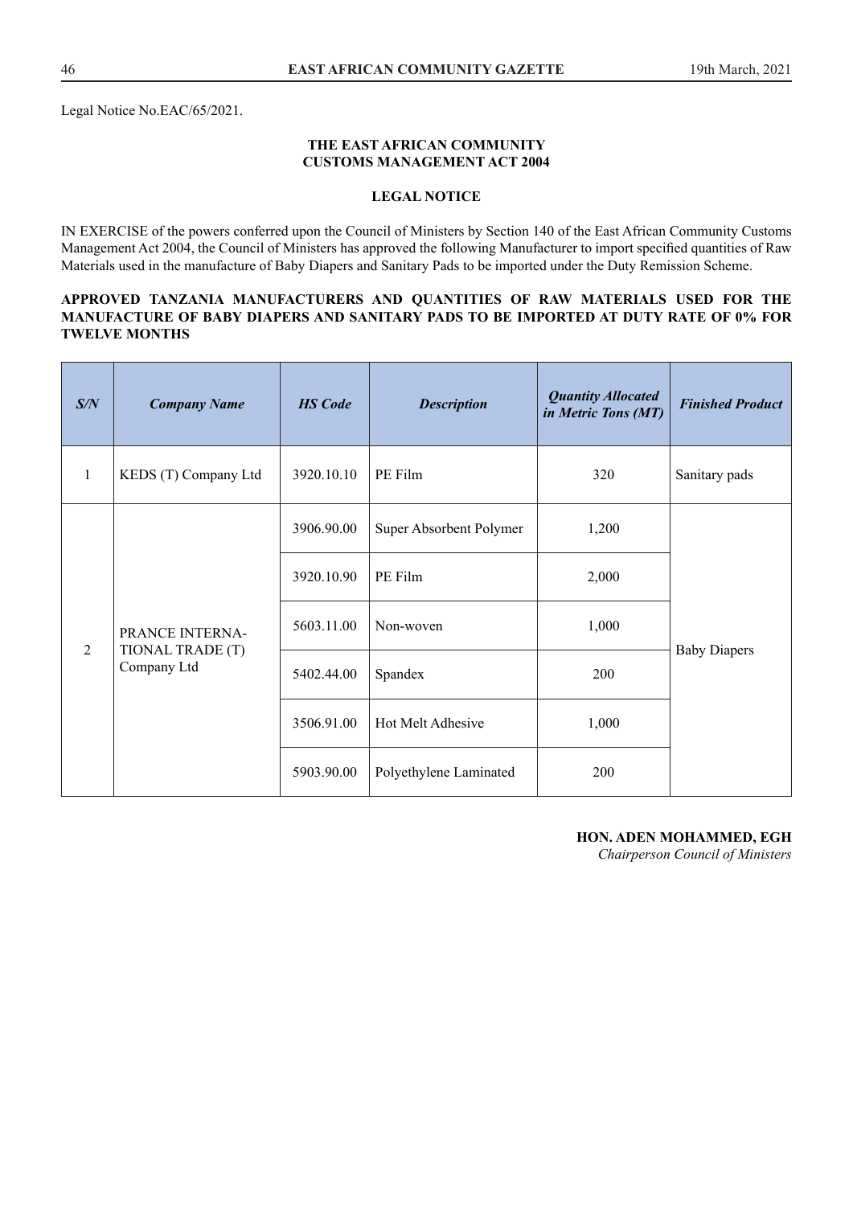Legal Notice No.EAC/65/2021.

**THE EAST AFRICAN COMMUNITY**
**CUSTOMS MANAGEMENT ACT 2004**

**LEGAL NOTICE**

IN EXERCISE of the powers conferred upon the Council of Ministers by Section 140 of the East African Community Customs Management Act 2004, the Council of Ministers has approved the following Manufacturer to import specified quantities of Raw Materials used in the manufacture of Baby Diapers and Sanitary Pads to be imported under the Duty Remission Scheme.

**APPROVED TANZANIA MANUFACTURERS AND QUANTITIES OF RAW MATERIALS USED FOR THE MANUFACTURE OF BABY DIAPERS AND SANITARY PADS TO BE IMPORTED AT DUTY RATE OF 0% FOR TWELVE MONTHS**

| ***S/N*** | ***Company Name*** | ***HS Code*** | ***Description*** | ***Quantity Allocated in Metric Tons (MT)*** | ***Finished Product*** |
|---|---|---|---|---|---|
| 1 | KEDS (T) Company Ltd | 3920.10.10 | PE Film | 320 | Sanitary pads |
| 2 | PRANCE INTERNATIONAL TRADE (T) Company Ltd | 3906.90.00 | Super Absorbent Polymer | 1,200 | Baby Diapers |
| | | 3920.10.90 | PE Film | 2,000 | |
| | | 5603.11.00 | Non-woven | 1,000 | |
| | | 5402.44.00 | Spandex | 200 | |
| | | 3506.91.00 | Hot Melt Adhesive | 1,000 | |
| | | 5903.90.00 | Polyethylene Laminated | 200 | |

**HON. ADEN MOHAMMED, EGH**
*Chairperson Council of Ministers*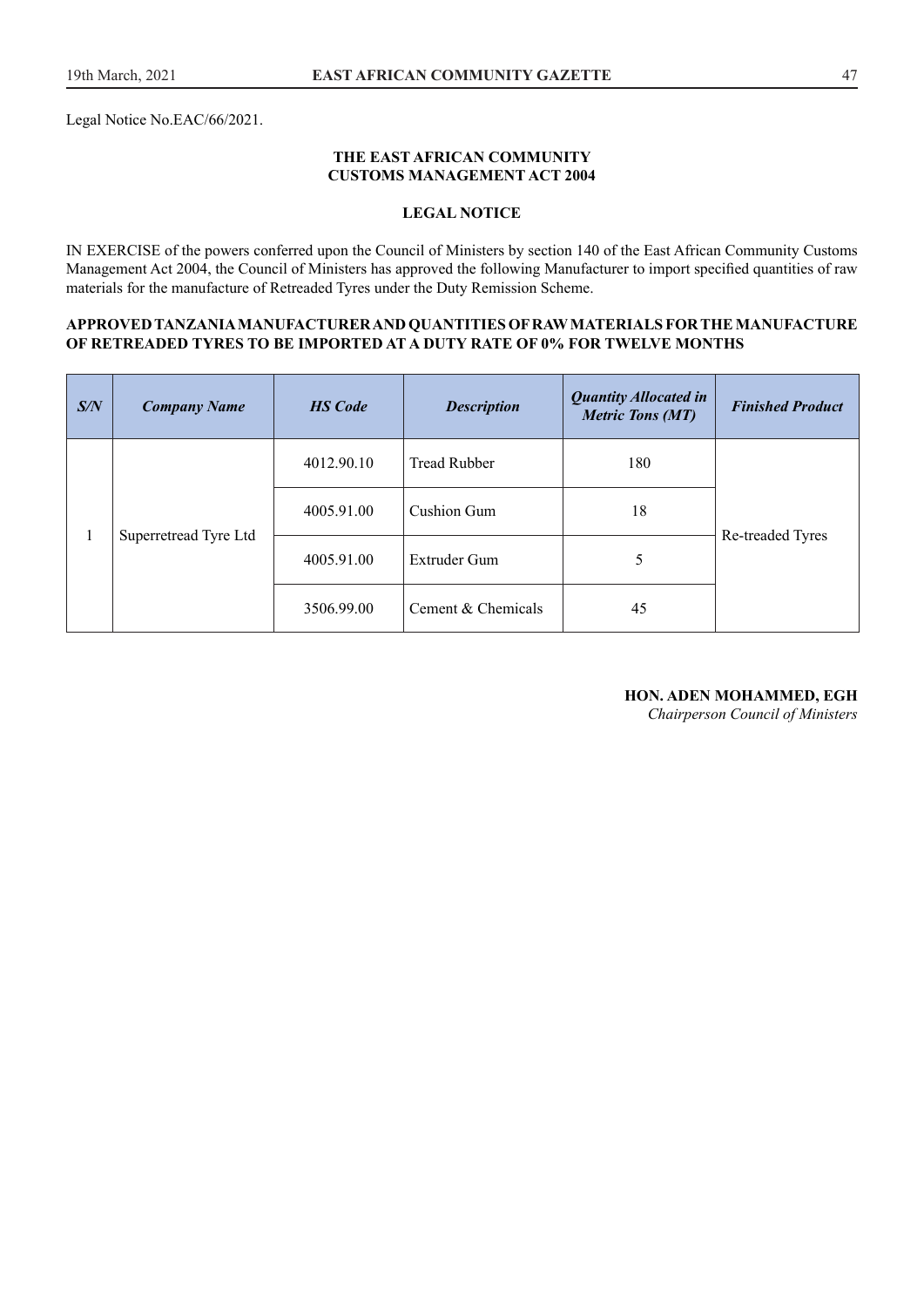Legal Notice No.EAC/66/2021.

**THE EAST AFRICAN COMMUNITY**
**CUSTOMS MANAGEMENT ACT 2004**

**LEGAL NOTICE**

IN EXERCISE of the powers conferred upon the Council of Ministers by section 140 of the East African Community Customs Management Act 2004, the Council of Ministers has approved the following Manufacturer to import specified quantities of raw materials for the manufacture of Retreaded Tyres under the Duty Remission Scheme.

**APPROVED TANZANIA MANUFACTURER AND QUANTITIES OF RAW MATERIALS FOR THE MANUFACTURE OF RETREADED TYRES TO BE IMPORTED AT A DUTY RATE OF 0% FOR TWELVE MONTHS**

| ***S/N*** | ***Company Name*** | ***HS Code*** | ***Description*** | ***Quantity Allocated in Metric Tons (MT)*** | ***Finished Product*** |
|---|---|---|---|---|---|
| 1 | Superretread Tyre Ltd | 4012.90.10 | Tread Rubber | 180 | Re-treaded Tyres |
| | | 4005.91.00 | Cushion Gum | 18 | |
| | | 4005.91.00 | Extruder Gum | 5 | |
| | | 3506.99.00 | Cement & Chemicals | 45 | |

**HON. ADEN MOHAMMED, EGH**
*Chairperson Council of Ministers*